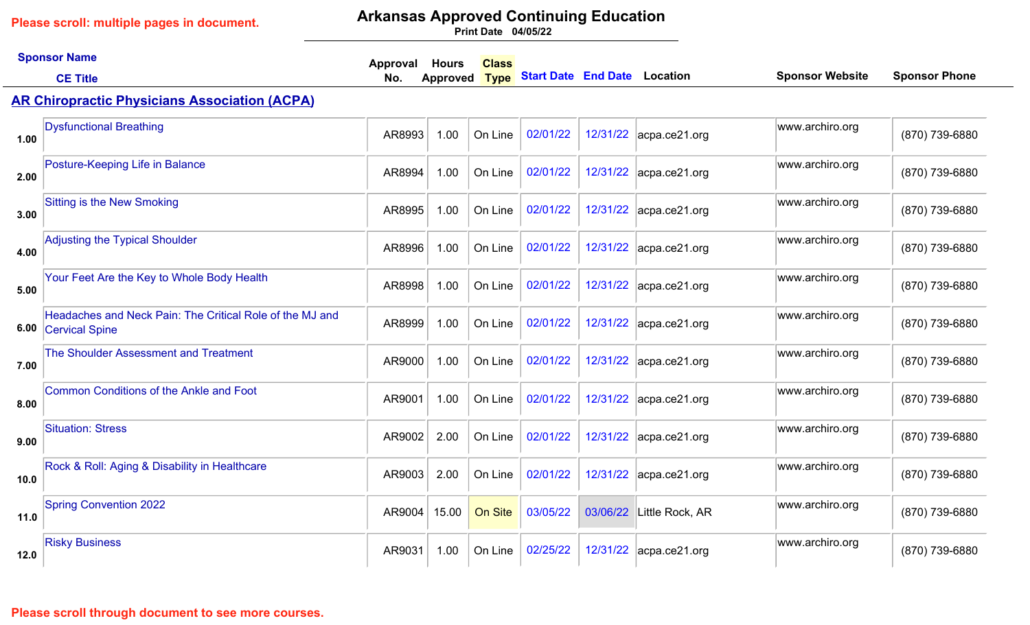Please scroll: multiple pages in document.

# Arkansas Approved Continuing Education

Print Date 04/05/22

| Sponsor Name / CE Title | | Approval No. | Hours Approved | Class Type | Start Date | End Date | Location | Sponsor Website | Sponsor Phone |
|---|---|---|---|---|---|---|---|---|---|
| **AR Chiropractic Physicians Association (ACPA)** | | | | | | | | | |
| 1.00 | Dysfunctional Breathing | AR8993 | 1.00 | On Line | 02/01/22 | 12/31/22 | acpa.ce21.org | www.archiro.org | (870) 739-6880 |
| 2.00 | Posture-Keeping Life in Balance | AR8994 | 1.00 | On Line | 02/01/22 | 12/31/22 | acpa.ce21.org | www.archiro.org | (870) 739-6880 |
| 3.00 | Sitting is the New Smoking | AR8995 | 1.00 | On Line | 02/01/22 | 12/31/22 | acpa.ce21.org | www.archiro.org | (870) 739-6880 |
| 4.00 | Adjusting the Typical Shoulder | AR8996 | 1.00 | On Line | 02/01/22 | 12/31/22 | acpa.ce21.org | www.archiro.org | (870) 739-6880 |
| 5.00 | Your Feet Are the Key to Whole Body Health | AR8998 | 1.00 | On Line | 02/01/22 | 12/31/22 | acpa.ce21.org | www.archiro.org | (870) 739-6880 |
| 6.00 | Headaches and Neck Pain: The Critical Role of the MJ and Cervical Spine | AR8999 | 1.00 | On Line | 02/01/22 | 12/31/22 | acpa.ce21.org | www.archiro.org | (870) 739-6880 |
| 7.00 | The Shoulder Assessment and Treatment | AR9000 | 1.00 | On Line | 02/01/22 | 12/31/22 | acpa.ce21.org | www.archiro.org | (870) 739-6880 |
| 8.00 | Common Conditions of the Ankle and Foot | AR9001 | 1.00 | On Line | 02/01/22 | 12/31/22 | acpa.ce21.org | www.archiro.org | (870) 739-6880 |
| 9.00 | Situation: Stress | AR9002 | 2.00 | On Line | 02/01/22 | 12/31/22 | acpa.ce21.org | www.archiro.org | (870) 739-6880 |
| 10.0 | Rock & Roll: Aging & Disability in Healthcare | AR9003 | 2.00 | On Line | 02/01/22 | 12/31/22 | acpa.ce21.org | www.archiro.org | (870) 739-6880 |
| 11.0 | Spring Convention 2022 | AR9004 | 15.00 | On Site | 03/05/22 | 03/06/22 | Little Rock, AR | www.archiro.org | (870) 739-6880 |
| 12.0 | Risky Business | AR9031 | 1.00 | On Line | 02/25/22 | 12/31/22 | acpa.ce21.org | www.archiro.org | (870) 739-6880 |

Please scroll through document to see more courses.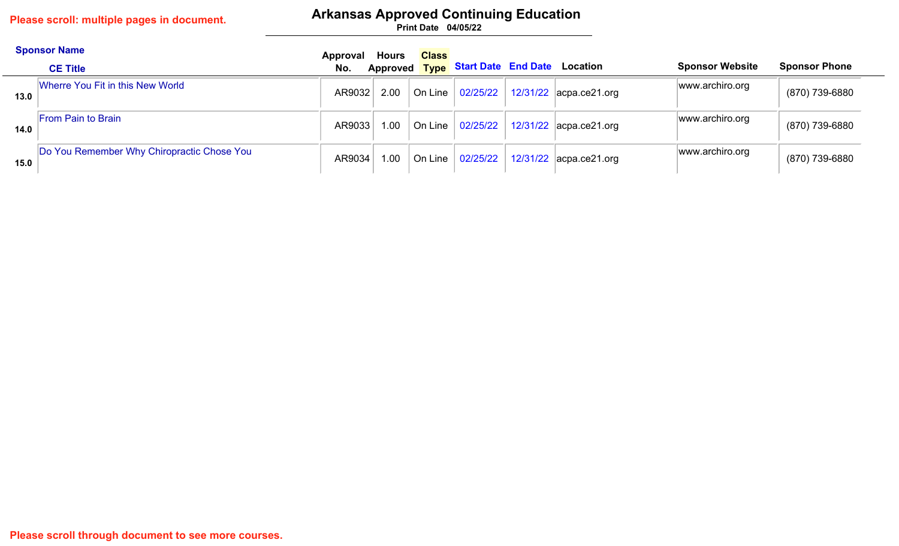Please scroll: multiple pages in document.

# Arkansas Approved Continuing Education

Print Date 04/05/22

| | Sponsor Name / CE Title | Approval No. | Hours Approved | Class Type | Start Date | End Date | Location | Sponsor Website | Sponsor Phone |
|---|---|---|---|---|---|---|---|---|---|
| 13.0 | Wherre You Fit in this New World | AR9032 | 2.00 | On Line | 02/25/22 | 12/31/22 | acpa.ce21.org | www.archiro.org | (870) 739-6880 |
| 14.0 | From Pain to Brain | AR9033 | 1.00 | On Line | 02/25/22 | 12/31/22 | acpa.ce21.org | www.archiro.org | (870) 739-6880 |
| 15.0 | Do You Remember Why Chiropractic Chose You | AR9034 | 1.00 | On Line | 02/25/22 | 12/31/22 | acpa.ce21.org | www.archiro.org | (870) 739-6880 |

Please scroll through document to see more courses.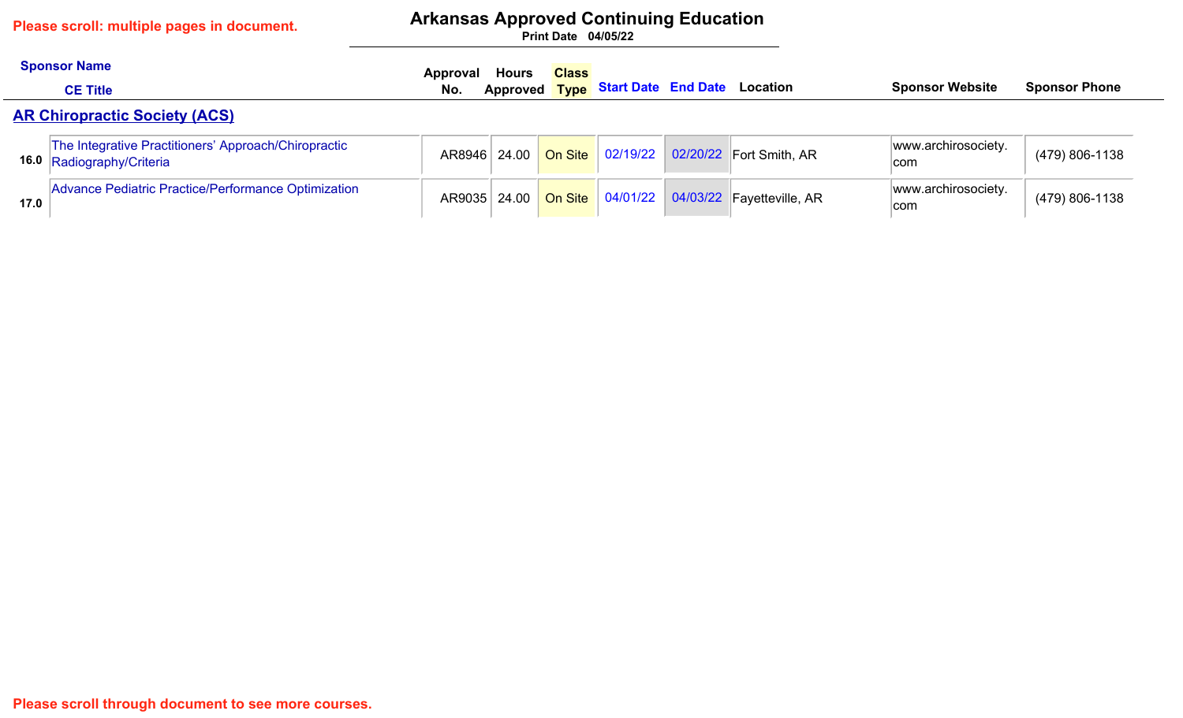Please scroll: multiple pages in document.

# Arkansas Approved Continuing Education

**Print Date 04/05/22**

## AR Chiropractic Society (ACS)

| | Sponsor Name / CE Title | Approval No. | Hours Approved | Class Type | Start Date | End Date | Location | Sponsor Website | Sponsor Phone |
|---|---|---|---|---|---|---|---|---|---|
| 16.0 | The Integrative Practitioners' Approach/Chiropractic Radiography/Criteria | AR8946 | 24.00 | On Site | 02/19/22 | 02/20/22 | Fort Smith, AR | www.archirosociety.com | (479) 806-1138 |
| 17.0 | Advance Pediatric Practice/Performance Optimization | AR9035 | 24.00 | On Site | 04/01/22 | 04/03/22 | Fayetteville, AR | www.archirosociety.com | (479) 806-1138 |

Please scroll through document to see more courses.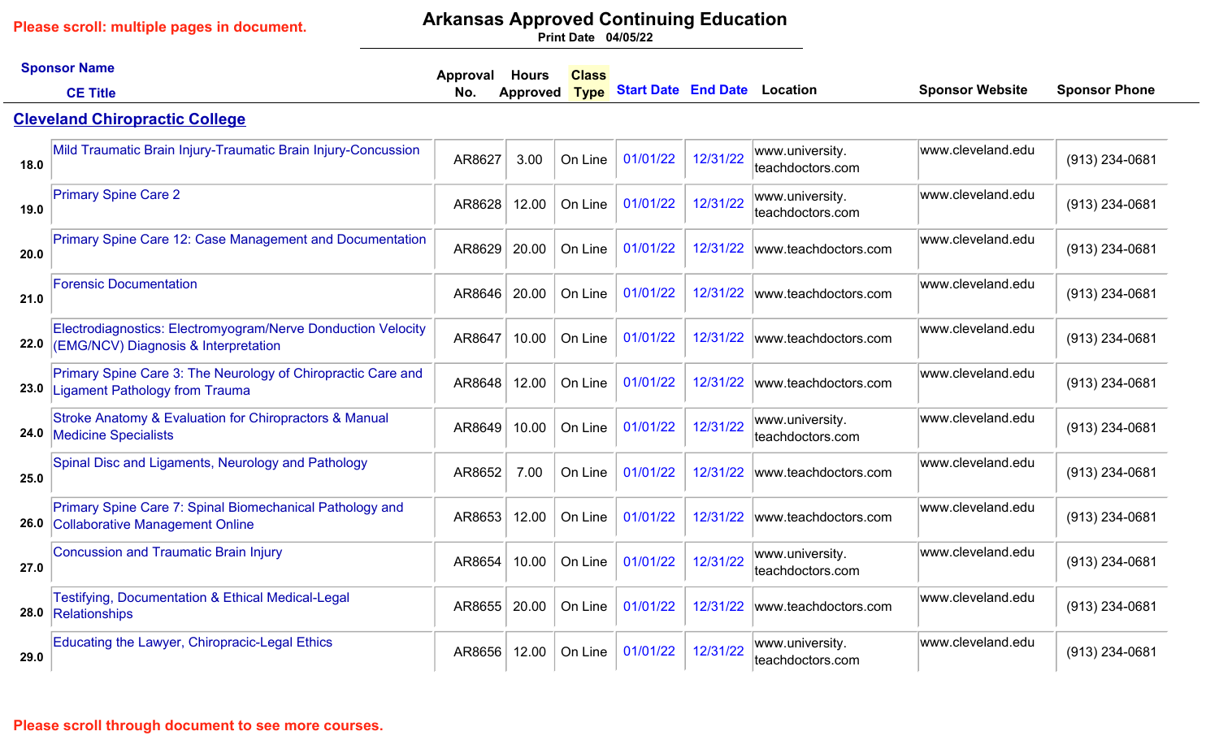Please scroll: multiple pages in document.

# Arkansas Approved Continuing Education

Print Date 04/05/22

## Cleveland Chiropractic College

| # | Sponsor Name / CE Title | Approval No. | Hours Approved | Class Type | Start Date | End Date | Location | Sponsor Website | Sponsor Phone |
|---|---|---|---|---|---|---|---|---|---|
| 18.0 | Mild Traumatic Brain Injury-Traumatic Brain Injury-Concussion | AR8627 | 3.00 | On Line | 01/01/22 | 12/31/22 | www.university.teachdoctors.com | www.cleveland.edu | (913) 234-0681 |
| 19.0 | Primary Spine Care 2 | AR8628 | 12.00 | On Line | 01/01/22 | 12/31/22 | www.university.teachdoctors.com | www.cleveland.edu | (913) 234-0681 |
| 20.0 | Primary Spine Care 12: Case Management and Documentation | AR8629 | 20.00 | On Line | 01/01/22 | 12/31/22 | www.teachdoctors.com | www.cleveland.edu | (913) 234-0681 |
| 21.0 | Forensic Documentation | AR8646 | 20.00 | On Line | 01/01/22 | 12/31/22 | www.teachdoctors.com | www.cleveland.edu | (913) 234-0681 |
| 22.0 | Electrodiagnostics: Electromyogram/Nerve Donduction Velocity (EMG/NCV) Diagnosis & Interpretation | AR8647 | 10.00 | On Line | 01/01/22 | 12/31/22 | www.teachdoctors.com | www.cleveland.edu | (913) 234-0681 |
| 23.0 | Primary Spine Care 3: The Neurology of Chiropractic Care and Ligament Pathology from Trauma | AR8648 | 12.00 | On Line | 01/01/22 | 12/31/22 | www.teachdoctors.com | www.cleveland.edu | (913) 234-0681 |
| 24.0 | Stroke Anatomy & Evaluation for Chiropractors & Manual Medicine Specialists | AR8649 | 10.00 | On Line | 01/01/22 | 12/31/22 | www.university.teachdoctors.com | www.cleveland.edu | (913) 234-0681 |
| 25.0 | Spinal Disc and Ligaments, Neurology and Pathology | AR8652 | 7.00 | On Line | 01/01/22 | 12/31/22 | www.teachdoctors.com | www.cleveland.edu | (913) 234-0681 |
| 26.0 | Primary Spine Care 7: Spinal Biomechanical Pathology and Collaborative Management Online | AR8653 | 12.00 | On Line | 01/01/22 | 12/31/22 | www.teachdoctors.com | www.cleveland.edu | (913) 234-0681 |
| 27.0 | Concussion and Traumatic Brain Injury | AR8654 | 10.00 | On Line | 01/01/22 | 12/31/22 | www.university.teachdoctors.com | www.cleveland.edu | (913) 234-0681 |
| 28.0 | Testifying, Documentation & Ethical Medical-Legal Relationships | AR8655 | 20.00 | On Line | 01/01/22 | 12/31/22 | www.teachdoctors.com | www.cleveland.edu | (913) 234-0681 |
| 29.0 | Educating the Lawyer, Chiropracic-Legal Ethics | AR8656 | 12.00 | On Line | 01/01/22 | 12/31/22 | www.university.teachdoctors.com | www.cleveland.edu | (913) 234-0681 |

Please scroll through document to see more courses.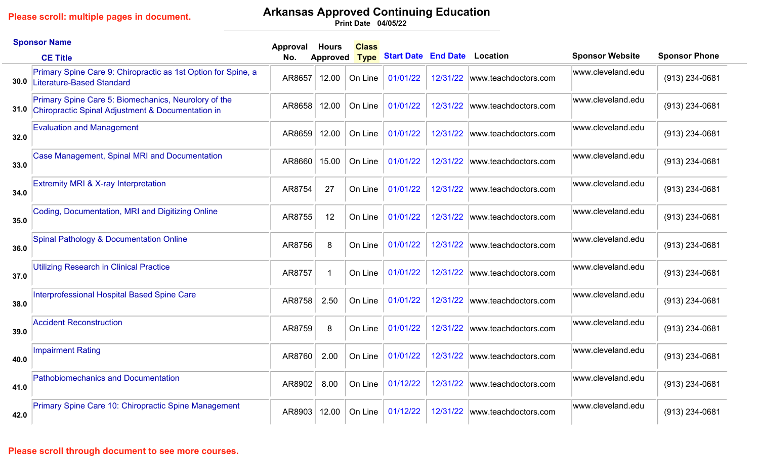Please scroll: multiple pages in document.

# Arkansas Approved Continuing Education

Print Date 04/05/22

| | Sponsor Name / CE Title | Approval No. | Hours Approved | Class Type | Start Date | End Date | Location | Sponsor Website | Sponsor Phone |
|---|---|---|---|---|---|---|---|---|---|
| 30.0 | Primary Spine Care 9: Chiropractic as 1st Option for Spine, a Literature-Based Standard | AR8657 | 12.00 | On Line | 01/01/22 | 12/31/22 | www.teachdoctors.com | www.cleveland.edu | (913) 234-0681 |
| 31.0 | Primary Spine Care 5: Biomechanics, Neurolory of the Chiropractic Spinal Adjustment & Documentation in | AR8658 | 12.00 | On Line | 01/01/22 | 12/31/22 | www.teachdoctors.com | www.cleveland.edu | (913) 234-0681 |
| 32.0 | Evaluation and Management | AR8659 | 12.00 | On Line | 01/01/22 | 12/31/22 | www.teachdoctors.com | www.cleveland.edu | (913) 234-0681 |
| 33.0 | Case Management, Spinal MRI and Documentation | AR8660 | 15.00 | On Line | 01/01/22 | 12/31/22 | www.teachdoctors.com | www.cleveland.edu | (913) 234-0681 |
| 34.0 | Extremity MRI & X-ray Interpretation | AR8754 | 27 | On Line | 01/01/22 | 12/31/22 | www.teachdoctors.com | www.cleveland.edu | (913) 234-0681 |
| 35.0 | Coding, Documentation, MRI and Digitizing Online | AR8755 | 12 | On Line | 01/01/22 | 12/31/22 | www.teachdoctors.com | www.cleveland.edu | (913) 234-0681 |
| 36.0 | Spinal Pathology & Documentation Online | AR8756 | 8 | On Line | 01/01/22 | 12/31/22 | www.teachdoctors.com | www.cleveland.edu | (913) 234-0681 |
| 37.0 | Utilizing Research in Clinical Practice | AR8757 | 1 | On Line | 01/01/22 | 12/31/22 | www.teachdoctors.com | www.cleveland.edu | (913) 234-0681 |
| 38.0 | Interprofessional Hospital Based Spine Care | AR8758 | 2.50 | On Line | 01/01/22 | 12/31/22 | www.teachdoctors.com | www.cleveland.edu | (913) 234-0681 |
| 39.0 | Accident Reconstruction | AR8759 | 8 | On Line | 01/01/22 | 12/31/22 | www.teachdoctors.com | www.cleveland.edu | (913) 234-0681 |
| 40.0 | Impairment Rating | AR8760 | 2.00 | On Line | 01/01/22 | 12/31/22 | www.teachdoctors.com | www.cleveland.edu | (913) 234-0681 |
| 41.0 | Pathobiomechanics and Documentation | AR8902 | 8.00 | On Line | 01/12/22 | 12/31/22 | www.teachdoctors.com | www.cleveland.edu | (913) 234-0681 |
| 42.0 | Primary Spine Care 10: Chiropractic Spine Management | AR8903 | 12.00 | On Line | 01/12/22 | 12/31/22 | www.teachdoctors.com | www.cleveland.edu | (913) 234-0681 |

Please scroll through document to see more courses.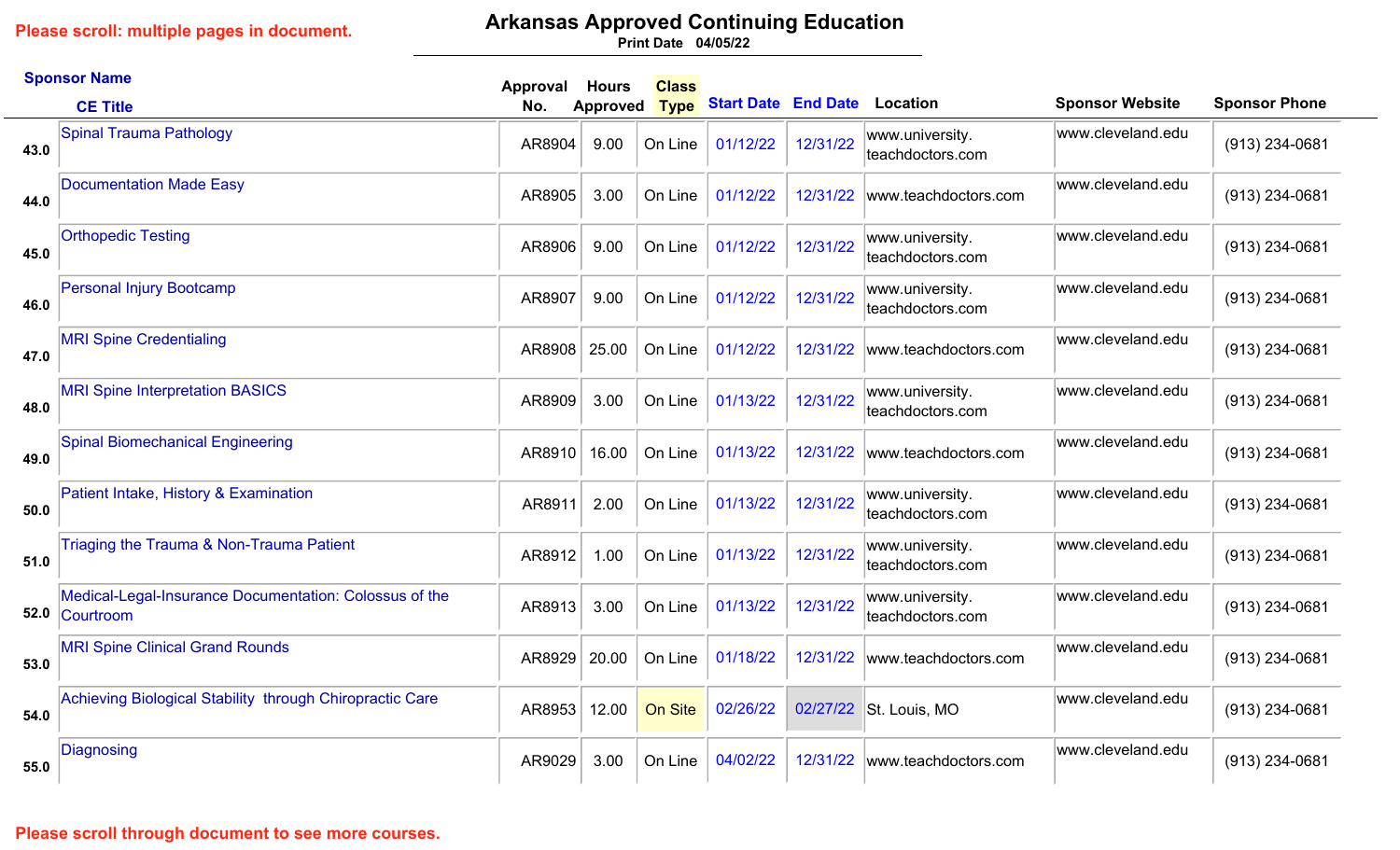Please scroll: multiple pages in document.

# Arkansas Approved Continuing Education

Print Date 04/05/22

| | Sponsor Name / CE Title | Approval No. | Hours Approved | Class Type | Start Date | End Date | Location | Sponsor Website | Sponsor Phone |
|---|---|---|---|---|---|---|---|---|---|
| 43.0 | Spinal Trauma Pathology | AR8904 | 9.00 | On Line | 01/12/22 | 12/31/22 | www.university.teachdoctors.com | www.cleveland.edu | (913) 234-0681 |
| 44.0 | Documentation Made Easy | AR8905 | 3.00 | On Line | 01/12/22 | 12/31/22 | www.teachdoctors.com | www.cleveland.edu | (913) 234-0681 |
| 45.0 | Orthopedic Testing | AR8906 | 9.00 | On Line | 01/12/22 | 12/31/22 | www.university.teachdoctors.com | www.cleveland.edu | (913) 234-0681 |
| 46.0 | Personal Injury Bootcamp | AR8907 | 9.00 | On Line | 01/12/22 | 12/31/22 | www.university.teachdoctors.com | www.cleveland.edu | (913) 234-0681 |
| 47.0 | MRI Spine Credentialing | AR8908 | 25.00 | On Line | 01/12/22 | 12/31/22 | www.teachdoctors.com | www.cleveland.edu | (913) 234-0681 |
| 48.0 | MRI Spine Interpretation BASICS | AR8909 | 3.00 | On Line | 01/13/22 | 12/31/22 | www.university.teachdoctors.com | www.cleveland.edu | (913) 234-0681 |
| 49.0 | Spinal Biomechanical Engineering | AR8910 | 16.00 | On Line | 01/13/22 | 12/31/22 | www.teachdoctors.com | www.cleveland.edu | (913) 234-0681 |
| 50.0 | Patient Intake, History & Examination | AR8911 | 2.00 | On Line | 01/13/22 | 12/31/22 | www.university.teachdoctors.com | www.cleveland.edu | (913) 234-0681 |
| 51.0 | Triaging the Trauma & Non-Trauma Patient | AR8912 | 1.00 | On Line | 01/13/22 | 12/31/22 | www.university.teachdoctors.com | www.cleveland.edu | (913) 234-0681 |
| 52.0 | Medical-Legal-Insurance Documentation: Colossus of the Courtroom | AR8913 | 3.00 | On Line | 01/13/22 | 12/31/22 | www.university.teachdoctors.com | www.cleveland.edu | (913) 234-0681 |
| 53.0 | MRI Spine Clinical Grand Rounds | AR8929 | 20.00 | On Line | 01/18/22 | 12/31/22 | www.teachdoctors.com | www.cleveland.edu | (913) 234-0681 |
| 54.0 | Achieving Biological Stability through Chiropractic Care | AR8953 | 12.00 | On Site | 02/26/22 | 02/27/22 | St. Louis, MO | www.cleveland.edu | (913) 234-0681 |
| 55.0 | Diagnosing | AR9029 | 3.00 | On Line | 04/02/22 | 12/31/22 | www.teachdoctors.com | www.cleveland.edu | (913) 234-0681 |

Please scroll through document to see more courses.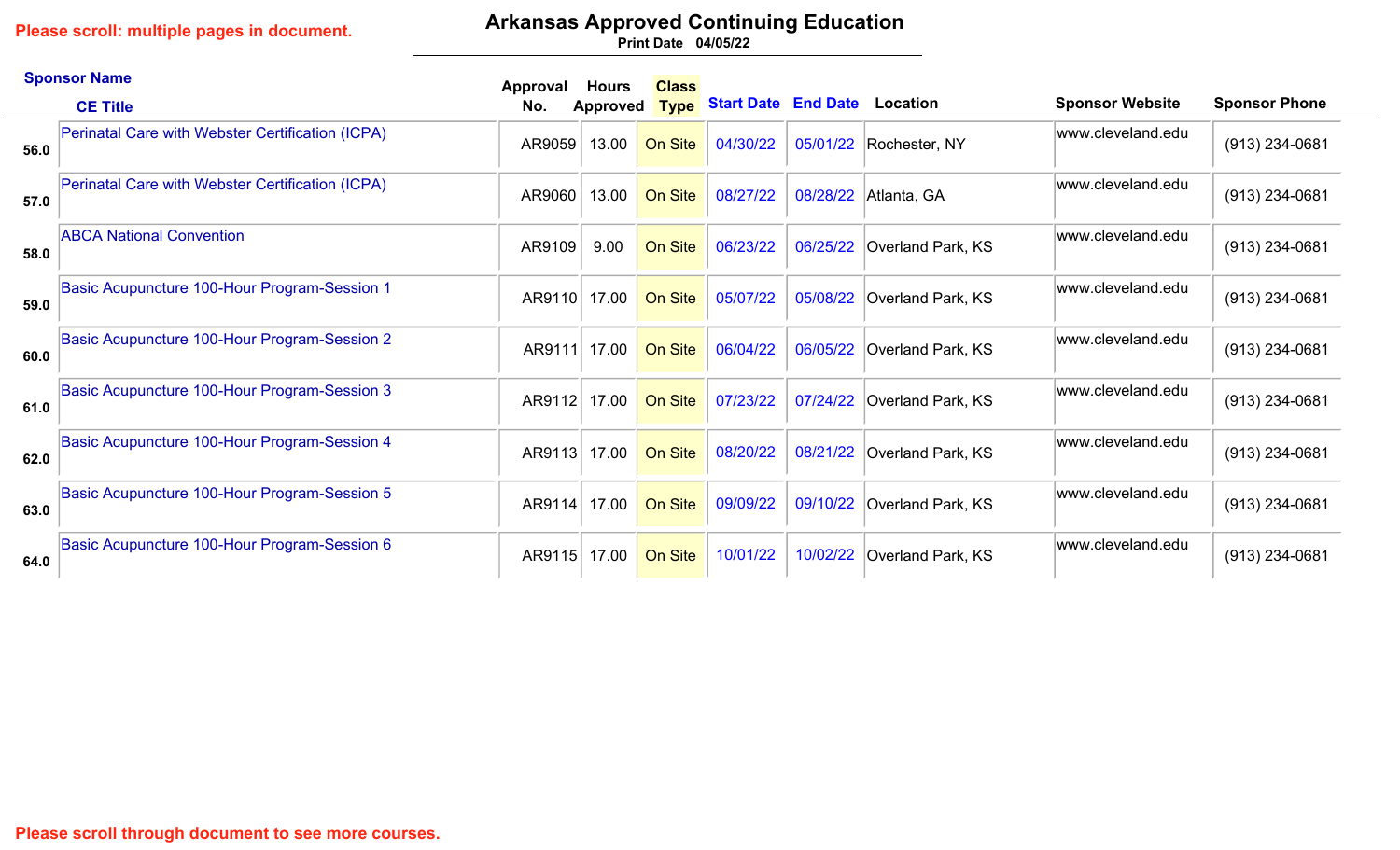Please scroll: multiple pages in document.

# Arkansas Approved Continuing Education

Print Date 04/05/22

| Sponsor Name / CE Title | Approval No. | Hours Approved | Class Type | Start Date | End Date | Location | Sponsor Website | Sponsor Phone |
|---|---|---|---|---|---|---|---|---|
| 56.0 Perinatal Care with Webster Certification (ICPA) | AR9059 | 13.00 | On Site | 04/30/22 | 05/01/22 | Rochester, NY | www.cleveland.edu | (913) 234-0681 |
| 57.0 Perinatal Care with Webster Certification (ICPA) | AR9060 | 13.00 | On Site | 08/27/22 | 08/28/22 | Atlanta, GA | www.cleveland.edu | (913) 234-0681 |
| 58.0 ABCA National Convention | AR9109 | 9.00 | On Site | 06/23/22 | 06/25/22 | Overland Park, KS | www.cleveland.edu | (913) 234-0681 |
| 59.0 Basic Acupuncture 100-Hour Program-Session 1 | AR9110 | 17.00 | On Site | 05/07/22 | 05/08/22 | Overland Park, KS | www.cleveland.edu | (913) 234-0681 |
| 60.0 Basic Acupuncture 100-Hour Program-Session 2 | AR9111 | 17.00 | On Site | 06/04/22 | 06/05/22 | Overland Park, KS | www.cleveland.edu | (913) 234-0681 |
| 61.0 Basic Acupuncture 100-Hour Program-Session 3 | AR9112 | 17.00 | On Site | 07/23/22 | 07/24/22 | Overland Park, KS | www.cleveland.edu | (913) 234-0681 |
| 62.0 Basic Acupuncture 100-Hour Program-Session 4 | AR9113 | 17.00 | On Site | 08/20/22 | 08/21/22 | Overland Park, KS | www.cleveland.edu | (913) 234-0681 |
| 63.0 Basic Acupuncture 100-Hour Program-Session 5 | AR9114 | 17.00 | On Site | 09/09/22 | 09/10/22 | Overland Park, KS | www.cleveland.edu | (913) 234-0681 |
| 64.0 Basic Acupuncture 100-Hour Program-Session 6 | AR9115 | 17.00 | On Site | 10/01/22 | 10/02/22 | Overland Park, KS | www.cleveland.edu | (913) 234-0681 |

Please scroll through document to see more courses.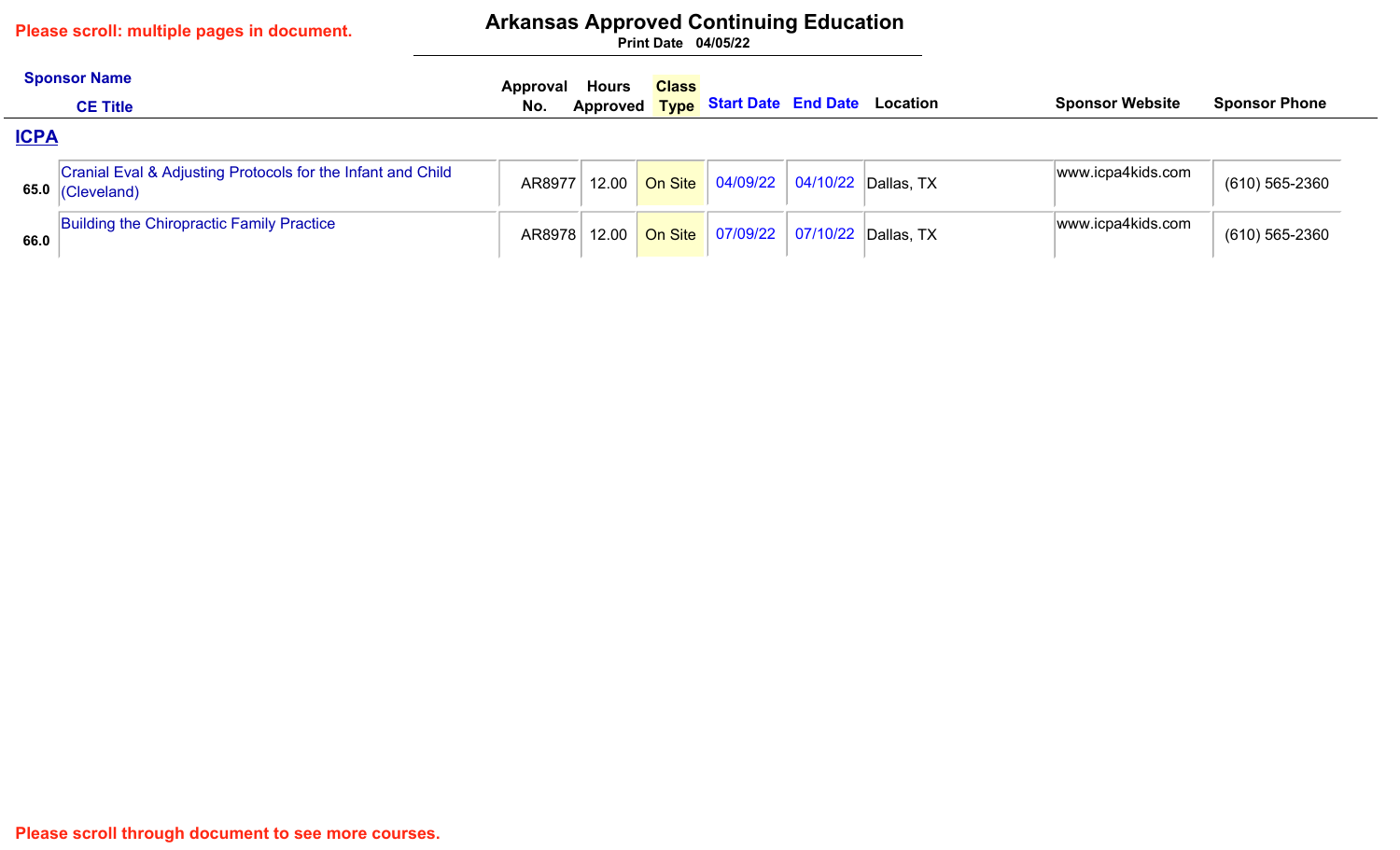Please scroll: multiple pages in document.

# Arkansas Approved Continuing Education

**Print Date 04/05/22**

| | Sponsor Name / CE Title | Approval No. | Hours Approved | Class Type | Start Date | End Date | Location | Sponsor Website | Sponsor Phone |
|---|---|---|---|---|---|---|---|---|---|
| | **ICPA** | | | | | | | | |
| 65.0 | Cranial Eval & Adjusting Protocols for the Infant and Child (Cleveland) | AR8977 | 12.00 | On Site | 04/09/22 | 04/10/22 | Dallas, TX | www.icpa4kids.com | (610) 565-2360 |
| 66.0 | Building the Chiropractic Family Practice | AR8978 | 12.00 | On Site | 07/09/22 | 07/10/22 | Dallas, TX | www.icpa4kids.com | (610) 565-2360 |

Please scroll through document to see more courses.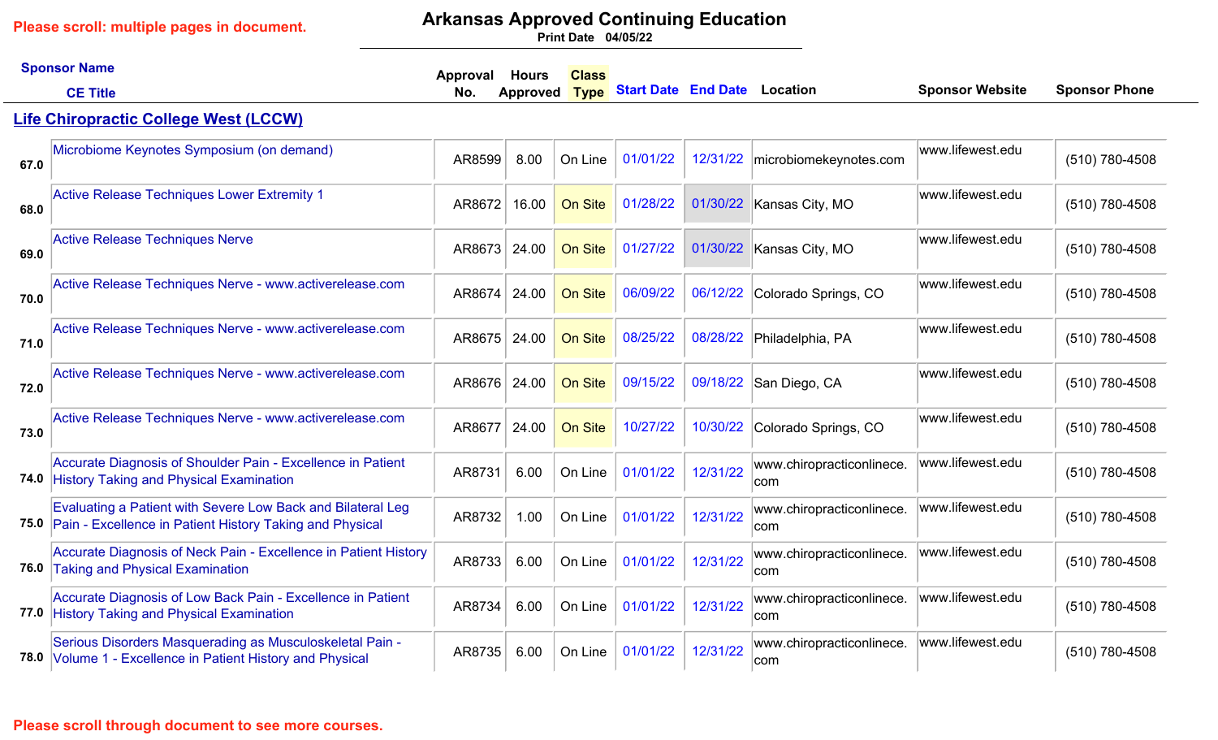Please scroll: multiple pages in document.

# Arkansas Approved Continuing Education

Print Date 04/05/22

## Life Chiropractic College West (LCCW)

| | Sponsor Name / CE Title | Approval No. | Hours Approved | Class Type | Start Date | End Date | Location | Sponsor Website | Sponsor Phone |
|---|---|---|---|---|---|---|---|---|---|
| 67.0 | Microbiome Keynotes Symposium (on demand) | AR8599 | 8.00 | On Line | 01/01/22 | 12/31/22 | microbiomekeynotes.com | www.lifewest.edu | (510) 780-4508 |
| 68.0 | Active Release Techniques Lower Extremity 1 | AR8672 | 16.00 | On Site | 01/28/22 | 01/30/22 | Kansas City, MO | www.lifewest.edu | (510) 780-4508 |
| 69.0 | Active Release Techniques Nerve | AR8673 | 24.00 | On Site | 01/27/22 | 01/30/22 | Kansas City, MO | www.lifewest.edu | (510) 780-4508 |
| 70.0 | Active Release Techniques Nerve - www.activerelease.com | AR8674 | 24.00 | On Site | 06/09/22 | 06/12/22 | Colorado Springs, CO | www.lifewest.edu | (510) 780-4508 |
| 71.0 | Active Release Techniques Nerve - www.activerelease.com | AR8675 | 24.00 | On Site | 08/25/22 | 08/28/22 | Philadelphia, PA | www.lifewest.edu | (510) 780-4508 |
| 72.0 | Active Release Techniques Nerve - www.activerelease.com | AR8676 | 24.00 | On Site | 09/15/22 | 09/18/22 | San Diego, CA | www.lifewest.edu | (510) 780-4508 |
| 73.0 | Active Release Techniques Nerve - www.activerelease.com | AR8677 | 24.00 | On Site | 10/27/22 | 10/30/22 | Colorado Springs, CO | www.lifewest.edu | (510) 780-4508 |
| 74.0 | Accurate Diagnosis of Shoulder Pain - Excellence in Patient History Taking and Physical Examination | AR8731 | 6.00 | On Line | 01/01/22 | 12/31/22 | www.chiropracticonlinece.com | www.lifewest.edu | (510) 780-4508 |
| 75.0 | Evaluating a Patient with Severe Low Back and Bilateral Leg Pain - Excellence in Patient History Taking and Physical | AR8732 | 1.00 | On Line | 01/01/22 | 12/31/22 | www.chiropracticonlinece.com | www.lifewest.edu | (510) 780-4508 |
| 76.0 | Accurate Diagnosis of Neck Pain - Excellence in Patient History Taking and Physical Examination | AR8733 | 6.00 | On Line | 01/01/22 | 12/31/22 | www.chiropracticonlinece.com | www.lifewest.edu | (510) 780-4508 |
| 77.0 | Accurate Diagnosis of Low Back Pain - Excellence in Patient History Taking and Physical Examination | AR8734 | 6.00 | On Line | 01/01/22 | 12/31/22 | www.chiropracticonlinece.com | www.lifewest.edu | (510) 780-4508 |
| 78.0 | Serious Disorders Masquerading as Musculoskeletal Pain - Volume 1 - Excellence in Patient History and Physical | AR8735 | 6.00 | On Line | 01/01/22 | 12/31/22 | www.chiropracticonlinece.com | www.lifewest.edu | (510) 780-4508 |

Please scroll through document to see more courses.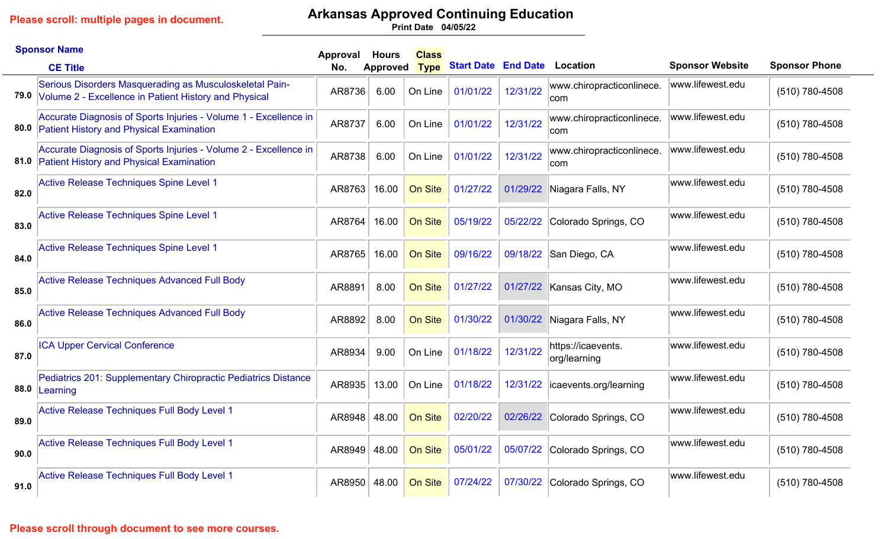Please scroll: multiple pages in document.

# Arkansas Approved Continuing Education

Print Date 04/05/22

| | Sponsor Name / CE Title | Approval No. | Hours Approved | Class Type | Start Date | End Date | Location | Sponsor Website | Sponsor Phone |
|---|---|---|---|---|---|---|---|---|---|
| 79.0 | Serious Disorders Masquerading as Musculoskeletal Pain-Volume 2 - Excellence in Patient History and Physical | AR8736 | 6.00 | On Line | 01/01/22 | 12/31/22 | www.chiropracticonlinece.com | www.lifewest.edu | (510) 780-4508 |
| 80.0 | Accurate Diagnosis of Sports Injuries - Volume 1 - Excellence in Patient History and Physical Examination | AR8737 | 6.00 | On Line | 01/01/22 | 12/31/22 | www.chiropracticonlinece.com | www.lifewest.edu | (510) 780-4508 |
| 81.0 | Accurate Diagnosis of Sports Injuries - Volume 2 - Excellence in Patient History and Physical Examination | AR8738 | 6.00 | On Line | 01/01/22 | 12/31/22 | www.chiropracticonlinece.com | www.lifewest.edu | (510) 780-4508 |
| 82.0 | Active Release Techniques Spine Level 1 | AR8763 | 16.00 | On Site | 01/27/22 | 01/29/22 | Niagara Falls, NY | www.lifewest.edu | (510) 780-4508 |
| 83.0 | Active Release Techniques Spine Level 1 | AR8764 | 16.00 | On Site | 05/19/22 | 05/22/22 | Colorado Springs, CO | www.lifewest.edu | (510) 780-4508 |
| 84.0 | Active Release Techniques Spine Level 1 | AR8765 | 16.00 | On Site | 09/16/22 | 09/18/22 | San Diego, CA | www.lifewest.edu | (510) 780-4508 |
| 85.0 | Active Release Techniques Advanced Full Body | AR8891 | 8.00 | On Site | 01/27/22 | 01/27/22 | Kansas City, MO | www.lifewest.edu | (510) 780-4508 |
| 86.0 | Active Release Techniques Advanced Full Body | AR8892 | 8.00 | On Site | 01/30/22 | 01/30/22 | Niagara Falls, NY | www.lifewest.edu | (510) 780-4508 |
| 87.0 | ICA Upper Cervical Conference | AR8934 | 9.00 | On Line | 01/18/22 | 12/31/22 | https://icaevents.org/learning | www.lifewest.edu | (510) 780-4508 |
| 88.0 | Pediatrics 201: Supplementary Chiropractic Pediatrics Distance Learning | AR8935 | 13.00 | On Line | 01/18/22 | 12/31/22 | icaevents.org/learning | www.lifewest.edu | (510) 780-4508 |
| 89.0 | Active Release Techniques Full Body Level 1 | AR8948 | 48.00 | On Site | 02/20/22 | 02/26/22 | Colorado Springs, CO | www.lifewest.edu | (510) 780-4508 |
| 90.0 | Active Release Techniques Full Body Level 1 | AR8949 | 48.00 | On Site | 05/01/22 | 05/07/22 | Colorado Springs, CO | www.lifewest.edu | (510) 780-4508 |
| 91.0 | Active Release Techniques Full Body Level 1 | AR8950 | 48.00 | On Site | 07/24/22 | 07/30/22 | Colorado Springs, CO | www.lifewest.edu | (510) 780-4508 |

Please scroll through document to see more courses.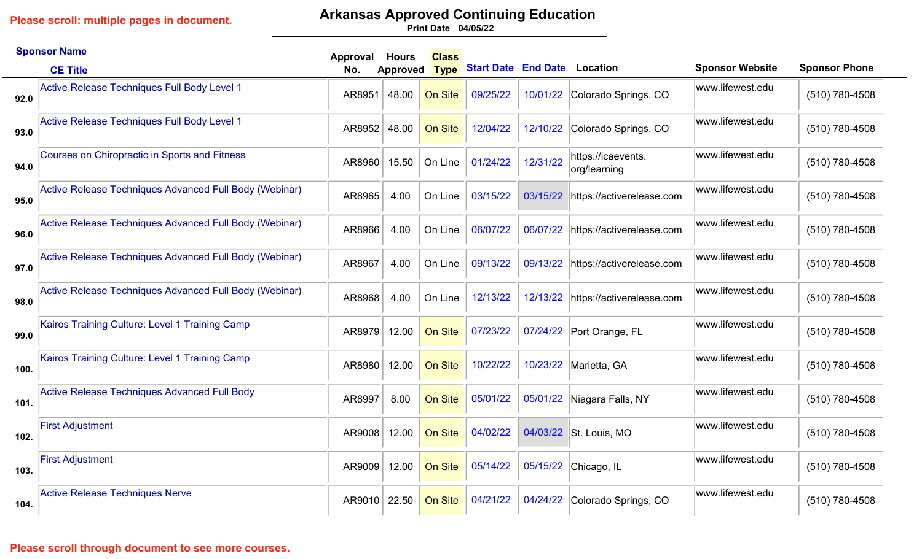Please scroll: multiple pages in document.

# Arkansas Approved Continuing Education

Print Date 04/05/22

| | Sponsor Name / CE Title | Approval No. | Hours Approved | Class Type | Start Date | End Date | Location | Sponsor Website | Sponsor Phone |
|---|---|---|---|---|---|---|---|---|---|
| 92.0 | Active Release Techniques Full Body Level 1 | AR8951 | 48.00 | On Site | 09/25/22 | 10/01/22 | Colorado Springs, CO | www.lifewest.edu | (510) 780-4508 |
| 93.0 | Active Release Techniques Full Body Level 1 | AR8952 | 48.00 | On Site | 12/04/22 | 12/10/22 | Colorado Springs, CO | www.lifewest.edu | (510) 780-4508 |
| 94.0 | Courses on Chiropractic in Sports and Fitness | AR8960 | 15.50 | On Line | 01/24/22 | 12/31/22 | https://icaevents.org/learning | www.lifewest.edu | (510) 780-4508 |
| 95.0 | Active Release Techniques Advanced Full Body (Webinar) | AR8965 | 4.00 | On Line | 03/15/22 | 03/15/22 | https://activerelease.com | www.lifewest.edu | (510) 780-4508 |
| 96.0 | Active Release Techniques Advanced Full Body (Webinar) | AR8966 | 4.00 | On Line | 06/07/22 | 06/07/22 | https://activerelease.com | www.lifewest.edu | (510) 780-4508 |
| 97.0 | Active Release Techniques Advanced Full Body (Webinar) | AR8967 | 4.00 | On Line | 09/13/22 | 09/13/22 | https://activerelease.com | www.lifewest.edu | (510) 780-4508 |
| 98.0 | Active Release Techniques Advanced Full Body (Webinar) | AR8968 | 4.00 | On Line | 12/13/22 | 12/13/22 | https://activerelease.com | www.lifewest.edu | (510) 780-4508 |
| 99.0 | Kairos Training Culture: Level 1 Training Camp | AR8979 | 12.00 | On Site | 07/23/22 | 07/24/22 | Port Orange, FL | www.lifewest.edu | (510) 780-4508 |
| 100. | Kairos Training Culture: Level 1 Training Camp | AR8980 | 12.00 | On Site | 10/22/22 | 10/23/22 | Marietta, GA | www.lifewest.edu | (510) 780-4508 |
| 101. | Active Release Techniques Advanced Full Body | AR8997 | 8.00 | On Site | 05/01/22 | 05/01/22 | Niagara Falls, NY | www.lifewest.edu | (510) 780-4508 |
| 102. | First Adjustment | AR9008 | 12.00 | On Site | 04/02/22 | 04/03/22 | St. Louis, MO | www.lifewest.edu | (510) 780-4508 |
| 103. | First Adjustment | AR9009 | 12.00 | On Site | 05/14/22 | 05/15/22 | Chicago, IL | www.lifewest.edu | (510) 780-4508 |
| 104. | Active Release Techniques Nerve | AR9010 | 22.50 | On Site | 04/21/22 | 04/24/22 | Colorado Springs, CO | www.lifewest.edu | (510) 780-4508 |

Please scroll through document to see more courses.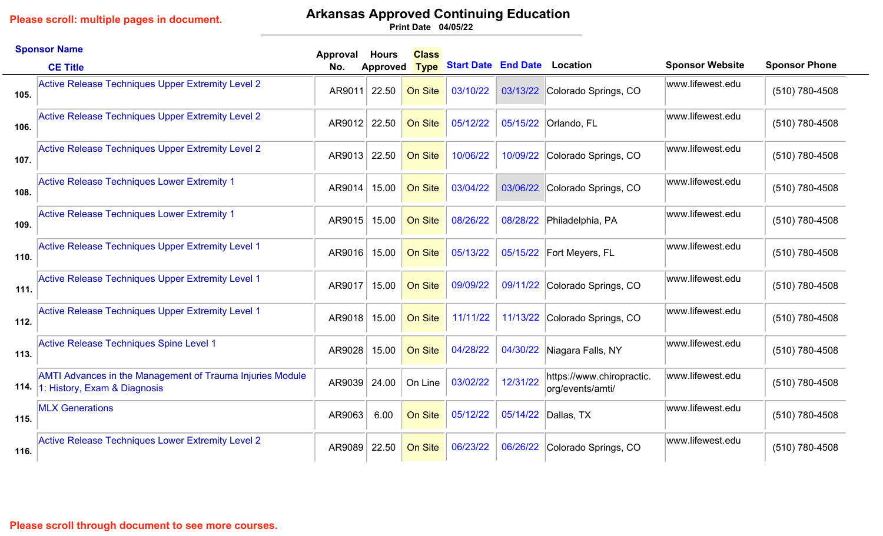Please scroll: multiple pages in document.

# Arkansas Approved Continuing Education

Print Date 04/05/22

| | Sponsor Name / CE Title | Approval No. | Hours Approved | Class Type | Start Date | End Date | Location | Sponsor Website | Sponsor Phone |
|---|---|---|---|---|---|---|---|---|---|
| 105. | Active Release Techniques Upper Extremity Level 2 | AR9011 | 22.50 | On Site | 03/10/22 | 03/13/22 | Colorado Springs, CO | www.lifewest.edu | (510) 780-4508 |
| 106. | Active Release Techniques Upper Extremity Level 2 | AR9012 | 22.50 | On Site | 05/12/22 | 05/15/22 | Orlando, FL | www.lifewest.edu | (510) 780-4508 |
| 107. | Active Release Techniques Upper Extremity Level 2 | AR9013 | 22.50 | On Site | 10/06/22 | 10/09/22 | Colorado Springs, CO | www.lifewest.edu | (510) 780-4508 |
| 108. | Active Release Techniques Lower Extremity 1 | AR9014 | 15.00 | On Site | 03/04/22 | 03/06/22 | Colorado Springs, CO | www.lifewest.edu | (510) 780-4508 |
| 109. | Active Release Techniques Lower Extremity 1 | AR9015 | 15.00 | On Site | 08/26/22 | 08/28/22 | Philadelphia, PA | www.lifewest.edu | (510) 780-4508 |
| 110. | Active Release Techniques Upper Extremity Level 1 | AR9016 | 15.00 | On Site | 05/13/22 | 05/15/22 | Fort Meyers, FL | www.lifewest.edu | (510) 780-4508 |
| 111. | Active Release Techniques Upper Extremity Level 1 | AR9017 | 15.00 | On Site | 09/09/22 | 09/11/22 | Colorado Springs, CO | www.lifewest.edu | (510) 780-4508 |
| 112. | Active Release Techniques Upper Extremity Level 1 | AR9018 | 15.00 | On Site | 11/11/22 | 11/13/22 | Colorado Springs, CO | www.lifewest.edu | (510) 780-4508 |
| 113. | Active Release Techniques Spine Level 1 | AR9028 | 15.00 | On Site | 04/28/22 | 04/30/22 | Niagara Falls, NY | www.lifewest.edu | (510) 780-4508 |
| 114. | AMTI Advances in the Management of Trauma Injuries Module 1: History, Exam & Diagnosis | AR9039 | 24.00 | On Line | 03/02/22 | 12/31/22 | https://www.chiropractic.org/events/amti/ | www.lifewest.edu | (510) 780-4508 |
| 115. | MLX Generations | AR9063 | 6.00 | On Site | 05/12/22 | 05/14/22 | Dallas, TX | www.lifewest.edu | (510) 780-4508 |
| 116. | Active Release Techniques Lower Extremity Level 2 | AR9089 | 22.50 | On Site | 06/23/22 | 06/26/22 | Colorado Springs, CO | www.lifewest.edu | (510) 780-4508 |

Please scroll through document to see more courses.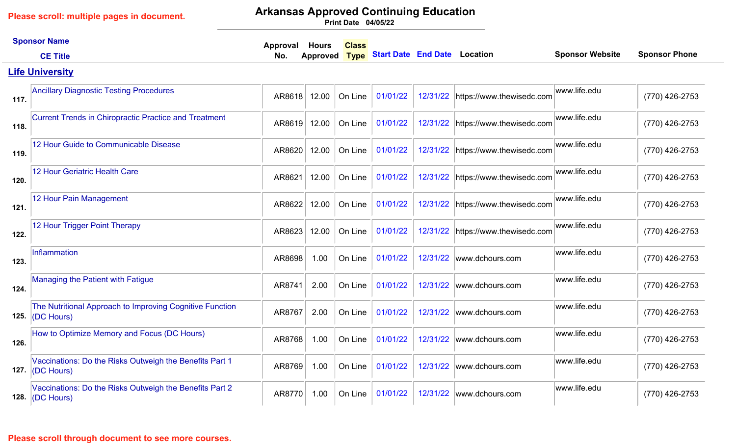Please scroll: multiple pages in document.

# Arkansas Approved Continuing Education

Print Date 04/05/22

| | Sponsor Name / CE Title | Approval No. | Hours Approved | Class Type | Start Date | End Date | Location | Sponsor Website | Sponsor Phone |
|---|---|---|---|---|---|---|---|---|---|
| | **Life University** | | | | | | | | |
| 117. | Ancillary Diagnostic Testing Procedures | AR8618 | 12.00 | On Line | 01/01/22 | 12/31/22 | https://www.thewisedc.com | www.life.edu | (770) 426-2753 |
| 118. | Current Trends in Chiropractic Practice and Treatment | AR8619 | 12.00 | On Line | 01/01/22 | 12/31/22 | https://www.thewisedc.com | www.life.edu | (770) 426-2753 |
| 119. | 12 Hour Guide to Communicable Disease | AR8620 | 12.00 | On Line | 01/01/22 | 12/31/22 | https://www.thewisedc.com | www.life.edu | (770) 426-2753 |
| 120. | 12 Hour Geriatric Health Care | AR8621 | 12.00 | On Line | 01/01/22 | 12/31/22 | https://www.thewisedc.com | www.life.edu | (770) 426-2753 |
| 121. | 12 Hour Pain Management | AR8622 | 12.00 | On Line | 01/01/22 | 12/31/22 | https://www.thewisedc.com | www.life.edu | (770) 426-2753 |
| 122. | 12 Hour Trigger Point Therapy | AR8623 | 12.00 | On Line | 01/01/22 | 12/31/22 | https://www.thewisedc.com | www.life.edu | (770) 426-2753 |
| 123. | Inflammation | AR8698 | 1.00 | On Line | 01/01/22 | 12/31/22 | www.dchours.com | www.life.edu | (770) 426-2753 |
| 124. | Managing the Patient with Fatigue | AR8741 | 2.00 | On Line | 01/01/22 | 12/31/22 | www.dchours.com | www.life.edu | (770) 426-2753 |
| 125. | The Nutritional Approach to Improving Cognitive Function (DC Hours) | AR8767 | 2.00 | On Line | 01/01/22 | 12/31/22 | www.dchours.com | www.life.edu | (770) 426-2753 |
| 126. | How to Optimize Memory and Focus (DC Hours) | AR8768 | 1.00 | On Line | 01/01/22 | 12/31/22 | www.dchours.com | www.life.edu | (770) 426-2753 |
| 127. | Vaccinations: Do the Risks Outweigh the Benefits Part 1 (DC Hours) | AR8769 | 1.00 | On Line | 01/01/22 | 12/31/22 | www.dchours.com | www.life.edu | (770) 426-2753 |
| 128. | Vaccinations: Do the Risks Outweigh the Benefits Part 2 (DC Hours) | AR8770 | 1.00 | On Line | 01/01/22 | 12/31/22 | www.dchours.com | www.life.edu | (770) 426-2753 |

Please scroll through document to see more courses.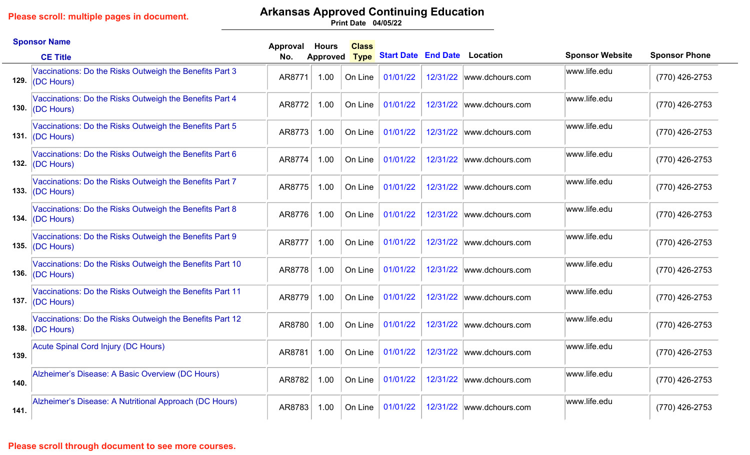Please scroll: multiple pages in document.

# Arkansas Approved Continuing Education

Print Date 04/05/22

| | Sponsor Name / CE Title | Approval No. | Hours Approved | Class Type | Start Date | End Date | Location | Sponsor Website | Sponsor Phone |
|---|---|---|---|---|---|---|---|---|---|
| 129. | Vaccinations: Do the Risks Outweigh the Benefits Part 3 (DC Hours) | AR8771 | 1.00 | On Line | 01/01/22 | 12/31/22 | www.dchours.com | www.life.edu | (770) 426-2753 |
| 130. | Vaccinations: Do the Risks Outweigh the Benefits Part 4 (DC Hours) | AR8772 | 1.00 | On Line | 01/01/22 | 12/31/22 | www.dchours.com | www.life.edu | (770) 426-2753 |
| 131. | Vaccinations: Do the Risks Outweigh the Benefits Part 5 (DC Hours) | AR8773 | 1.00 | On Line | 01/01/22 | 12/31/22 | www.dchours.com | www.life.edu | (770) 426-2753 |
| 132. | Vaccinations: Do the Risks Outweigh the Benefits Part 6 (DC Hours) | AR8774 | 1.00 | On Line | 01/01/22 | 12/31/22 | www.dchours.com | www.life.edu | (770) 426-2753 |
| 133. | Vaccinations: Do the Risks Outweigh the Benefits Part 7 (DC Hours) | AR8775 | 1.00 | On Line | 01/01/22 | 12/31/22 | www.dchours.com | www.life.edu | (770) 426-2753 |
| 134. | Vaccinations: Do the Risks Outweigh the Benefits Part 8 (DC Hours) | AR8776 | 1.00 | On Line | 01/01/22 | 12/31/22 | www.dchours.com | www.life.edu | (770) 426-2753 |
| 135. | Vaccinations: Do the Risks Outweigh the Benefits Part 9 (DC Hours) | AR8777 | 1.00 | On Line | 01/01/22 | 12/31/22 | www.dchours.com | www.life.edu | (770) 426-2753 |
| 136. | Vaccinations: Do the Risks Outweigh the Benefits Part 10 (DC Hours) | AR8778 | 1.00 | On Line | 01/01/22 | 12/31/22 | www.dchours.com | www.life.edu | (770) 426-2753 |
| 137. | Vaccinations: Do the Risks Outweigh the Benefits Part 11 (DC Hours) | AR8779 | 1.00 | On Line | 01/01/22 | 12/31/22 | www.dchours.com | www.life.edu | (770) 426-2753 |
| 138. | Vaccinations: Do the Risks Outweigh the Benefits Part 12 (DC Hours) | AR8780 | 1.00 | On Line | 01/01/22 | 12/31/22 | www.dchours.com | www.life.edu | (770) 426-2753 |
| 139. | Acute Spinal Cord Injury (DC Hours) | AR8781 | 1.00 | On Line | 01/01/22 | 12/31/22 | www.dchours.com | www.life.edu | (770) 426-2753 |
| 140. | Alzheimer's Disease: A Basic Overview (DC Hours) | AR8782 | 1.00 | On Line | 01/01/22 | 12/31/22 | www.dchours.com | www.life.edu | (770) 426-2753 |
| 141. | Alzheimer's Disease: A Nutritional Approach (DC Hours) | AR8783 | 1.00 | On Line | 01/01/22 | 12/31/22 | www.dchours.com | www.life.edu | (770) 426-2753 |

Please scroll through document to see more courses.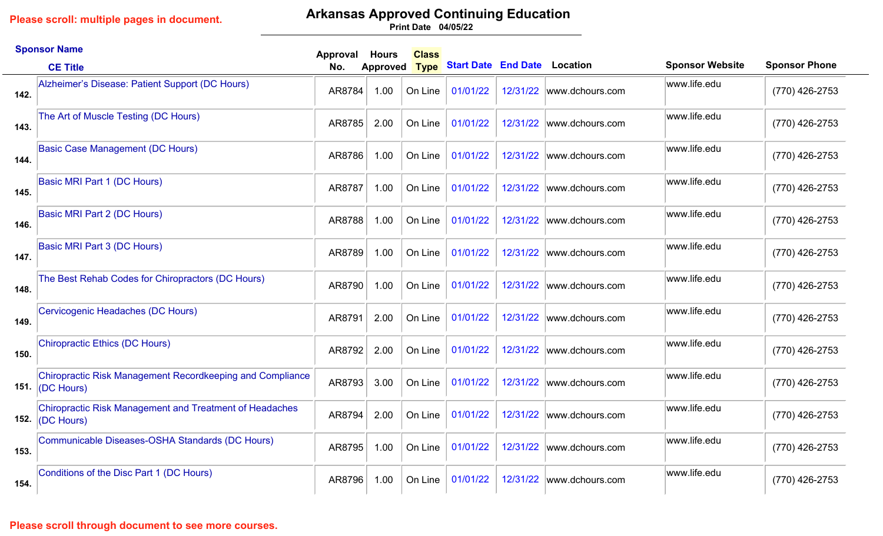Please scroll: multiple pages in document.

# Arkansas Approved Continuing Education

Print Date 04/05/22

| | Sponsor Name / CE Title | Approval No. | Hours Approved | Class Type | Start Date | End Date | Location | Sponsor Website | Sponsor Phone |
|---|---|---|---|---|---|---|---|---|---|
| 142. | Alzheimer’s Disease: Patient Support (DC Hours) | AR8784 | 1.00 | On Line | 01/01/22 | 12/31/22 | www.dchours.com | www.life.edu | (770) 426-2753 |
| 143. | The Art of Muscle Testing (DC Hours) | AR8785 | 2.00 | On Line | 01/01/22 | 12/31/22 | www.dchours.com | www.life.edu | (770) 426-2753 |
| 144. | Basic Case Management (DC Hours) | AR8786 | 1.00 | On Line | 01/01/22 | 12/31/22 | www.dchours.com | www.life.edu | (770) 426-2753 |
| 145. | Basic MRI Part 1 (DC Hours) | AR8787 | 1.00 | On Line | 01/01/22 | 12/31/22 | www.dchours.com | www.life.edu | (770) 426-2753 |
| 146. | Basic MRI Part 2 (DC Hours) | AR8788 | 1.00 | On Line | 01/01/22 | 12/31/22 | www.dchours.com | www.life.edu | (770) 426-2753 |
| 147. | Basic MRI Part 3 (DC Hours) | AR8789 | 1.00 | On Line | 01/01/22 | 12/31/22 | www.dchours.com | www.life.edu | (770) 426-2753 |
| 148. | The Best Rehab Codes for Chiropractors (DC Hours) | AR8790 | 1.00 | On Line | 01/01/22 | 12/31/22 | www.dchours.com | www.life.edu | (770) 426-2753 |
| 149. | Cervicogenic Headaches (DC Hours) | AR8791 | 2.00 | On Line | 01/01/22 | 12/31/22 | www.dchours.com | www.life.edu | (770) 426-2753 |
| 150. | Chiropractic Ethics (DC Hours) | AR8792 | 2.00 | On Line | 01/01/22 | 12/31/22 | www.dchours.com | www.life.edu | (770) 426-2753 |
| 151. | Chiropractic Risk Management Recordkeeping and Compliance (DC Hours) | AR8793 | 3.00 | On Line | 01/01/22 | 12/31/22 | www.dchours.com | www.life.edu | (770) 426-2753 |
| 152. | Chiropractic Risk Management and Treatment of Headaches (DC Hours) | AR8794 | 2.00 | On Line | 01/01/22 | 12/31/22 | www.dchours.com | www.life.edu | (770) 426-2753 |
| 153. | Communicable Diseases-OSHA Standards (DC Hours) | AR8795 | 1.00 | On Line | 01/01/22 | 12/31/22 | www.dchours.com | www.life.edu | (770) 426-2753 |
| 154. | Conditions of the Disc Part 1 (DC Hours) | AR8796 | 1.00 | On Line | 01/01/22 | 12/31/22 | www.dchours.com | www.life.edu | (770) 426-2753 |

Please scroll through document to see more courses.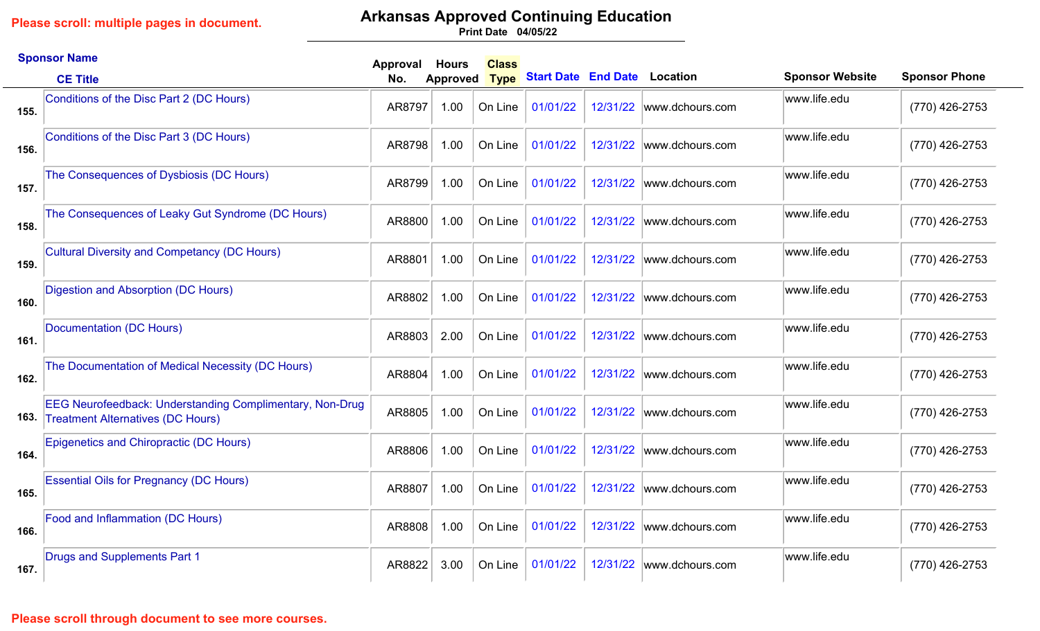Please scroll: multiple pages in document.

# Arkansas Approved Continuing Education

Print Date 04/05/22

| # | Sponsor Name / CE Title | Approval No. | Hours Approved | Class Type | Start Date | End Date | Location | Sponsor Website | Sponsor Phone |
|---|---|---|---|---|---|---|---|---|---|
| 155. | Conditions of the Disc Part 2 (DC Hours) | AR8797 | 1.00 | On Line | 01/01/22 | 12/31/22 | www.dchours.com | www.life.edu | (770) 426-2753 |
| 156. | Conditions of the Disc Part 3 (DC Hours) | AR8798 | 1.00 | On Line | 01/01/22 | 12/31/22 | www.dchours.com | www.life.edu | (770) 426-2753 |
| 157. | The Consequences of Dysbiosis (DC Hours) | AR8799 | 1.00 | On Line | 01/01/22 | 12/31/22 | www.dchours.com | www.life.edu | (770) 426-2753 |
| 158. | The Consequences of Leaky Gut Syndrome (DC Hours) | AR8800 | 1.00 | On Line | 01/01/22 | 12/31/22 | www.dchours.com | www.life.edu | (770) 426-2753 |
| 159. | Cultural Diversity and Competancy (DC Hours) | AR8801 | 1.00 | On Line | 01/01/22 | 12/31/22 | www.dchours.com | www.life.edu | (770) 426-2753 |
| 160. | Digestion and Absorption (DC Hours) | AR8802 | 1.00 | On Line | 01/01/22 | 12/31/22 | www.dchours.com | www.life.edu | (770) 426-2753 |
| 161. | Documentation (DC Hours) | AR8803 | 2.00 | On Line | 01/01/22 | 12/31/22 | www.dchours.com | www.life.edu | (770) 426-2753 |
| 162. | The Documentation of Medical Necessity (DC Hours) | AR8804 | 1.00 | On Line | 01/01/22 | 12/31/22 | www.dchours.com | www.life.edu | (770) 426-2753 |
| 163. | EEG Neurofeedback: Understanding Complimentary, Non-Drug Treatment Alternatives (DC Hours) | AR8805 | 1.00 | On Line | 01/01/22 | 12/31/22 | www.dchours.com | www.life.edu | (770) 426-2753 |
| 164. | Epigenetics and Chiropractic (DC Hours) | AR8806 | 1.00 | On Line | 01/01/22 | 12/31/22 | www.dchours.com | www.life.edu | (770) 426-2753 |
| 165. | Essential Oils for Pregnancy (DC Hours) | AR8807 | 1.00 | On Line | 01/01/22 | 12/31/22 | www.dchours.com | www.life.edu | (770) 426-2753 |
| 166. | Food and Inflammation (DC Hours) | AR8808 | 1.00 | On Line | 01/01/22 | 12/31/22 | www.dchours.com | www.life.edu | (770) 426-2753 |
| 167. | Drugs and Supplements Part 1 | AR8822 | 3.00 | On Line | 01/01/22 | 12/31/22 | www.dchours.com | www.life.edu | (770) 426-2753 |

Please scroll through document to see more courses.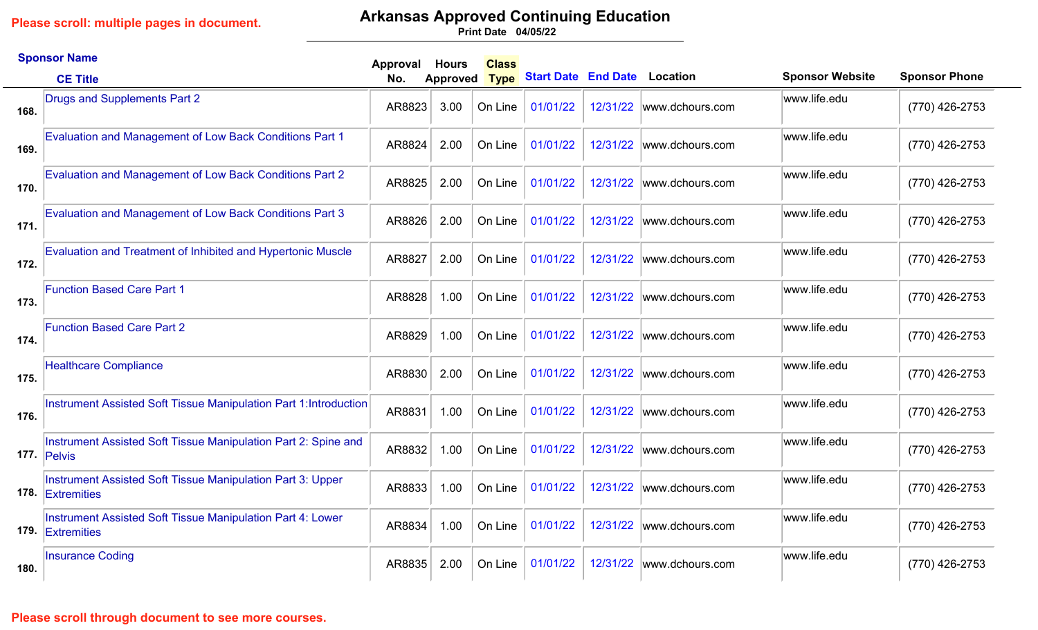Please scroll: multiple pages in document.

# Arkansas Approved Continuing Education

Print Date 04/05/22

| | Sponsor Name / CE Title | Approval No. | Hours Approved | Class Type | Start Date | End Date | Location | Sponsor Website | Sponsor Phone |
|---|---|---|---|---|---|---|---|---|---|
| 168. | Drugs and Supplements Part 2 | AR8823 | 3.00 | On Line | 01/01/22 | 12/31/22 | www.dchours.com | www.life.edu | (770) 426-2753 |
| 169. | Evaluation and Management of Low Back Conditions Part 1 | AR8824 | 2.00 | On Line | 01/01/22 | 12/31/22 | www.dchours.com | www.life.edu | (770) 426-2753 |
| 170. | Evaluation and Management of Low Back Conditions Part 2 | AR8825 | 2.00 | On Line | 01/01/22 | 12/31/22 | www.dchours.com | www.life.edu | (770) 426-2753 |
| 171. | Evaluation and Management of Low Back Conditions Part 3 | AR8826 | 2.00 | On Line | 01/01/22 | 12/31/22 | www.dchours.com | www.life.edu | (770) 426-2753 |
| 172. | Evaluation and Treatment of Inhibited and Hypertonic Muscle | AR8827 | 2.00 | On Line | 01/01/22 | 12/31/22 | www.dchours.com | www.life.edu | (770) 426-2753 |
| 173. | Function Based Care Part 1 | AR8828 | 1.00 | On Line | 01/01/22 | 12/31/22 | www.dchours.com | www.life.edu | (770) 426-2753 |
| 174. | Function Based Care Part 2 | AR8829 | 1.00 | On Line | 01/01/22 | 12/31/22 | www.dchours.com | www.life.edu | (770) 426-2753 |
| 175. | Healthcare Compliance | AR8830 | 2.00 | On Line | 01/01/22 | 12/31/22 | www.dchours.com | www.life.edu | (770) 426-2753 |
| 176. | Instrument Assisted Soft Tissue Manipulation Part 1:Introduction | AR8831 | 1.00 | On Line | 01/01/22 | 12/31/22 | www.dchours.com | www.life.edu | (770) 426-2753 |
| 177. | Instrument Assisted Soft Tissue Manipulation Part 2: Spine and Pelvis | AR8832 | 1.00 | On Line | 01/01/22 | 12/31/22 | www.dchours.com | www.life.edu | (770) 426-2753 |
| 178. | Instrument Assisted Soft Tissue Manipulation Part 3: Upper Extremities | AR8833 | 1.00 | On Line | 01/01/22 | 12/31/22 | www.dchours.com | www.life.edu | (770) 426-2753 |
| 179. | Instrument Assisted Soft Tissue Manipulation Part 4: Lower Extremities | AR8834 | 1.00 | On Line | 01/01/22 | 12/31/22 | www.dchours.com | www.life.edu | (770) 426-2753 |
| 180. | Insurance Coding | AR8835 | 2.00 | On Line | 01/01/22 | 12/31/22 | www.dchours.com | www.life.edu | (770) 426-2753 |

Please scroll through document to see more courses.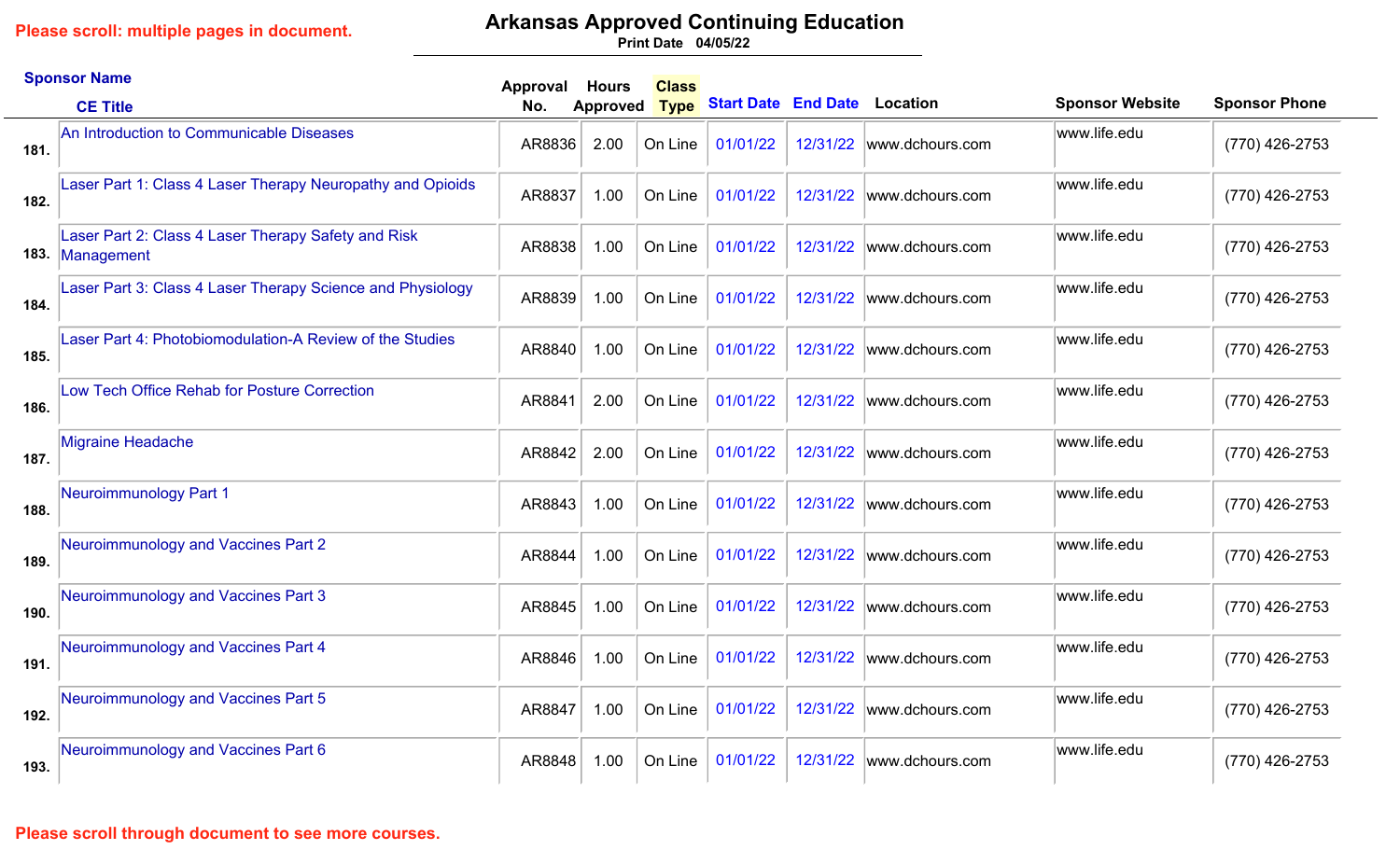Please scroll: multiple pages in document.

# Arkansas Approved Continuing Education

Print Date 04/05/22

| | Sponsor Name / CE Title | Approval No. | Hours Approved | Class Type | Start Date | End Date | Location | Sponsor Website | Sponsor Phone |
|---|---|---|---|---|---|---|---|---|---|
| 181. | An Introduction to Communicable Diseases | AR8836 | 2.00 | On Line | 01/01/22 | 12/31/22 | www.dchours.com | www.life.edu | (770) 426-2753 |
| 182. | Laser Part 1: Class 4 Laser Therapy Neuropathy and Opioids | AR8837 | 1.00 | On Line | 01/01/22 | 12/31/22 | www.dchours.com | www.life.edu | (770) 426-2753 |
| 183. | Laser Part 2: Class 4 Laser Therapy Safety and Risk Management | AR8838 | 1.00 | On Line | 01/01/22 | 12/31/22 | www.dchours.com | www.life.edu | (770) 426-2753 |
| 184. | Laser Part 3: Class 4 Laser Therapy Science and Physiology | AR8839 | 1.00 | On Line | 01/01/22 | 12/31/22 | www.dchours.com | www.life.edu | (770) 426-2753 |
| 185. | Laser Part 4: Photobiomodulation-A Review of the Studies | AR8840 | 1.00 | On Line | 01/01/22 | 12/31/22 | www.dchours.com | www.life.edu | (770) 426-2753 |
| 186. | Low Tech Office Rehab for Posture Correction | AR8841 | 2.00 | On Line | 01/01/22 | 12/31/22 | www.dchours.com | www.life.edu | (770) 426-2753 |
| 187. | Migraine Headache | AR8842 | 2.00 | On Line | 01/01/22 | 12/31/22 | www.dchours.com | www.life.edu | (770) 426-2753 |
| 188. | Neuroimmunology Part 1 | AR8843 | 1.00 | On Line | 01/01/22 | 12/31/22 | www.dchours.com | www.life.edu | (770) 426-2753 |
| 189. | Neuroimmunology and Vaccines Part 2 | AR8844 | 1.00 | On Line | 01/01/22 | 12/31/22 | www.dchours.com | www.life.edu | (770) 426-2753 |
| 190. | Neuroimmunology and Vaccines Part 3 | AR8845 | 1.00 | On Line | 01/01/22 | 12/31/22 | www.dchours.com | www.life.edu | (770) 426-2753 |
| 191. | Neuroimmunology and Vaccines Part 4 | AR8846 | 1.00 | On Line | 01/01/22 | 12/31/22 | www.dchours.com | www.life.edu | (770) 426-2753 |
| 192. | Neuroimmunology and Vaccines Part 5 | AR8847 | 1.00 | On Line | 01/01/22 | 12/31/22 | www.dchours.com | www.life.edu | (770) 426-2753 |
| 193. | Neuroimmunology and Vaccines Part 6 | AR8848 | 1.00 | On Line | 01/01/22 | 12/31/22 | www.dchours.com | www.life.edu | (770) 426-2753 |

Please scroll through document to see more courses.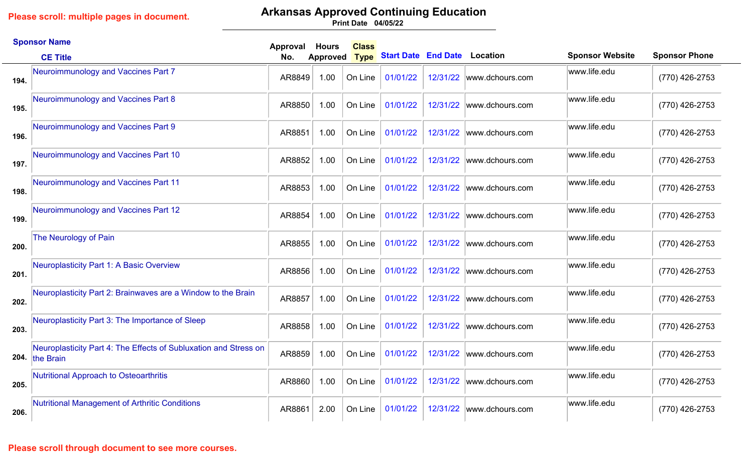Please scroll: multiple pages in document.

# Arkansas Approved Continuing Education

Print Date 04/05/22

| | Sponsor Name / CE Title | Approval No. | Hours Approved | Class Type | Start Date | End Date | Location | Sponsor Website | Sponsor Phone |
|---|---|---|---|---|---|---|---|---|---|
| 194. | Neuroimmunology and Vaccines Part 7 | AR8849 | 1.00 | On Line | 01/01/22 | 12/31/22 | www.dchours.com | www.life.edu | (770) 426-2753 |
| 195. | Neuroimmunology and Vaccines Part 8 | AR8850 | 1.00 | On Line | 01/01/22 | 12/31/22 | www.dchours.com | www.life.edu | (770) 426-2753 |
| 196. | Neuroimmunology and Vaccines Part 9 | AR8851 | 1.00 | On Line | 01/01/22 | 12/31/22 | www.dchours.com | www.life.edu | (770) 426-2753 |
| 197. | Neuroimmunology and Vaccines Part 10 | AR8852 | 1.00 | On Line | 01/01/22 | 12/31/22 | www.dchours.com | www.life.edu | (770) 426-2753 |
| 198. | Neuroimmunology and Vaccines Part 11 | AR8853 | 1.00 | On Line | 01/01/22 | 12/31/22 | www.dchours.com | www.life.edu | (770) 426-2753 |
| 199. | Neuroimmunology and Vaccines Part 12 | AR8854 | 1.00 | On Line | 01/01/22 | 12/31/22 | www.dchours.com | www.life.edu | (770) 426-2753 |
| 200. | The Neurology of Pain | AR8855 | 1.00 | On Line | 01/01/22 | 12/31/22 | www.dchours.com | www.life.edu | (770) 426-2753 |
| 201. | Neuroplasticity Part 1: A Basic Overview | AR8856 | 1.00 | On Line | 01/01/22 | 12/31/22 | www.dchours.com | www.life.edu | (770) 426-2753 |
| 202. | Neuroplasticity Part 2: Brainwaves are a Window to the Brain | AR8857 | 1.00 | On Line | 01/01/22 | 12/31/22 | www.dchours.com | www.life.edu | (770) 426-2753 |
| 203. | Neuroplasticity Part 3: The Importance of Sleep | AR8858 | 1.00 | On Line | 01/01/22 | 12/31/22 | www.dchours.com | www.life.edu | (770) 426-2753 |
| 204. | Neuroplasticity Part 4: The Effects of Subluxation and Stress on the Brain | AR8859 | 1.00 | On Line | 01/01/22 | 12/31/22 | www.dchours.com | www.life.edu | (770) 426-2753 |
| 205. | Nutritional Approach to Osteoarthritis | AR8860 | 1.00 | On Line | 01/01/22 | 12/31/22 | www.dchours.com | www.life.edu | (770) 426-2753 |
| 206. | Nutritional Management of Arthritic Conditions | AR8861 | 2.00 | On Line | 01/01/22 | 12/31/22 | www.dchours.com | www.life.edu | (770) 426-2753 |

Please scroll through document to see more courses.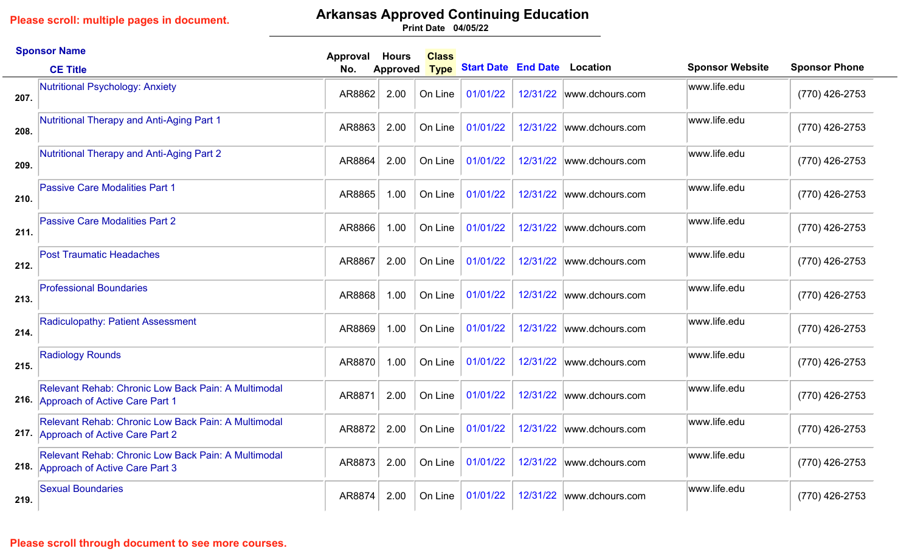Please scroll: multiple pages in document.

# Arkansas Approved Continuing Education

Print Date 04/05/22

| # | Sponsor Name / CE Title | Approval No. | Hours Approved | Class Type | Start Date | End Date | Location | Sponsor Website | Sponsor Phone |
|---|---|---|---|---|---|---|---|---|---|
| 207. | Nutritional Psychology: Anxiety | AR8862 | 2.00 | On Line | 01/01/22 | 12/31/22 | www.dchours.com | www.life.edu | (770) 426-2753 |
| 208. | Nutritional Therapy and Anti-Aging Part 1 | AR8863 | 2.00 | On Line | 01/01/22 | 12/31/22 | www.dchours.com | www.life.edu | (770) 426-2753 |
| 209. | Nutritional Therapy and Anti-Aging Part 2 | AR8864 | 2.00 | On Line | 01/01/22 | 12/31/22 | www.dchours.com | www.life.edu | (770) 426-2753 |
| 210. | Passive Care Modalities Part 1 | AR8865 | 1.00 | On Line | 01/01/22 | 12/31/22 | www.dchours.com | www.life.edu | (770) 426-2753 |
| 211. | Passive Care Modalities Part 2 | AR8866 | 1.00 | On Line | 01/01/22 | 12/31/22 | www.dchours.com | www.life.edu | (770) 426-2753 |
| 212. | Post Traumatic Headaches | AR8867 | 2.00 | On Line | 01/01/22 | 12/31/22 | www.dchours.com | www.life.edu | (770) 426-2753 |
| 213. | Professional Boundaries | AR8868 | 1.00 | On Line | 01/01/22 | 12/31/22 | www.dchours.com | www.life.edu | (770) 426-2753 |
| 214. | Radiculopathy: Patient Assessment | AR8869 | 1.00 | On Line | 01/01/22 | 12/31/22 | www.dchours.com | www.life.edu | (770) 426-2753 |
| 215. | Radiology Rounds | AR8870 | 1.00 | On Line | 01/01/22 | 12/31/22 | www.dchours.com | www.life.edu | (770) 426-2753 |
| 216. | Relevant Rehab: Chronic Low Back Pain: A Multimodal Approach of Active Care Part 1 | AR8871 | 2.00 | On Line | 01/01/22 | 12/31/22 | www.dchours.com | www.life.edu | (770) 426-2753 |
| 217. | Relevant Rehab: Chronic Low Back Pain: A Multimodal Approach of Active Care Part 2 | AR8872 | 2.00 | On Line | 01/01/22 | 12/31/22 | www.dchours.com | www.life.edu | (770) 426-2753 |
| 218. | Relevant Rehab: Chronic Low Back Pain: A Multimodal Approach of Active Care Part 3 | AR8873 | 2.00 | On Line | 01/01/22 | 12/31/22 | www.dchours.com | www.life.edu | (770) 426-2753 |
| 219. | Sexual Boundaries | AR8874 | 2.00 | On Line | 01/01/22 | 12/31/22 | www.dchours.com | www.life.edu | (770) 426-2753 |

Please scroll through document to see more courses.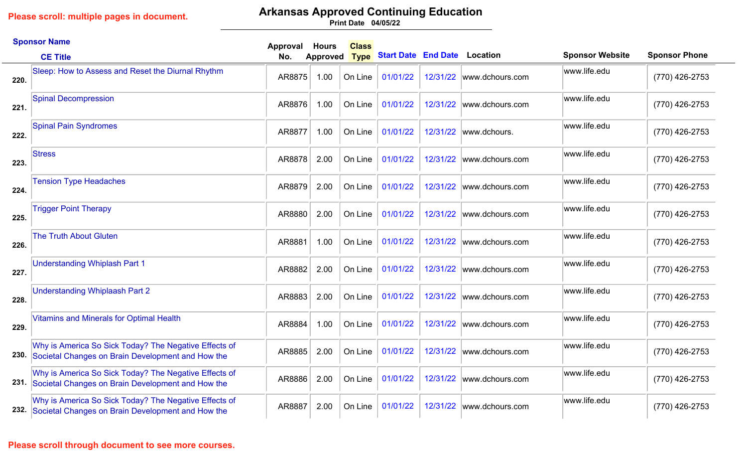Please scroll: multiple pages in document.

# Arkansas Approved Continuing Education

Print Date 04/05/22

| | Sponsor Name / CE Title | Approval No. | Hours Approved | Class Type | Start Date | End Date | Location | Sponsor Website | Sponsor Phone |
|---|---|---|---|---|---|---|---|---|---|
| 220. | Sleep: How to Assess and Reset the Diurnal Rhythm | AR8875 | 1.00 | On Line | 01/01/22 | 12/31/22 | www.dchours.com | www.life.edu | (770) 426-2753 |
| 221. | Spinal Decompression | AR8876 | 1.00 | On Line | 01/01/22 | 12/31/22 | www.dchours.com | www.life.edu | (770) 426-2753 |
| 222. | Spinal Pain Syndromes | AR8877 | 1.00 | On Line | 01/01/22 | 12/31/22 | www.dchours. | www.life.edu | (770) 426-2753 |
| 223. | Stress | AR8878 | 2.00 | On Line | 01/01/22 | 12/31/22 | www.dchours.com | www.life.edu | (770) 426-2753 |
| 224. | Tension Type Headaches | AR8879 | 2.00 | On Line | 01/01/22 | 12/31/22 | www.dchours.com | www.life.edu | (770) 426-2753 |
| 225. | Trigger Point Therapy | AR8880 | 2.00 | On Line | 01/01/22 | 12/31/22 | www.dchours.com | www.life.edu | (770) 426-2753 |
| 226. | The Truth About Gluten | AR8881 | 1.00 | On Line | 01/01/22 | 12/31/22 | www.dchours.com | www.life.edu | (770) 426-2753 |
| 227. | Understanding Whiplash Part 1 | AR8882 | 2.00 | On Line | 01/01/22 | 12/31/22 | www.dchours.com | www.life.edu | (770) 426-2753 |
| 228. | Understanding Whiplaash Part 2 | AR8883 | 2.00 | On Line | 01/01/22 | 12/31/22 | www.dchours.com | www.life.edu | (770) 426-2753 |
| 229. | Vitamins and Minerals for Optimal Health | AR8884 | 1.00 | On Line | 01/01/22 | 12/31/22 | www.dchours.com | www.life.edu | (770) 426-2753 |
| 230. | Why is America So Sick Today? The Negative Effects of Societal Changes on Brain Development and How the | AR8885 | 2.00 | On Line | 01/01/22 | 12/31/22 | www.dchours.com | www.life.edu | (770) 426-2753 |
| 231. | Why is America So Sick Today? The Negative Effects of Societal Changes on Brain Development and How the | AR8886 | 2.00 | On Line | 01/01/22 | 12/31/22 | www.dchours.com | www.life.edu | (770) 426-2753 |
| 232. | Why is America So Sick Today? The Negative Effects of Societal Changes on Brain Development and How the | AR8887 | 2.00 | On Line | 01/01/22 | 12/31/22 | www.dchours.com | www.life.edu | (770) 426-2753 |

Please scroll through document to see more courses.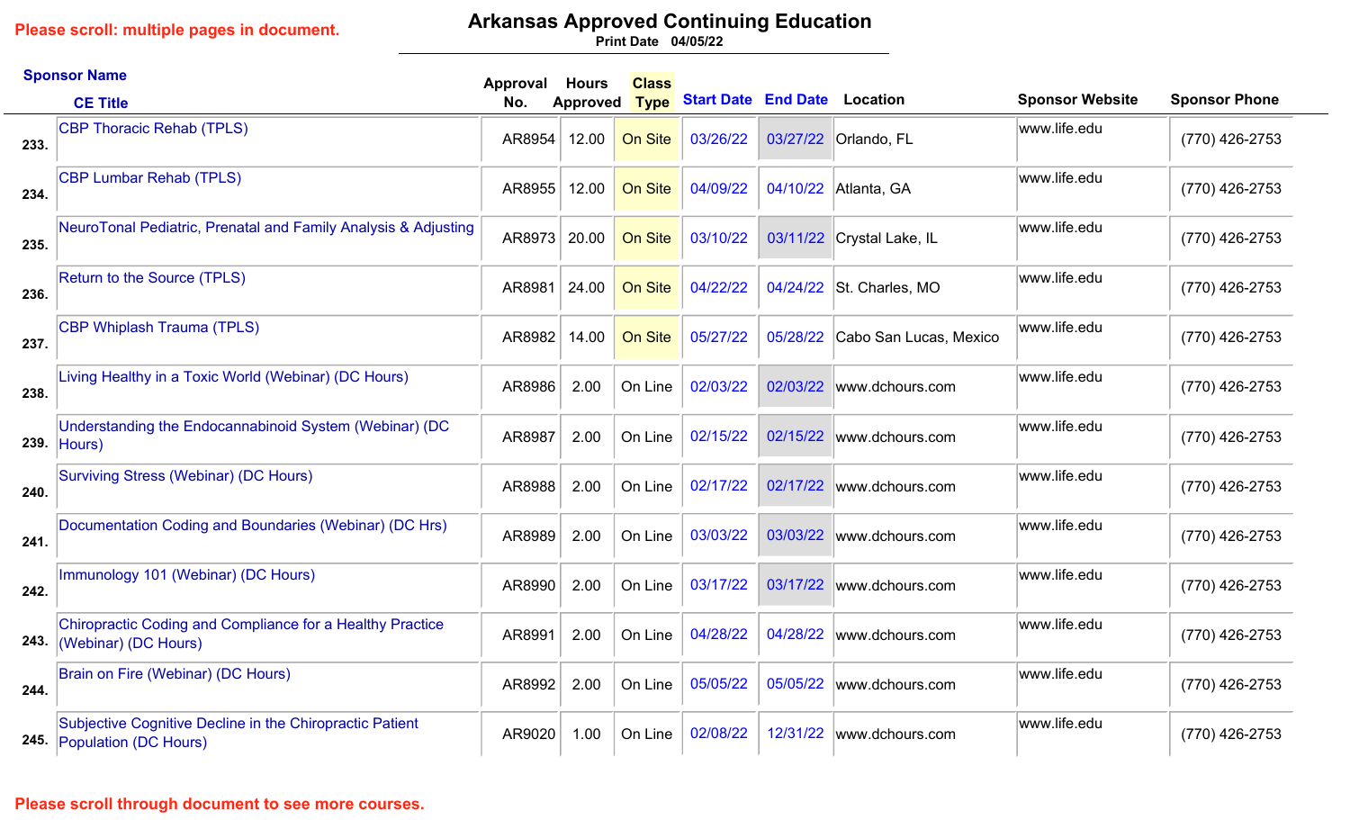Please scroll: multiple pages in document.

# Arkansas Approved Continuing Education

Print Date 04/05/22

| | Sponsor Name / CE Title | Approval No. | Hours Approved | Class Type | Start Date | End Date | Location | Sponsor Website | Sponsor Phone |
|---|---|---|---|---|---|---|---|---|---|
| 233. | CBP Thoracic Rehab (TPLS) | AR8954 | 12.00 | On Site | 03/26/22 | 03/27/22 | Orlando, FL | www.life.edu | (770) 426-2753 |
| 234. | CBP Lumbar Rehab (TPLS) | AR8955 | 12.00 | On Site | 04/09/22 | 04/10/22 | Atlanta, GA | www.life.edu | (770) 426-2753 |
| 235. | NeuroTonal Pediatric, Prenatal and Family Analysis & Adjusting | AR8973 | 20.00 | On Site | 03/10/22 | 03/11/22 | Crystal Lake, IL | www.life.edu | (770) 426-2753 |
| 236. | Return to the Source (TPLS) | AR8981 | 24.00 | On Site | 04/22/22 | 04/24/22 | St. Charles, MO | www.life.edu | (770) 426-2753 |
| 237. | CBP Whiplash Trauma (TPLS) | AR8982 | 14.00 | On Site | 05/27/22 | 05/28/22 | Cabo San Lucas, Mexico | www.life.edu | (770) 426-2753 |
| 238. | Living Healthy in a Toxic World (Webinar) (DC Hours) | AR8986 | 2.00 | On Line | 02/03/22 | 02/03/22 | www.dchours.com | www.life.edu | (770) 426-2753 |
| 239. | Understanding the Endocannabinoid System (Webinar) (DC Hours) | AR8987 | 2.00 | On Line | 02/15/22 | 02/15/22 | www.dchours.com | www.life.edu | (770) 426-2753 |
| 240. | Surviving Stress (Webinar) (DC Hours) | AR8988 | 2.00 | On Line | 02/17/22 | 02/17/22 | www.dchours.com | www.life.edu | (770) 426-2753 |
| 241. | Documentation Coding and Boundaries (Webinar) (DC Hrs) | AR8989 | 2.00 | On Line | 03/03/22 | 03/03/22 | www.dchours.com | www.life.edu | (770) 426-2753 |
| 242. | Immunology 101 (Webinar) (DC Hours) | AR8990 | 2.00 | On Line | 03/17/22 | 03/17/22 | www.dchours.com | www.life.edu | (770) 426-2753 |
| 243. | Chiropractic Coding and Compliance for a Healthy Practice (Webinar) (DC Hours) | AR8991 | 2.00 | On Line | 04/28/22 | 04/28/22 | www.dchours.com | www.life.edu | (770) 426-2753 |
| 244. | Brain on Fire (Webinar) (DC Hours) | AR8992 | 2.00 | On Line | 05/05/22 | 05/05/22 | www.dchours.com | www.life.edu | (770) 426-2753 |
| 245. | Subjective Cognitive Decline in the Chiropractic Patient Population (DC Hours) | AR9020 | 1.00 | On Line | 02/08/22 | 12/31/22 | www.dchours.com | www.life.edu | (770) 426-2753 |

Please scroll through document to see more courses.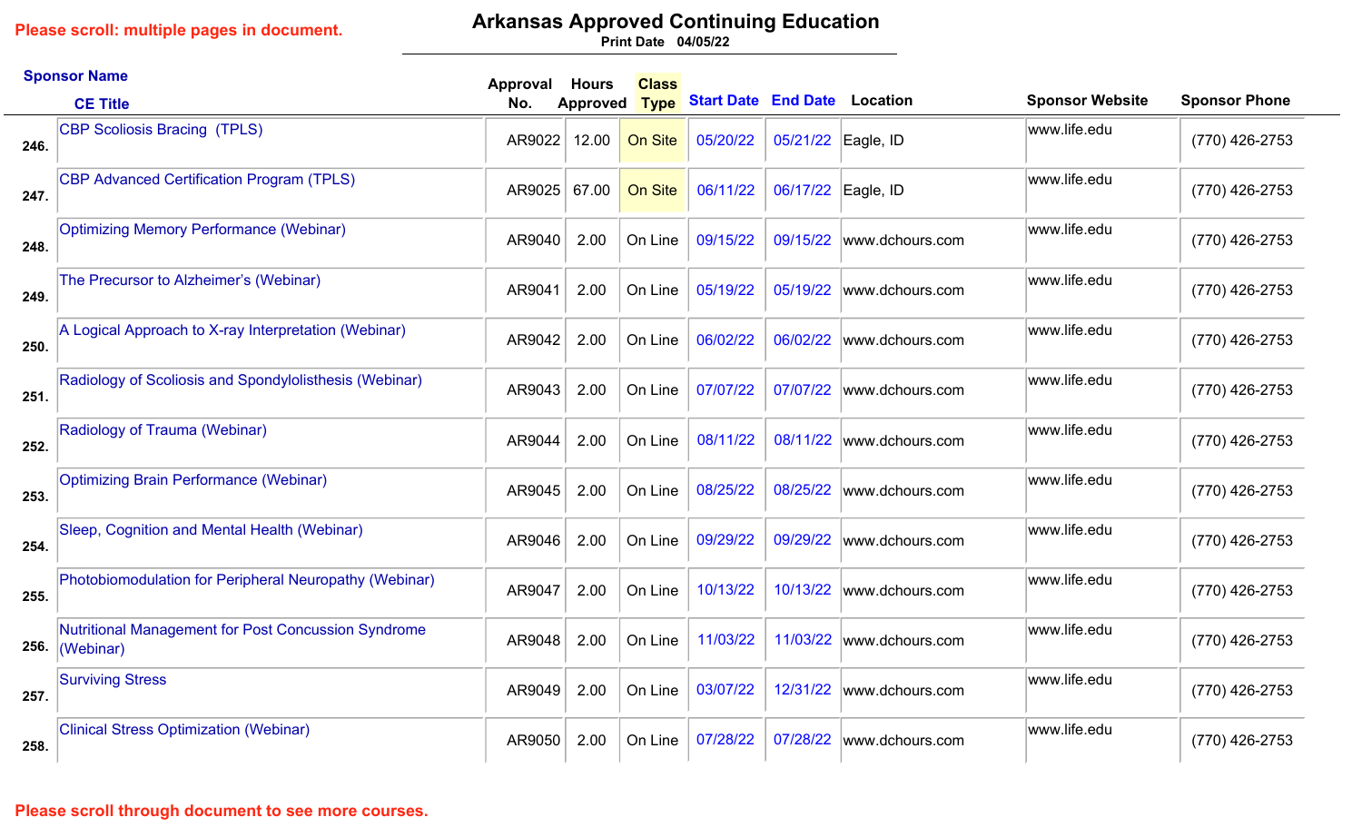Please scroll: multiple pages in document.

# Arkansas Approved Continuing Education

Print Date 04/05/22

| | Sponsor Name / CE Title | Approval No. | Hours Approved | Class Type | Start Date | End Date | Location | Sponsor Website | Sponsor Phone |
|---|---|---|---|---|---|---|---|---|---|
| 246. | CBP Scoliosis Bracing (TPLS) | AR9022 | 12.00 | On Site | 05/20/22 | 05/21/22 | Eagle, ID | www.life.edu | (770) 426-2753 |
| 247. | CBP Advanced Certification Program (TPLS) | AR9025 | 67.00 | On Site | 06/11/22 | 06/17/22 | Eagle, ID | www.life.edu | (770) 426-2753 |
| 248. | Optimizing Memory Performance (Webinar) | AR9040 | 2.00 | On Line | 09/15/22 | 09/15/22 | www.dchours.com | www.life.edu | (770) 426-2753 |
| 249. | The Precursor to Alzheimer's (Webinar) | AR9041 | 2.00 | On Line | 05/19/22 | 05/19/22 | www.dchours.com | www.life.edu | (770) 426-2753 |
| 250. | A Logical Approach to X-ray Interpretation (Webinar) | AR9042 | 2.00 | On Line | 06/02/22 | 06/02/22 | www.dchours.com | www.life.edu | (770) 426-2753 |
| 251. | Radiology of Scoliosis and Spondylolisthesis (Webinar) | AR9043 | 2.00 | On Line | 07/07/22 | 07/07/22 | www.dchours.com | www.life.edu | (770) 426-2753 |
| 252. | Radiology of Trauma (Webinar) | AR9044 | 2.00 | On Line | 08/11/22 | 08/11/22 | www.dchours.com | www.life.edu | (770) 426-2753 |
| 253. | Optimizing Brain Performance (Webinar) | AR9045 | 2.00 | On Line | 08/25/22 | 08/25/22 | www.dchours.com | www.life.edu | (770) 426-2753 |
| 254. | Sleep, Cognition and Mental Health (Webinar) | AR9046 | 2.00 | On Line | 09/29/22 | 09/29/22 | www.dchours.com | www.life.edu | (770) 426-2753 |
| 255. | Photobiomodulation for Peripheral Neuropathy (Webinar) | AR9047 | 2.00 | On Line | 10/13/22 | 10/13/22 | www.dchours.com | www.life.edu | (770) 426-2753 |
| 256. | Nutritional Management for Post Concussion Syndrome (Webinar) | AR9048 | 2.00 | On Line | 11/03/22 | 11/03/22 | www.dchours.com | www.life.edu | (770) 426-2753 |
| 257. | Surviving Stress | AR9049 | 2.00 | On Line | 03/07/22 | 12/31/22 | www.dchours.com | www.life.edu | (770) 426-2753 |
| 258. | Clinical Stress Optimization (Webinar) | AR9050 | 2.00 | On Line | 07/28/22 | 07/28/22 | www.dchours.com | www.life.edu | (770) 426-2753 |

Please scroll through document to see more courses.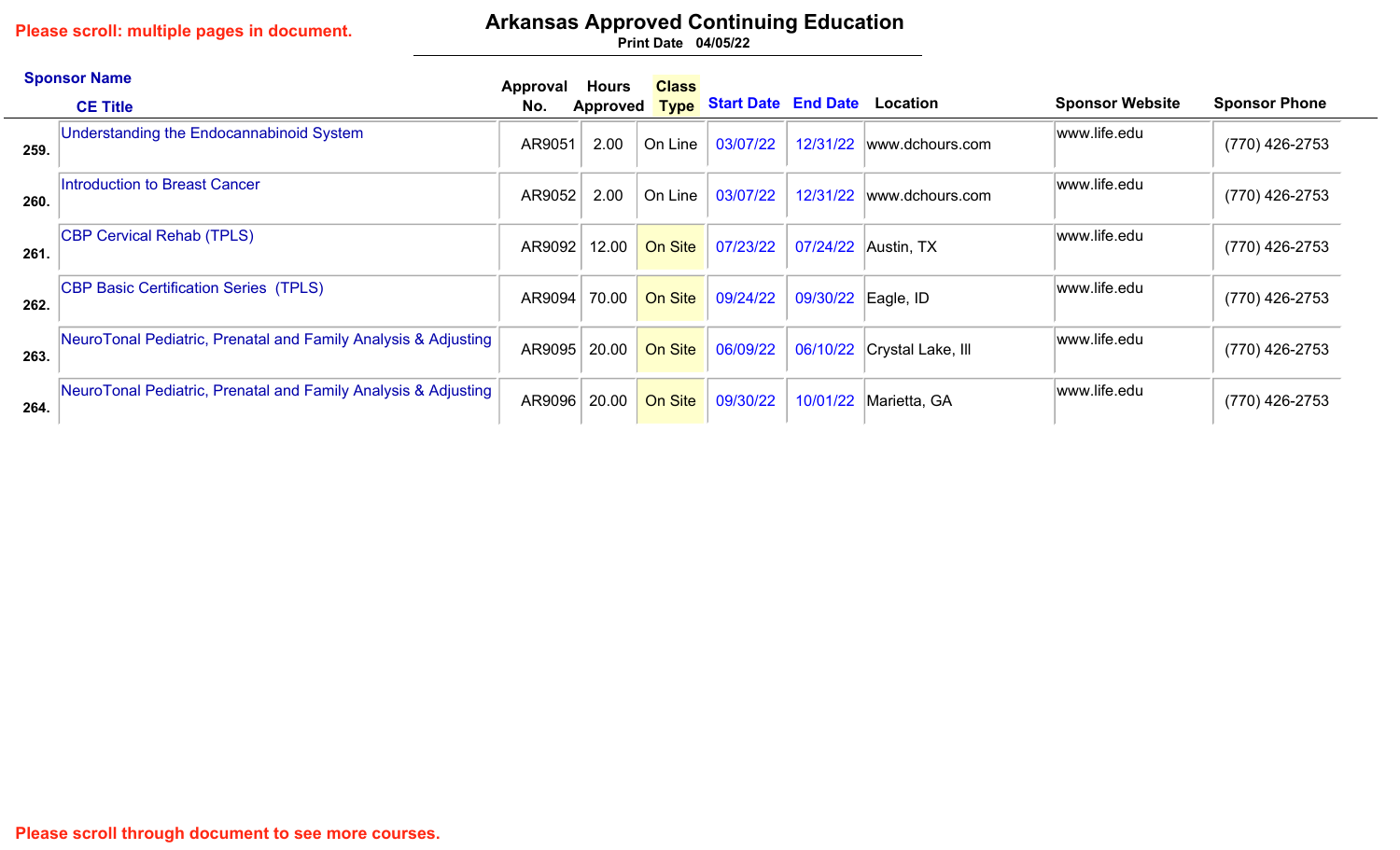Please scroll: multiple pages in document.

# Arkansas Approved Continuing Education

Print Date 04/05/22

| | Sponsor Name / CE Title | Approval No. | Hours Approved | Class Type | Start Date | End Date | Location | Sponsor Website | Sponsor Phone |
|---|---|---|---|---|---|---|---|---|---|
| 259. | Understanding the Endocannabinoid System | AR9051 | 2.00 | On Line | 03/07/22 | 12/31/22 | www.dchours.com | www.life.edu | (770) 426-2753 |
| 260. | Introduction to Breast Cancer | AR9052 | 2.00 | On Line | 03/07/22 | 12/31/22 | www.dchours.com | www.life.edu | (770) 426-2753 |
| 261. | CBP Cervical Rehab (TPLS) | AR9092 | 12.00 | On Site | 07/23/22 | 07/24/22 | Austin, TX | www.life.edu | (770) 426-2753 |
| 262. | CBP Basic Certification Series (TPLS) | AR9094 | 70.00 | On Site | 09/24/22 | 09/30/22 | Eagle, ID | www.life.edu | (770) 426-2753 |
| 263. | NeuroTonal Pediatric, Prenatal and Family Analysis & Adjusting | AR9095 | 20.00 | On Site | 06/09/22 | 06/10/22 | Crystal Lake, Ill | www.life.edu | (770) 426-2753 |
| 264. | NeuroTonal Pediatric, Prenatal and Family Analysis & Adjusting | AR9096 | 20.00 | On Site | 09/30/22 | 10/01/22 | Marietta, GA | www.life.edu | (770) 426-2753 |

Please scroll through document to see more courses.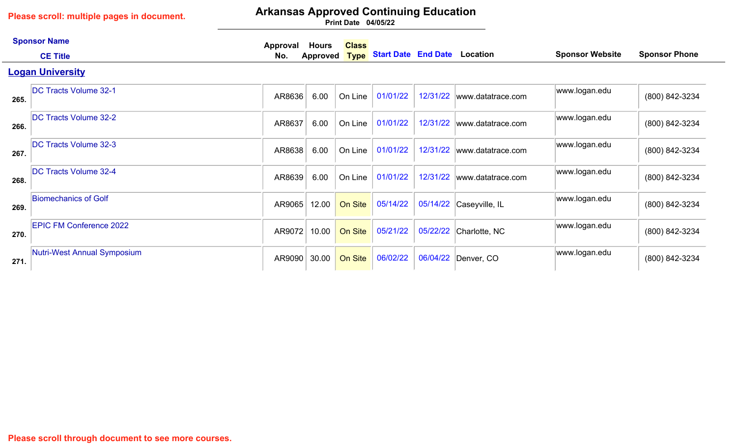Please scroll: multiple pages in document.

# Arkansas Approved Continuing Education

Print Date 04/05/22

| # | Sponsor Name / CE Title | Approval No. | Hours Approved | Class Type | Start Date | End Date | Location | Sponsor Website | Sponsor Phone |
|---|---|---|---|---|---|---|---|---|---|
| | **Logan University** | | | | | | | | |
| 265. | DC Tracts Volume 32-1 | AR8636 | 6.00 | On Line | 01/01/22 | 12/31/22 | www.datatrace.com | www.logan.edu | (800) 842-3234 |
| 266. | DC Tracts Volume 32-2 | AR8637 | 6.00 | On Line | 01/01/22 | 12/31/22 | www.datatrace.com | www.logan.edu | (800) 842-3234 |
| 267. | DC Tracts Volume 32-3 | AR8638 | 6.00 | On Line | 01/01/22 | 12/31/22 | www.datatrace.com | www.logan.edu | (800) 842-3234 |
| 268. | DC Tracts Volume 32-4 | AR8639 | 6.00 | On Line | 01/01/22 | 12/31/22 | www.datatrace.com | www.logan.edu | (800) 842-3234 |
| 269. | Biomechanics of Golf | AR9065 | 12.00 | On Site | 05/14/22 | 05/14/22 | Caseyville, IL | www.logan.edu | (800) 842-3234 |
| 270. | EPIC FM Conference 2022 | AR9072 | 10.00 | On Site | 05/21/22 | 05/22/22 | Charlotte, NC | www.logan.edu | (800) 842-3234 |
| 271. | Nutri-West Annual Symposium | AR9090 | 30.00 | On Site | 06/02/22 | 06/04/22 | Denver, CO | www.logan.edu | (800) 842-3234 |

Please scroll through document to see more courses.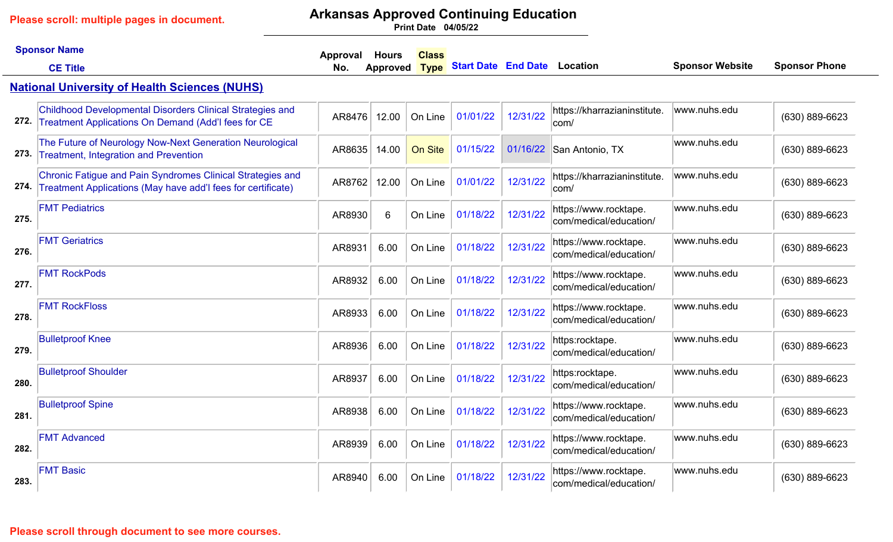Please scroll: multiple pages in document.

# Arkansas Approved Continuing Education

Print Date 04/05/22

| | Sponsor Name / CE Title | Approval No. | Hours Approved | Class Type | Start Date | End Date | Location | Sponsor Website | Sponsor Phone |
|---|---|---|---|---|---|---|---|---|---|
| | **National University of Health Sciences (NUHS)** | | | | | | | | |
| 272. | Childhood Developmental Disorders Clinical Strategies and Treatment Applications On Demand (Add'l fees for CE | AR8476 | 12.00 | On Line | 01/01/22 | 12/31/22 | https://kharrazianinstitute.com/ | www.nuhs.edu | (630) 889-6623 |
| 273. | The Future of Neurology Now-Next Generation Neurological Treatment, Integration and Prevention | AR8635 | 14.00 | On Site | 01/15/22 | 01/16/22 | San Antonio, TX | www.nuhs.edu | (630) 889-6623 |
| 274. | Chronic Fatigue and Pain Syndromes Clinical Strategies and Treatment Applications (May have add'l fees for certificate) | AR8762 | 12.00 | On Line | 01/01/22 | 12/31/22 | https://kharrazianinstitute.com/ | www.nuhs.edu | (630) 889-6623 |
| 275. | FMT Pediatrics | AR8930 | 6 | On Line | 01/18/22 | 12/31/22 | https://www.rocktape.com/medical/education/ | www.nuhs.edu | (630) 889-6623 |
| 276. | FMT Geriatrics | AR8931 | 6.00 | On Line | 01/18/22 | 12/31/22 | https://www.rocktape.com/medical/education/ | www.nuhs.edu | (630) 889-6623 |
| 277. | FMT RockPods | AR8932 | 6.00 | On Line | 01/18/22 | 12/31/22 | https://www.rocktape.com/medical/education/ | www.nuhs.edu | (630) 889-6623 |
| 278. | FMT RockFloss | AR8933 | 6.00 | On Line | 01/18/22 | 12/31/22 | https://www.rocktape.com/medical/education/ | www.nuhs.edu | (630) 889-6623 |
| 279. | Bulletproof Knee | AR8936 | 6.00 | On Line | 01/18/22 | 12/31/22 | https:rocktape.com/medical/education/ | www.nuhs.edu | (630) 889-6623 |
| 280. | Bulletproof Shoulder | AR8937 | 6.00 | On Line | 01/18/22 | 12/31/22 | https:rocktape.com/medical/education/ | www.nuhs.edu | (630) 889-6623 |
| 281. | Bulletproof Spine | AR8938 | 6.00 | On Line | 01/18/22 | 12/31/22 | https://www.rocktape.com/medical/education/ | www.nuhs.edu | (630) 889-6623 |
| 282. | FMT Advanced | AR8939 | 6.00 | On Line | 01/18/22 | 12/31/22 | https://www.rocktape.com/medical/education/ | www.nuhs.edu | (630) 889-6623 |
| 283. | FMT Basic | AR8940 | 6.00 | On Line | 01/18/22 | 12/31/22 | https://www.rocktape.com/medical/education/ | www.nuhs.edu | (630) 889-6623 |

Please scroll through document to see more courses.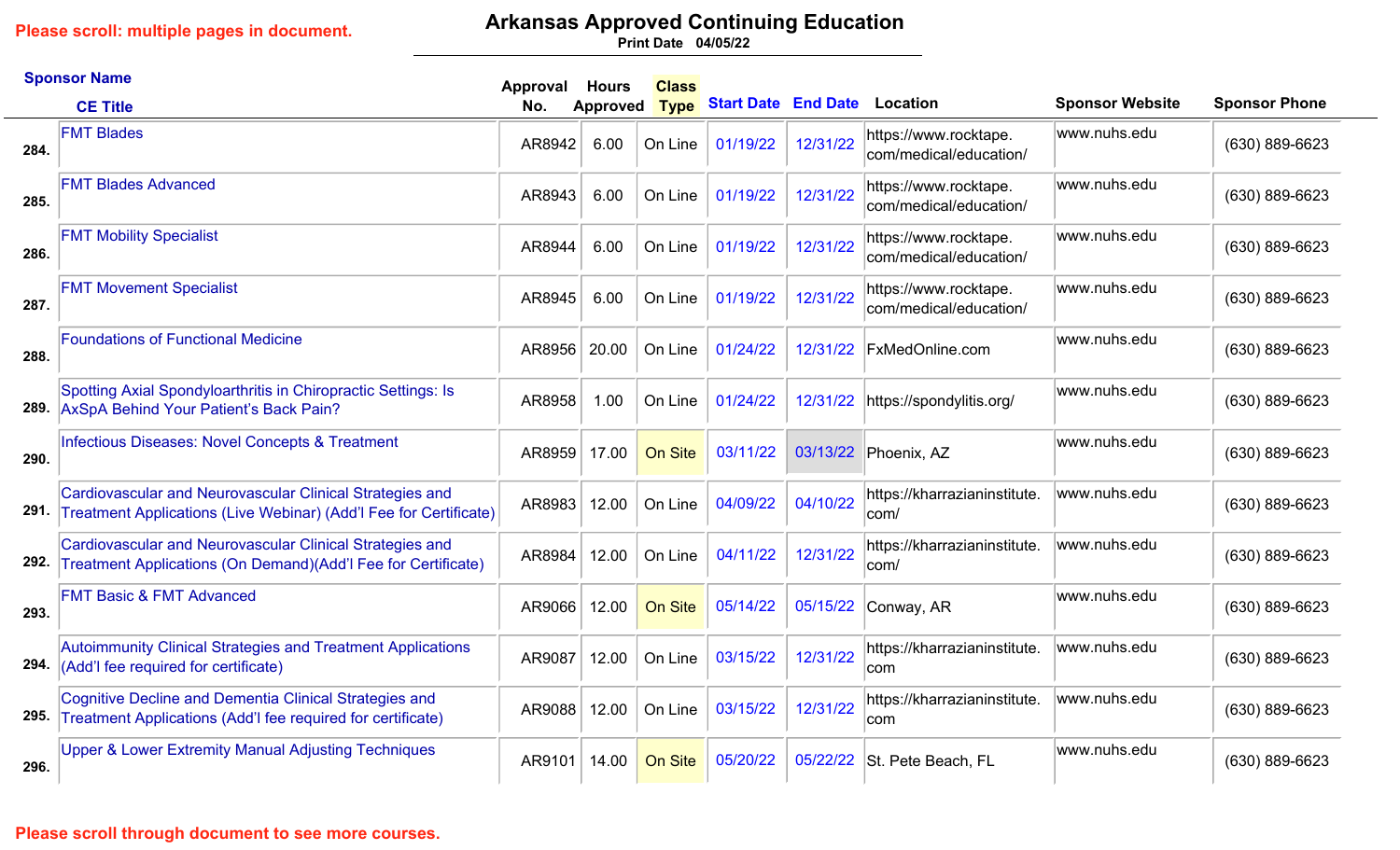Please scroll: multiple pages in document.

# Arkansas Approved Continuing Education

Print Date 04/05/22

| | Sponsor Name / CE Title | Approval No. | Hours Approved | Class Type | Start Date | End Date | Location | Sponsor Website | Sponsor Phone |
|---|---|---|---|---|---|---|---|---|---|
| 284. | FMT Blades | AR8942 | 6.00 | On Line | 01/19/22 | 12/31/22 | https://www.rocktape.com/medical/education/ | www.nuhs.edu | (630) 889-6623 |
| 285. | FMT Blades Advanced | AR8943 | 6.00 | On Line | 01/19/22 | 12/31/22 | https://www.rocktape.com/medical/education/ | www.nuhs.edu | (630) 889-6623 |
| 286. | FMT Mobility Specialist | AR8944 | 6.00 | On Line | 01/19/22 | 12/31/22 | https://www.rocktape.com/medical/education/ | www.nuhs.edu | (630) 889-6623 |
| 287. | FMT Movement Specialist | AR8945 | 6.00 | On Line | 01/19/22 | 12/31/22 | https://www.rocktape.com/medical/education/ | www.nuhs.edu | (630) 889-6623 |
| 288. | Foundations of Functional Medicine | AR8956 | 20.00 | On Line | 01/24/22 | 12/31/22 | FxMedOnline.com | www.nuhs.edu | (630) 889-6623 |
| 289. | Spotting Axial Spondyloarthritis in Chiropractic Settings: Is AxSpA Behind Your Patient's Back Pain? | AR8958 | 1.00 | On Line | 01/24/22 | 12/31/22 | https://spondylitis.org/ | www.nuhs.edu | (630) 889-6623 |
| 290. | Infectious Diseases: Novel Concepts & Treatment | AR8959 | 17.00 | On Site | 03/11/22 | 03/13/22 | Phoenix, AZ | www.nuhs.edu | (630) 889-6623 |
| 291. | Cardiovascular and Neurovascular Clinical Strategies and Treatment Applications (Live Webinar) (Add'l Fee for Certificate) | AR8983 | 12.00 | On Line | 04/09/22 | 04/10/22 | https://kharrazianinstitute.com/ | www.nuhs.edu | (630) 889-6623 |
| 292. | Cardiovascular and Neurovascular Clinical Strategies and Treatment Applications (On Demand)(Add'l Fee for Certificate) | AR8984 | 12.00 | On Line | 04/11/22 | 12/31/22 | https://kharrazianinstitute.com/ | www.nuhs.edu | (630) 889-6623 |
| 293. | FMT Basic & FMT Advanced | AR9066 | 12.00 | On Site | 05/14/22 | 05/15/22 | Conway, AR | www.nuhs.edu | (630) 889-6623 |
| 294. | Autoimmunity Clinical Strategies and Treatment Applications (Add'l fee required for certificate) | AR9087 | 12.00 | On Line | 03/15/22 | 12/31/22 | https://kharrazianinstitute.com | www.nuhs.edu | (630) 889-6623 |
| 295. | Cognitive Decline and Dementia Clinical Strategies and Treatment Applications (Add'l fee required for certificate) | AR9088 | 12.00 | On Line | 03/15/22 | 12/31/22 | https://kharrazianinstitute.com | www.nuhs.edu | (630) 889-6623 |
| 296. | Upper & Lower Extremity Manual Adjusting Techniques | AR9101 | 14.00 | On Site | 05/20/22 | 05/22/22 | St. Pete Beach, FL | www.nuhs.edu | (630) 889-6623 |

Please scroll through document to see more courses.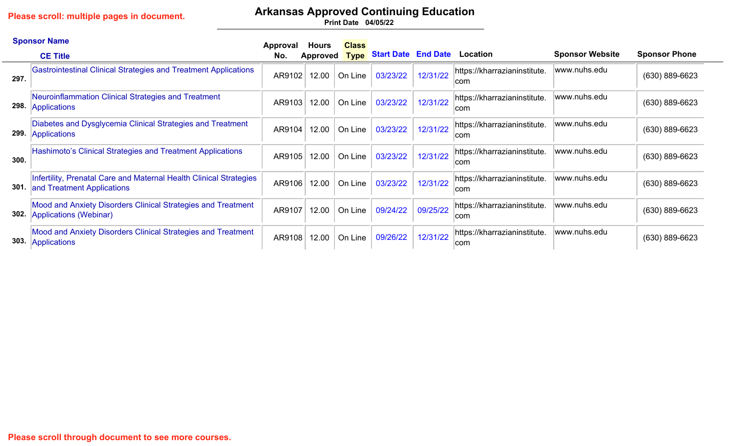Please scroll: multiple pages in document.

# Arkansas Approved Continuing Education

Print Date 04/05/22

| | Sponsor Name / CE Title | Approval No. | Hours Approved | Class Type | Start Date | End Date | Location | Sponsor Website | Sponsor Phone |
|---|---|---|---|---|---|---|---|---|---|
| 297. | Gastrointestinal Clinical Strategies and Treatment Applications | AR9102 | 12.00 | On Line | 03/23/22 | 12/31/22 | https://kharrazianinstitute.com | www.nuhs.edu | (630) 889-6623 |
| 298. | Neuroinflammation Clinical Strategies and Treatment Applications | AR9103 | 12.00 | On Line | 03/23/22 | 12/31/22 | https://kharrazianinstitute.com | www.nuhs.edu | (630) 889-6623 |
| 299. | Diabetes and Dysglycemia Clinical Strategies and Treatment Applications | AR9104 | 12.00 | On Line | 03/23/22 | 12/31/22 | https://kharrazianinstitute.com | www.nuhs.edu | (630) 889-6623 |
| 300. | Hashimoto's Clinical Strategies and Treatment Applications | AR9105 | 12.00 | On Line | 03/23/22 | 12/31/22 | https://kharrazianinstitute.com | www.nuhs.edu | (630) 889-6623 |
| 301. | Infertility, Prenatal Care and Maternal Health Clinical Strategies and Treatment Applications | AR9106 | 12.00 | On Line | 03/23/22 | 12/31/22 | https://kharrazianinstitute.com | www.nuhs.edu | (630) 889-6623 |
| 302. | Mood and Anxiety Disorders Clinical Strategies and Treatment Applications (Webinar) | AR9107 | 12.00 | On Line | 09/24/22 | 09/25/22 | https://kharrazianinstitute.com | www.nuhs.edu | (630) 889-6623 |
| 303. | Mood and Anxiety Disorders Clinical Strategies and Treatment Applications | AR9108 | 12.00 | On Line | 09/26/22 | 12/31/22 | https://kharrazianinstitute.com | www.nuhs.edu | (630) 889-6623 |

Please scroll through document to see more courses.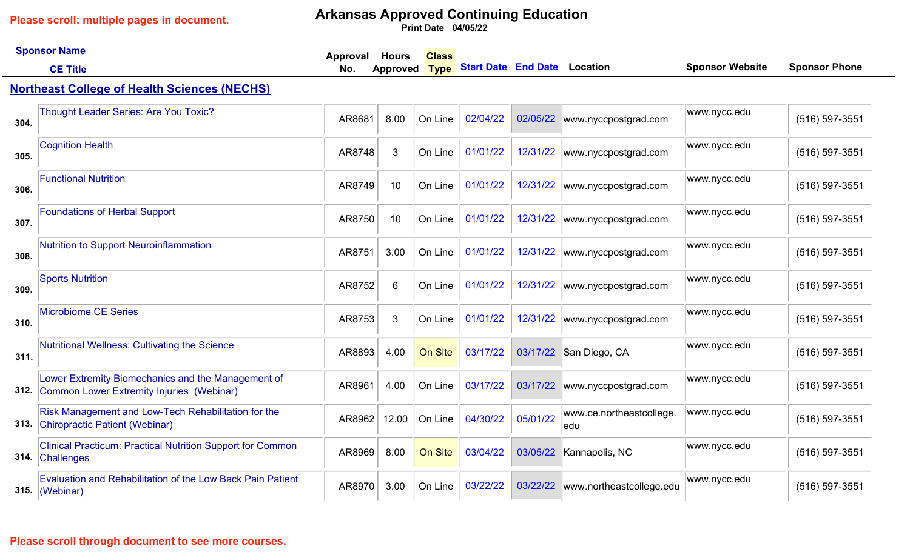Please scroll: multiple pages in document.

# Arkansas Approved Continuing Education

Print Date 04/05/22

## Northeast College of Health Sciences (NECHS)

| # | Sponsor Name / CE Title | Approval No. | Hours Approved | Class Type | Start Date | End Date | Location | Sponsor Website | Sponsor Phone |
|---|---|---|---|---|---|---|---|---|---|
| 304. | Thought Leader Series: Are You Toxic? | AR8681 | 8.00 | On Line | 02/04/22 | 02/05/22 | www.nyccpostgrad.com | www.nycc.edu | (516) 597-3551 |
| 305. | Cognition Health | AR8748 | 3 | On Line | 01/01/22 | 12/31/22 | www.nyccpostgrad.com | www.nycc.edu | (516) 597-3551 |
| 306. | Functional Nutrition | AR8749 | 10 | On Line | 01/01/22 | 12/31/22 | www.nyccpostgrad.com | www.nycc.edu | (516) 597-3551 |
| 307. | Foundations of Herbal Support | AR8750 | 10 | On Line | 01/01/22 | 12/31/22 | www.nyccpostgrad.com | www.nycc.edu | (516) 597-3551 |
| 308. | Nutrition to Support Neuroinflammation | AR8751 | 3.00 | On Line | 01/01/22 | 12/31/22 | www.nyccpostgrad.com | www.nycc.edu | (516) 597-3551 |
| 309. | Sports Nutrition | AR8752 | 6 | On Line | 01/01/22 | 12/31/22 | www.nyccpostgrad.com | www.nycc.edu | (516) 597-3551 |
| 310. | Microbiome CE Series | AR8753 | 3 | On Line | 01/01/22 | 12/31/22 | www.nyccpostgrad.com | www.nycc.edu | (516) 597-3551 |
| 311. | Nutritional Wellness: Cultivating the Science | AR8893 | 4.00 | On Site | 03/17/22 | 03/17/22 | San Diego, CA | www.nycc.edu | (516) 597-3551 |
| 312. | Lower Extremity Biomechanics and the Management of Common Lower Extremity Injuries (Webinar) | AR8961 | 4.00 | On Line | 03/17/22 | 03/17/22 | www.nyccpostgrad.com | www.nycc.edu | (516) 597-3551 |
| 313. | Risk Management and Low-Tech Rehabilitation for the Chiropractic Patient (Webinar) | AR8962 | 12.00 | On Line | 04/30/22 | 05/01/22 | www.ce.northeastcollege.edu | www.nycc.edu | (516) 597-3551 |
| 314. | Clinical Practicum: Practical Nutrition Support for Common Challenges | AR8969 | 8.00 | On Site | 03/04/22 | 03/05/22 | Kannapolis, NC | www.nycc.edu | (516) 597-3551 |
| 315. | Evaluation and Rehabilitation of the Low Back Pain Patient (Webinar) | AR8970 | 3.00 | On Line | 03/22/22 | 03/22/22 | www.northeastcollege.edu | www.nycc.edu | (516) 597-3551 |

Please scroll through document to see more courses.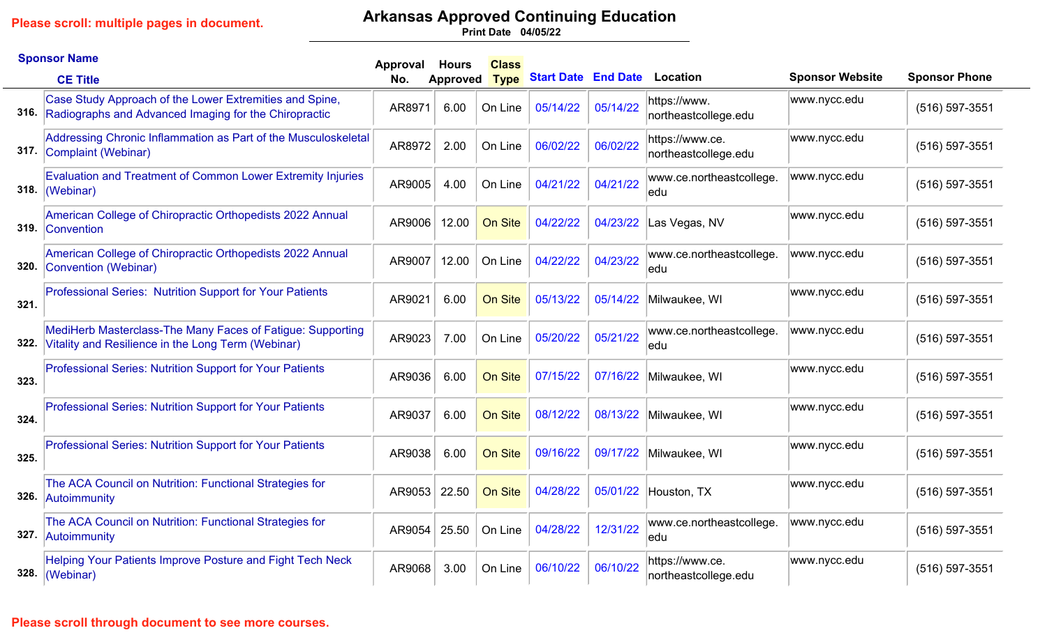Please scroll: multiple pages in document.

# Arkansas Approved Continuing Education

Print Date 04/05/22

| # | Sponsor Name / CE Title | Approval No. | Hours Approved | Class Type | Start Date | End Date | Location | Sponsor Website | Sponsor Phone |
|---|---|---|---|---|---|---|---|---|---|
| 316. | Case Study Approach of the Lower Extremities and Spine, Radiographs and Advanced Imaging for the Chiropractic | AR8971 | 6.00 | On Line | 05/14/22 | 05/14/22 | https://www.northeastcollege.edu | www.nycc.edu | (516) 597-3551 |
| 317. | Addressing Chronic Inflammation as Part of the Musculoskeletal Complaint (Webinar) | AR8972 | 2.00 | On Line | 06/02/22 | 06/02/22 | https://www.ce.northeastcollege.edu | www.nycc.edu | (516) 597-3551 |
| 318. | Evaluation and Treatment of Common Lower Extremity Injuries (Webinar) | AR9005 | 4.00 | On Line | 04/21/22 | 04/21/22 | www.ce.northeastcollege.edu | www.nycc.edu | (516) 597-3551 |
| 319. | American College of Chiropractic Orthopedists 2022 Annual Convention | AR9006 | 12.00 | On Site | 04/22/22 | 04/23/22 | Las Vegas, NV | www.nycc.edu | (516) 597-3551 |
| 320. | American College of Chiropractic Orthopedists 2022 Annual Convention (Webinar) | AR9007 | 12.00 | On Line | 04/22/22 | 04/23/22 | www.ce.northeastcollege.edu | www.nycc.edu | (516) 597-3551 |
| 321. | Professional Series: Nutrition Support for Your Patients | AR9021 | 6.00 | On Site | 05/13/22 | 05/14/22 | Milwaukee, WI | www.nycc.edu | (516) 597-3551 |
| 322. | MediHerb Masterclass-The Many Faces of Fatigue: Supporting Vitality and Resilience in the Long Term (Webinar) | AR9023 | 7.00 | On Line | 05/20/22 | 05/21/22 | www.ce.northeastcollege.edu | www.nycc.edu | (516) 597-3551 |
| 323. | Professional Series: Nutrition Support for Your Patients | AR9036 | 6.00 | On Site | 07/15/22 | 07/16/22 | Milwaukee, WI | www.nycc.edu | (516) 597-3551 |
| 324. | Professional Series: Nutrition Support for Your Patients | AR9037 | 6.00 | On Site | 08/12/22 | 08/13/22 | Milwaukee, WI | www.nycc.edu | (516) 597-3551 |
| 325. | Professional Series: Nutrition Support for Your Patients | AR9038 | 6.00 | On Site | 09/16/22 | 09/17/22 | Milwaukee, WI | www.nycc.edu | (516) 597-3551 |
| 326. | The ACA Council on Nutrition: Functional Strategies for Autoimmunity | AR9053 | 22.50 | On Site | 04/28/22 | 05/01/22 | Houston, TX | www.nycc.edu | (516) 597-3551 |
| 327. | The ACA Council on Nutrition: Functional Strategies for Autoimmunity | AR9054 | 25.50 | On Line | 04/28/22 | 12/31/22 | www.ce.northeastcollege.edu | www.nycc.edu | (516) 597-3551 |
| 328. | Helping Your Patients Improve Posture and Fight Tech Neck (Webinar) | AR9068 | 3.00 | On Line | 06/10/22 | 06/10/22 | https://www.ce.northeastcollege.edu | www.nycc.edu | (516) 597-3551 |

Please scroll through document to see more courses.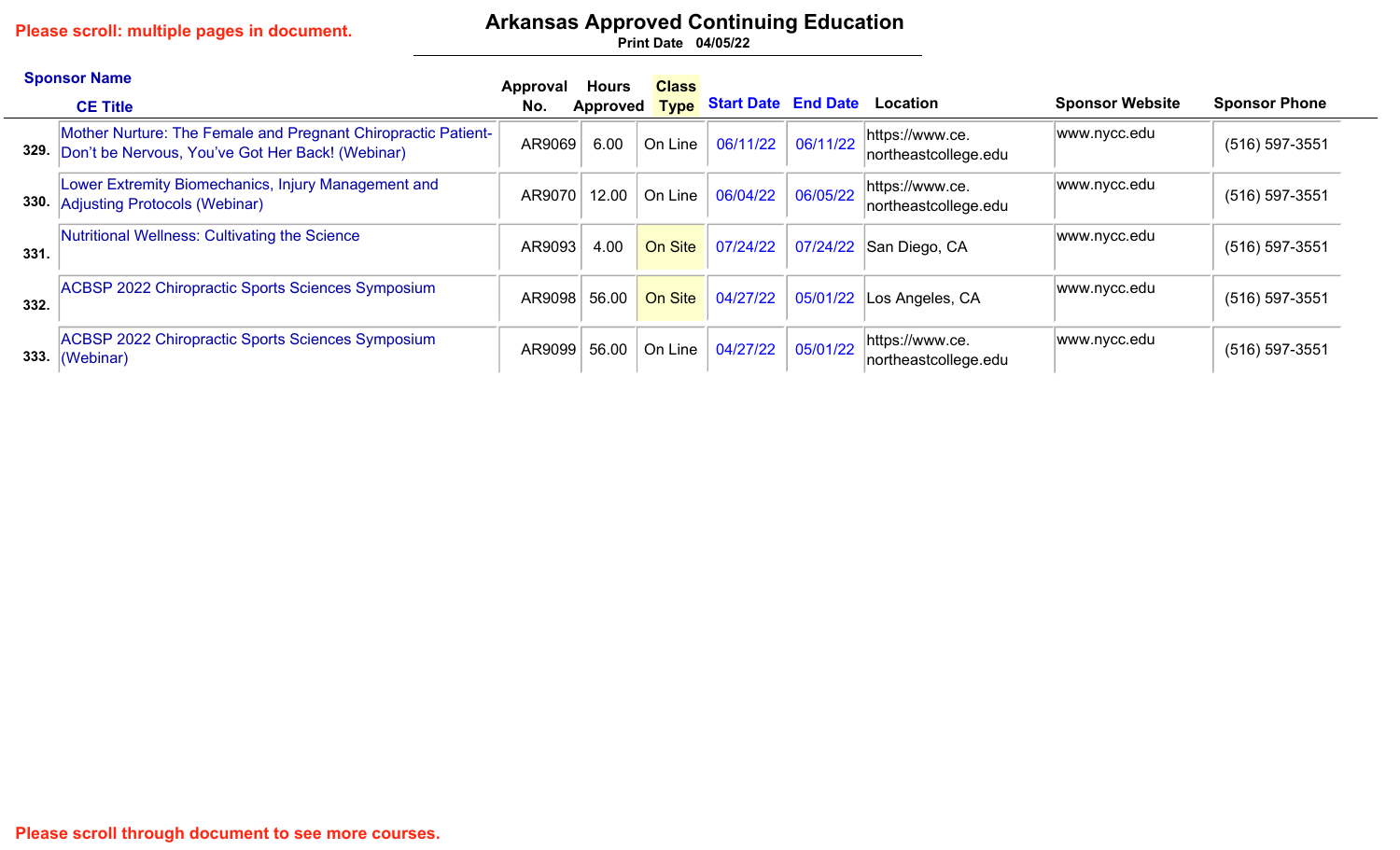Please scroll: multiple pages in document.

# Arkansas Approved Continuing Education

Print Date 04/05/22

| # | Sponsor Name / CE Title | Approval No. | Hours Approved | Class Type | Start Date | End Date | Location | Sponsor Website | Sponsor Phone |
|---|---|---|---|---|---|---|---|---|---|
| 329. | Mother Nurture: The Female and Pregnant Chiropractic Patient- Don’t be Nervous, You’ve Got Her Back! (Webinar) | AR9069 | 6.00 | On Line | 06/11/22 | 06/11/22 | https://www.ce.northeastcollege.edu | www.nycc.edu | (516) 597-3551 |
| 330. | Lower Extremity Biomechanics, Injury Management and Adjusting Protocols (Webinar) | AR9070 | 12.00 | On Line | 06/04/22 | 06/05/22 | https://www.ce.northeastcollege.edu | www.nycc.edu | (516) 597-3551 |
| 331. | Nutritional Wellness: Cultivating the Science | AR9093 | 4.00 | On Site | 07/24/22 | 07/24/22 | San Diego, CA | www.nycc.edu | (516) 597-3551 |
| 332. | ACBSP 2022 Chiropractic Sports Sciences Symposium | AR9098 | 56.00 | On Site | 04/27/22 | 05/01/22 | Los Angeles, CA | www.nycc.edu | (516) 597-3551 |
| 333. | ACBSP 2022 Chiropractic Sports Sciences Symposium (Webinar) | AR9099 | 56.00 | On Line | 04/27/22 | 05/01/22 | https://www.ce.northeastcollege.edu | www.nycc.edu | (516) 597-3551 |

Please scroll through document to see more courses.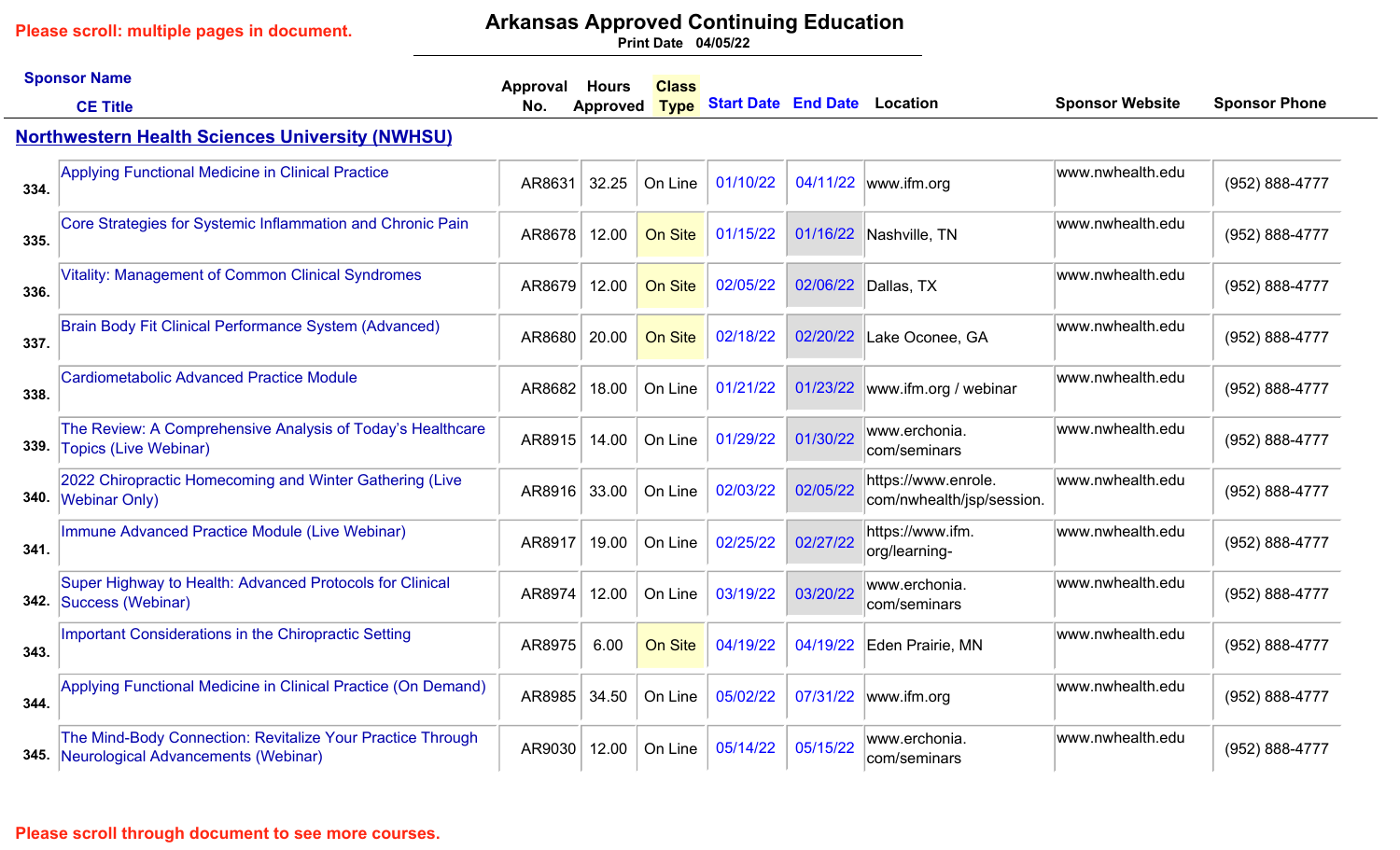Please scroll: multiple pages in document.

# Arkansas Approved Continuing Education

Print Date 04/05/22

## Northwestern Health Sciences University (NWHSU)

| # | Sponsor Name / CE Title | Approval No. | Hours Approved | Class Type | Start Date | End Date | Location | Sponsor Website | Sponsor Phone |
|---|---|---|---|---|---|---|---|---|---|
| 334. | Applying Functional Medicine in Clinical Practice | AR8631 | 32.25 | On Line | 01/10/22 | 04/11/22 | www.ifm.org | www.nwhealth.edu | (952) 888-4777 |
| 335. | Core Strategies for Systemic Inflammation and Chronic Pain | AR8678 | 12.00 | On Site | 01/15/22 | 01/16/22 | Nashville, TN | www.nwhealth.edu | (952) 888-4777 |
| 336. | Vitality: Management of Common Clinical Syndromes | AR8679 | 12.00 | On Site | 02/05/22 | 02/06/22 | Dallas, TX | www.nwhealth.edu | (952) 888-4777 |
| 337. | Brain Body Fit Clinical Performance System (Advanced) | AR8680 | 20.00 | On Site | 02/18/22 | 02/20/22 | Lake Oconee, GA | www.nwhealth.edu | (952) 888-4777 |
| 338. | Cardiometabolic Advanced Practice Module | AR8682 | 18.00 | On Line | 01/21/22 | 01/23/22 | www.ifm.org / webinar | www.nwhealth.edu | (952) 888-4777 |
| 339. | The Review: A Comprehensive Analysis of Today's Healthcare Topics (Live Webinar) | AR8915 | 14.00 | On Line | 01/29/22 | 01/30/22 | www.erchonia.com/seminars | www.nwhealth.edu | (952) 888-4777 |
| 340. | 2022 Chiropractic Homecoming and Winter Gathering (Live Webinar Only) | AR8916 | 33.00 | On Line | 02/03/22 | 02/05/22 | https://www.enrole.com/nwhealth/jsp/session. | www.nwhealth.edu | (952) 888-4777 |
| 341. | Immune Advanced Practice Module (Live Webinar) | AR8917 | 19.00 | On Line | 02/25/22 | 02/27/22 | https://www.ifm.org/learning- | www.nwhealth.edu | (952) 888-4777 |
| 342. | Super Highway to Health: Advanced Protocols for Clinical Success (Webinar) | AR8974 | 12.00 | On Line | 03/19/22 | 03/20/22 | www.erchonia.com/seminars | www.nwhealth.edu | (952) 888-4777 |
| 343. | Important Considerations in the Chiropractic Setting | AR8975 | 6.00 | On Site | 04/19/22 | 04/19/22 | Eden Prairie, MN | www.nwhealth.edu | (952) 888-4777 |
| 344. | Applying Functional Medicine in Clinical Practice (On Demand) | AR8985 | 34.50 | On Line | 05/02/22 | 07/31/22 | www.ifm.org | www.nwhealth.edu | (952) 888-4777 |
| 345. | The Mind-Body Connection: Revitalize Your Practice Through Neurological Advancements (Webinar) | AR9030 | 12.00 | On Line | 05/14/22 | 05/15/22 | www.erchonia.com/seminars | www.nwhealth.edu | (952) 888-4777 |

Please scroll through document to see more courses.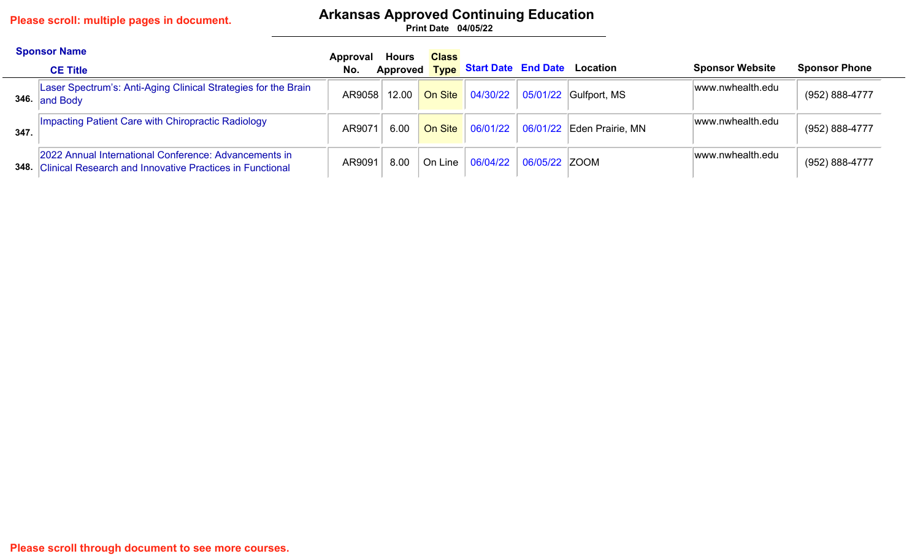Please scroll: multiple pages in document.

# Arkansas Approved Continuing Education

Print Date 04/05/22

| | Sponsor Name / CE Title | Approval No. | Hours Approved | Class Type | Start Date | End Date | Location | Sponsor Website | Sponsor Phone |
|---|---|---|---|---|---|---|---|---|---|
| 346. | Laser Spectrum's: Anti-Aging Clinical Strategies for the Brain and Body | AR9058 | 12.00 | On Site | 04/30/22 | 05/01/22 | Gulfport, MS | www.nwhealth.edu | (952) 888-4777 |
| 347. | Impacting Patient Care with Chiropractic Radiology | AR9071 | 6.00 | On Site | 06/01/22 | 06/01/22 | Eden Prairie, MN | www.nwhealth.edu | (952) 888-4777 |
| 348. | 2022 Annual International Conference: Advancements in Clinical Research and Innovative Practices in Functional | AR9091 | 8.00 | On Line | 06/04/22 | 06/05/22 | ZOOM | www.nwhealth.edu | (952) 888-4777 |

Please scroll through document to see more courses.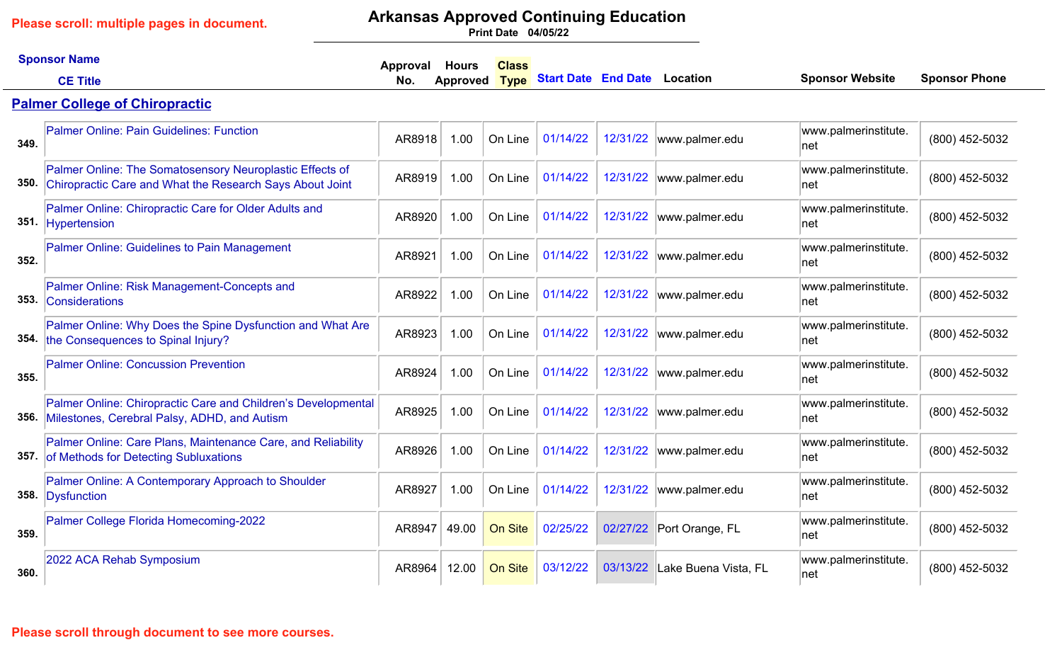Please scroll: multiple pages in document.

# Arkansas Approved Continuing Education

Print Date 04/05/22

## Palmer College of Chiropractic

| # | Sponsor Name / CE Title | Approval No. | Hours Approved | Class Type | Start Date | End Date | Location | Sponsor Website | Sponsor Phone |
|---|---|---|---|---|---|---|---|---|---|
| 349. | Palmer Online: Pain Guidelines: Function | AR8918 | 1.00 | On Line | 01/14/22 | 12/31/22 | www.palmer.edu | www.palmerinstitute.net | (800) 452-5032 |
| 350. | Palmer Online: The Somatosensory Neuroplastic Effects of Chiropractic Care and What the Research Says About Joint | AR8919 | 1.00 | On Line | 01/14/22 | 12/31/22 | www.palmer.edu | www.palmerinstitute.net | (800) 452-5032 |
| 351. | Palmer Online: Chiropractic Care for Older Adults and Hypertension | AR8920 | 1.00 | On Line | 01/14/22 | 12/31/22 | www.palmer.edu | www.palmerinstitute.net | (800) 452-5032 |
| 352. | Palmer Online: Guidelines to Pain Management | AR8921 | 1.00 | On Line | 01/14/22 | 12/31/22 | www.palmer.edu | www.palmerinstitute.net | (800) 452-5032 |
| 353. | Palmer Online: Risk Management-Concepts and Considerations | AR8922 | 1.00 | On Line | 01/14/22 | 12/31/22 | www.palmer.edu | www.palmerinstitute.net | (800) 452-5032 |
| 354. | Palmer Online: Why Does the Spine Dysfunction and What Are the Consequences to Spinal Injury? | AR8923 | 1.00 | On Line | 01/14/22 | 12/31/22 | www.palmer.edu | www.palmerinstitute.net | (800) 452-5032 |
| 355. | Palmer Online: Concussion Prevention | AR8924 | 1.00 | On Line | 01/14/22 | 12/31/22 | www.palmer.edu | www.palmerinstitute.net | (800) 452-5032 |
| 356. | Palmer Online: Chiropractic Care and Children's Developmental Milestones, Cerebral Palsy, ADHD, and Autism | AR8925 | 1.00 | On Line | 01/14/22 | 12/31/22 | www.palmer.edu | www.palmerinstitute.net | (800) 452-5032 |
| 357. | Palmer Online: Care Plans, Maintenance Care, and Reliability of Methods for Detecting Subluxations | AR8926 | 1.00 | On Line | 01/14/22 | 12/31/22 | www.palmer.edu | www.palmerinstitute.net | (800) 452-5032 |
| 358. | Palmer Online: A Contemporary Approach to Shoulder Dysfunction | AR8927 | 1.00 | On Line | 01/14/22 | 12/31/22 | www.palmer.edu | www.palmerinstitute.net | (800) 452-5032 |
| 359. | Palmer College Florida Homecoming-2022 | AR8947 | 49.00 | On Site | 02/25/22 | 02/27/22 | Port Orange, FL | www.palmerinstitute.net | (800) 452-5032 |
| 360. | 2022 ACA Rehab Symposium | AR8964 | 12.00 | On Site | 03/12/22 | 03/13/22 | Lake Buena Vista, FL | www.palmerinstitute.net | (800) 452-5032 |

Please scroll through document to see more courses.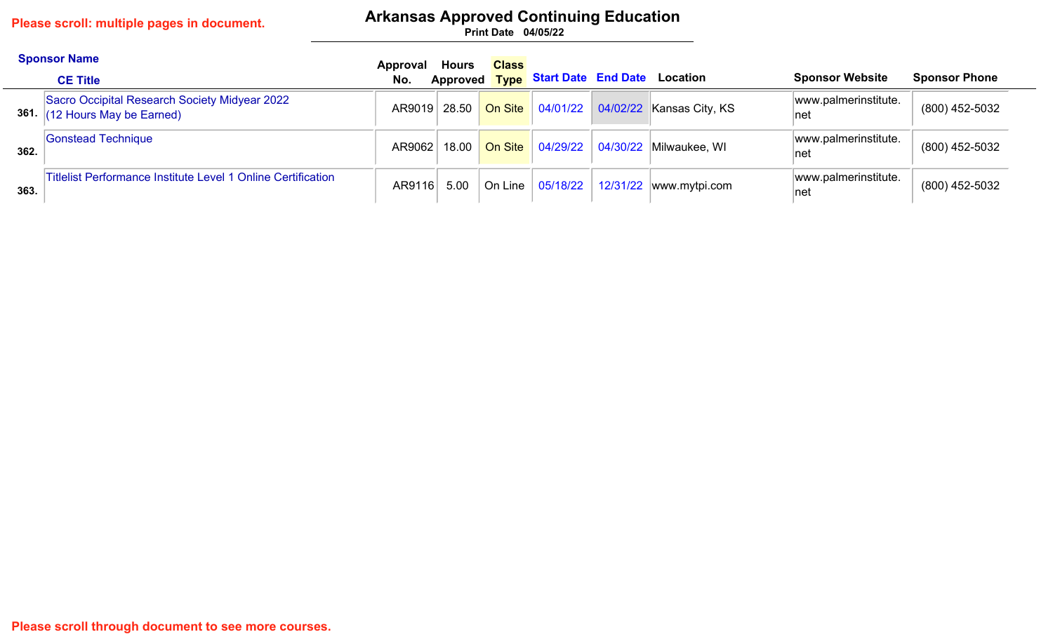Please scroll: multiple pages in document.

# Arkansas Approved Continuing Education

**Print Date 04/05/22**

| | Sponsor Name / CE Title | Approval No. | Hours Approved | Class Type | Start Date | End Date | Location | Sponsor Website | Sponsor Phone |
|---|---|---|---|---|---|---|---|---|---|
| 361. | Sacro Occipital Research Society Midyear 2022 (12 Hours May be Earned) | AR9019 | 28.50 | On Site | 04/01/22 | 04/02/22 | Kansas City, KS | www.palmerinstitute.net | (800) 452-5032 |
| 362. | Gonstead Technique | AR9062 | 18.00 | On Site | 04/29/22 | 04/30/22 | Milwaukee, WI | www.palmerinstitute.net | (800) 452-5032 |
| 363. | Titlelist Performance Institute Level 1 Online Certification | AR9116 | 5.00 | On Line | 05/18/22 | 12/31/22 | www.mytpi.com | www.palmerinstitute.net | (800) 452-5032 |

Please scroll through document to see more courses.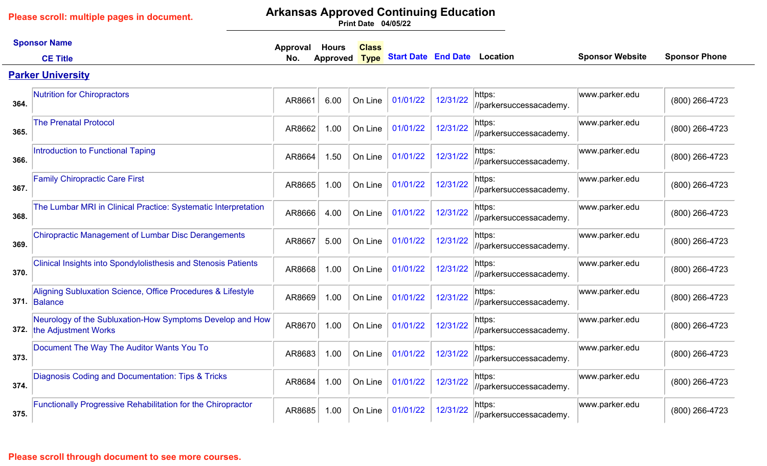Please scroll: multiple pages in document.

# Arkansas Approved Continuing Education

Print Date 04/05/22

| | Sponsor Name / CE Title | Approval No. | Hours Approved | Class Type | Start Date | End Date | Location | Sponsor Website | Sponsor Phone |
|---|---|---|---|---|---|---|---|---|---|
| | **Parker University** | | | | | | | | |
| 364. | Nutrition for Chiropractors | AR8661 | 6.00 | On Line | 01/01/22 | 12/31/22 | https: //parkersuccessacademy. | www.parker.edu | (800) 266-4723 |
| 365. | The Prenatal Protocol | AR8662 | 1.00 | On Line | 01/01/22 | 12/31/22 | https: //parkersuccessacademy. | www.parker.edu | (800) 266-4723 |
| 366. | Introduction to Functional Taping | AR8664 | 1.50 | On Line | 01/01/22 | 12/31/22 | https: //parkersuccessacademy. | www.parker.edu | (800) 266-4723 |
| 367. | Family Chiropractic Care First | AR8665 | 1.00 | On Line | 01/01/22 | 12/31/22 | https: //parkersuccessacademy. | www.parker.edu | (800) 266-4723 |
| 368. | The Lumbar MRI in Clinical Practice: Systematic Interpretation | AR8666 | 4.00 | On Line | 01/01/22 | 12/31/22 | https: //parkersuccessacademy. | www.parker.edu | (800) 266-4723 |
| 369. | Chiropractic Management of Lumbar Disc Derangements | AR8667 | 5.00 | On Line | 01/01/22 | 12/31/22 | https: //parkersuccessacademy. | www.parker.edu | (800) 266-4723 |
| 370. | Clinical Insights into Spondylolisthesis and Stenosis Patients | AR8668 | 1.00 | On Line | 01/01/22 | 12/31/22 | https: //parkersuccessacademy. | www.parker.edu | (800) 266-4723 |
| 371. | Aligning Subluxation Science, Office Procedures & Lifestyle Balance | AR8669 | 1.00 | On Line | 01/01/22 | 12/31/22 | https: //parkersuccessacademy. | www.parker.edu | (800) 266-4723 |
| 372. | Neurology of the Subluxation-How Symptoms Develop and How the Adjustment Works | AR8670 | 1.00 | On Line | 01/01/22 | 12/31/22 | https: //parkersuccessacademy. | www.parker.edu | (800) 266-4723 |
| 373. | Document The Way The Auditor Wants You To | AR8683 | 1.00 | On Line | 01/01/22 | 12/31/22 | https: //parkersuccessacademy. | www.parker.edu | (800) 266-4723 |
| 374. | Diagnosis Coding and Documentation: Tips & Tricks | AR8684 | 1.00 | On Line | 01/01/22 | 12/31/22 | https: //parkersuccessacademy. | www.parker.edu | (800) 266-4723 |
| 375. | Functionally Progressive Rehabilitation for the Chiropractor | AR8685 | 1.00 | On Line | 01/01/22 | 12/31/22 | https: //parkersuccessacademy. | www.parker.edu | (800) 266-4723 |

Please scroll through document to see more courses.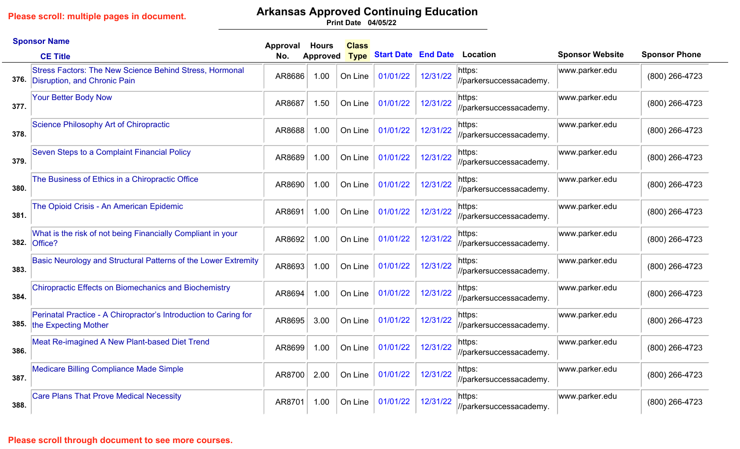Please scroll: multiple pages in document.

# Arkansas Approved Continuing Education

Print Date 04/05/22

| | Sponsor Name / CE Title | Approval No. | Hours Approved | Class Type | Start Date | End Date | Location | Sponsor Website | Sponsor Phone |
|---|---|---|---|---|---|---|---|---|---|
| 376. | Stress Factors: The New Science Behind Stress, Hormonal Disruption, and Chronic Pain | AR8686 | 1.00 | On Line | 01/01/22 | 12/31/22 | https://parkersuccessacademy. | www.parker.edu | (800) 266-4723 |
| 377. | Your Better Body Now | AR8687 | 1.50 | On Line | 01/01/22 | 12/31/22 | https://parkersuccessacademy. | www.parker.edu | (800) 266-4723 |
| 378. | Science Philosophy Art of Chiropractic | AR8688 | 1.00 | On Line | 01/01/22 | 12/31/22 | https://parkersuccessacademy. | www.parker.edu | (800) 266-4723 |
| 379. | Seven Steps to a Complaint Financial Policy | AR8689 | 1.00 | On Line | 01/01/22 | 12/31/22 | https://parkersuccessacademy. | www.parker.edu | (800) 266-4723 |
| 380. | The Business of Ethics in a Chiropractic Office | AR8690 | 1.00 | On Line | 01/01/22 | 12/31/22 | https://parkersuccessacademy. | www.parker.edu | (800) 266-4723 |
| 381. | The Opioid Crisis - An American Epidemic | AR8691 | 1.00 | On Line | 01/01/22 | 12/31/22 | https://parkersuccessacademy. | www.parker.edu | (800) 266-4723 |
| 382. | What is the risk of not being Financially Compliant in your Office? | AR8692 | 1.00 | On Line | 01/01/22 | 12/31/22 | https://parkersuccessacademy. | www.parker.edu | (800) 266-4723 |
| 383. | Basic Neurology and Structural Patterns of the Lower Extremity | AR8693 | 1.00 | On Line | 01/01/22 | 12/31/22 | https://parkersuccessacademy. | www.parker.edu | (800) 266-4723 |
| 384. | Chiropractic Effects on Biomechanics and Biochemistry | AR8694 | 1.00 | On Line | 01/01/22 | 12/31/22 | https://parkersuccessacademy. | www.parker.edu | (800) 266-4723 |
| 385. | Perinatal Practice - A Chiropractor's Introduction to Caring for the Expecting Mother | AR8695 | 3.00 | On Line | 01/01/22 | 12/31/22 | https://parkersuccessacademy. | www.parker.edu | (800) 266-4723 |
| 386. | Meat Re-imagined A New Plant-based Diet Trend | AR8699 | 1.00 | On Line | 01/01/22 | 12/31/22 | https://parkersuccessacademy. | www.parker.edu | (800) 266-4723 |
| 387. | Medicare Billing Compliance Made Simple | AR8700 | 2.00 | On Line | 01/01/22 | 12/31/22 | https://parkersuccessacademy. | www.parker.edu | (800) 266-4723 |
| 388. | Care Plans That Prove Medical Necessity | AR8701 | 1.00 | On Line | 01/01/22 | 12/31/22 | https://parkersuccessacademy. | www.parker.edu | (800) 266-4723 |

Please scroll through document to see more courses.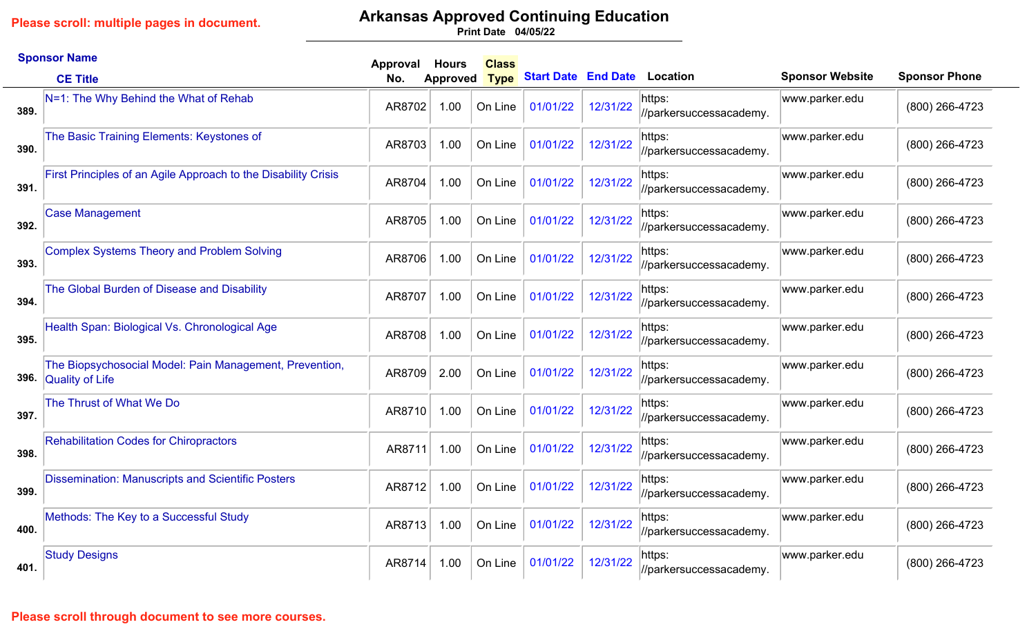Please scroll: multiple pages in document.

# Arkansas Approved Continuing Education

Print Date 04/05/22

| | Sponsor Name / CE Title | Approval No. | Hours Approved | Class Type | Start Date | End Date | Location | Sponsor Website | Sponsor Phone |
|---|---|---|---|---|---|---|---|---|---|
| 389. | N=1: The Why Behind the What of Rehab | AR8702 | 1.00 | On Line | 01/01/22 | 12/31/22 | https: //parkersuccessacademy. | www.parker.edu | (800) 266-4723 |
| 390. | The Basic Training Elements: Keystones of | AR8703 | 1.00 | On Line | 01/01/22 | 12/31/22 | https: //parkersuccessacademy. | www.parker.edu | (800) 266-4723 |
| 391. | First Principles of an Agile Approach to the Disability Crisis | AR8704 | 1.00 | On Line | 01/01/22 | 12/31/22 | https: //parkersuccessacademy. | www.parker.edu | (800) 266-4723 |
| 392. | Case Management | AR8705 | 1.00 | On Line | 01/01/22 | 12/31/22 | https: //parkersuccessacademy. | www.parker.edu | (800) 266-4723 |
| 393. | Complex Systems Theory and Problem Solving | AR8706 | 1.00 | On Line | 01/01/22 | 12/31/22 | https: //parkersuccessacademy. | www.parker.edu | (800) 266-4723 |
| 394. | The Global Burden of Disease and Disability | AR8707 | 1.00 | On Line | 01/01/22 | 12/31/22 | https: //parkersuccessacademy. | www.parker.edu | (800) 266-4723 |
| 395. | Health Span: Biological Vs. Chronological Age | AR8708 | 1.00 | On Line | 01/01/22 | 12/31/22 | https: //parkersuccessacademy. | www.parker.edu | (800) 266-4723 |
| 396. | The Biopsychosocial Model: Pain Management, Prevention, Quality of Life | AR8709 | 2.00 | On Line | 01/01/22 | 12/31/22 | https: //parkersuccessacademy. | www.parker.edu | (800) 266-4723 |
| 397. | The Thrust of What We Do | AR8710 | 1.00 | On Line | 01/01/22 | 12/31/22 | https: //parkersuccessacademy. | www.parker.edu | (800) 266-4723 |
| 398. | Rehabilitation Codes for Chiropractors | AR8711 | 1.00 | On Line | 01/01/22 | 12/31/22 | https: //parkersuccessacademy. | www.parker.edu | (800) 266-4723 |
| 399. | Dissemination: Manuscripts and Scientific Posters | AR8712 | 1.00 | On Line | 01/01/22 | 12/31/22 | https: //parkersuccessacademy. | www.parker.edu | (800) 266-4723 |
| 400. | Methods: The Key to a Successful Study | AR8713 | 1.00 | On Line | 01/01/22 | 12/31/22 | https: //parkersuccessacademy. | www.parker.edu | (800) 266-4723 |
| 401. | Study Designs | AR8714 | 1.00 | On Line | 01/01/22 | 12/31/22 | https: //parkersuccessacademy. | www.parker.edu | (800) 266-4723 |

Please scroll through document to see more courses.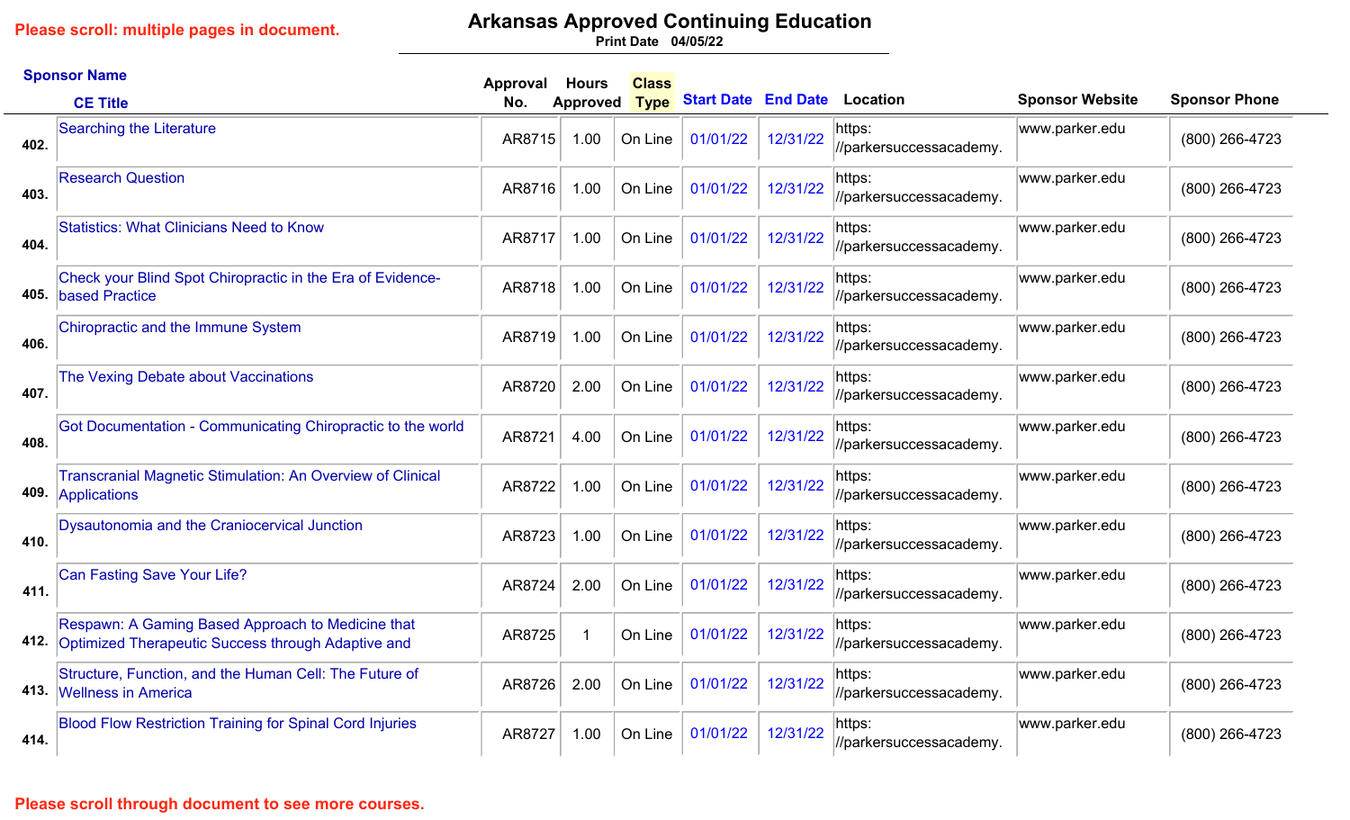Please scroll: multiple pages in document.

# Arkansas Approved Continuing Education

Print Date 04/05/22

| | Sponsor Name / CE Title | Approval No. | Hours Approved | Class Type | Start Date | End Date | Location | Sponsor Website | Sponsor Phone |
|---|---|---|---|---|---|---|---|---|---|
| 402. | Searching the Literature | AR8715 | 1.00 | On Line | 01/01/22 | 12/31/22 | https://parkersuccessacademy. | www.parker.edu | (800) 266-4723 |
| 403. | Research Question | AR8716 | 1.00 | On Line | 01/01/22 | 12/31/22 | https://parkersuccessacademy. | www.parker.edu | (800) 266-4723 |
| 404. | Statistics: What Clinicians Need to Know | AR8717 | 1.00 | On Line | 01/01/22 | 12/31/22 | https://parkersuccessacademy. | www.parker.edu | (800) 266-4723 |
| 405. | Check your Blind Spot Chiropractic in the Era of Evidence-based Practice | AR8718 | 1.00 | On Line | 01/01/22 | 12/31/22 | https://parkersuccessacademy. | www.parker.edu | (800) 266-4723 |
| 406. | Chiropractic and the Immune System | AR8719 | 1.00 | On Line | 01/01/22 | 12/31/22 | https://parkersuccessacademy. | www.parker.edu | (800) 266-4723 |
| 407. | The Vexing Debate about Vaccinations | AR8720 | 2.00 | On Line | 01/01/22 | 12/31/22 | https://parkersuccessacademy. | www.parker.edu | (800) 266-4723 |
| 408. | Got Documentation - Communicating Chiropractic to the world | AR8721 | 4.00 | On Line | 01/01/22 | 12/31/22 | https://parkersuccessacademy. | www.parker.edu | (800) 266-4723 |
| 409. | Transcranial Magnetic Stimulation: An Overview of Clinical Applications | AR8722 | 1.00 | On Line | 01/01/22 | 12/31/22 | https://parkersuccessacademy. | www.parker.edu | (800) 266-4723 |
| 410. | Dysautonomia and the Craniocervical Junction | AR8723 | 1.00 | On Line | 01/01/22 | 12/31/22 | https://parkersuccessacademy. | www.parker.edu | (800) 266-4723 |
| 411. | Can Fasting Save Your Life? | AR8724 | 2.00 | On Line | 01/01/22 | 12/31/22 | https://parkersuccessacademy. | www.parker.edu | (800) 266-4723 |
| 412. | Respawn: A Gaming Based Approach to Medicine that Optimized Therapeutic Success through Adaptive and | AR8725 | 1 | On Line | 01/01/22 | 12/31/22 | https://parkersuccessacademy. | www.parker.edu | (800) 266-4723 |
| 413. | Structure, Function, and the Human Cell: The Future of Wellness in America | AR8726 | 2.00 | On Line | 01/01/22 | 12/31/22 | https://parkersuccessacademy. | www.parker.edu | (800) 266-4723 |
| 414. | Blood Flow Restriction Training for Spinal Cord Injuries | AR8727 | 1.00 | On Line | 01/01/22 | 12/31/22 | https://parkersuccessacademy. | www.parker.edu | (800) 266-4723 |

Please scroll through document to see more courses.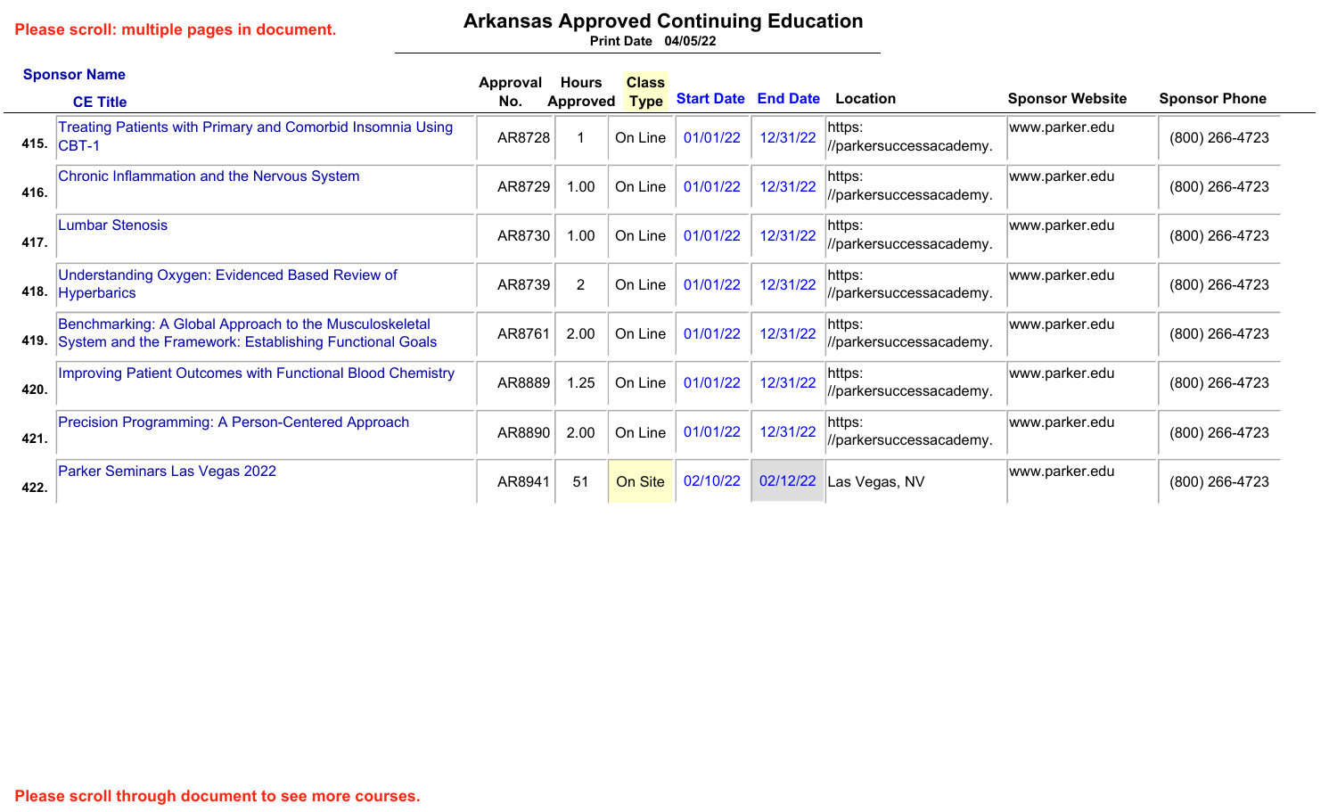Please scroll: multiple pages in document.

# Arkansas Approved Continuing Education

Print Date 04/05/22

| | Sponsor Name / CE Title | Approval No. | Hours Approved | Class Type | Start Date | End Date | Location | Sponsor Website | Sponsor Phone |
|---|---|---|---|---|---|---|---|---|---|
| 415. | Treating Patients with Primary and Comorbid Insomnia Using CBT-1 | AR8728 | 1 | On Line | 01/01/22 | 12/31/22 | https: //parkersuccessacademy. | www.parker.edu | (800) 266-4723 |
| 416. | Chronic Inflammation and the Nervous System | AR8729 | 1.00 | On Line | 01/01/22 | 12/31/22 | https: //parkersuccessacademy. | www.parker.edu | (800) 266-4723 |
| 417. | Lumbar Stenosis | AR8730 | 1.00 | On Line | 01/01/22 | 12/31/22 | https: //parkersuccessacademy. | www.parker.edu | (800) 266-4723 |
| 418. | Understanding Oxygen: Evidenced Based Review of Hyperbarics | AR8739 | 2 | On Line | 01/01/22 | 12/31/22 | https: //parkersuccessacademy. | www.parker.edu | (800) 266-4723 |
| 419. | Benchmarking: A Global Approach to the Musculoskeletal System and the Framework: Establishing Functional Goals | AR8761 | 2.00 | On Line | 01/01/22 | 12/31/22 | https: //parkersuccessacademy. | www.parker.edu | (800) 266-4723 |
| 420. | Improving Patient Outcomes with Functional Blood Chemistry | AR8889 | 1.25 | On Line | 01/01/22 | 12/31/22 | https: //parkersuccessacademy. | www.parker.edu | (800) 266-4723 |
| 421. | Precision Programming: A Person-Centered Approach | AR8890 | 2.00 | On Line | 01/01/22 | 12/31/22 | https: //parkersuccessacademy. | www.parker.edu | (800) 266-4723 |
| 422. | Parker Seminars Las Vegas 2022 | AR8941 | 51 | On Site | 02/10/22 | 02/12/22 | Las Vegas, NV | www.parker.edu | (800) 266-4723 |

Please scroll through document to see more courses.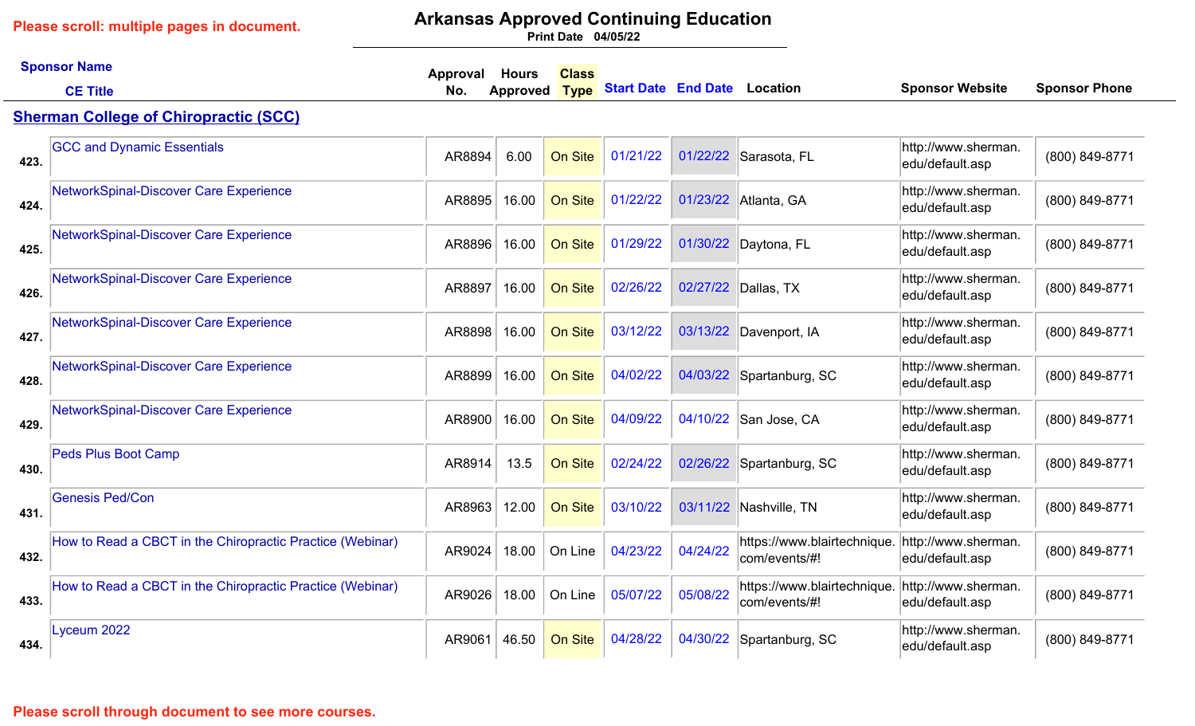Please scroll: multiple pages in document.

# Arkansas Approved Continuing Education

Print Date 04/05/22

## Sherman College of Chiropractic (SCC)

| # | Sponsor Name / CE Title | Approval No. | Hours Approved | Class Type | Start Date | End Date | Location | Sponsor Website | Sponsor Phone |
|---|---|---|---|---|---|---|---|---|---|
| 423. | GCC and Dynamic Essentials | AR8894 | 6.00 | On Site | 01/21/22 | 01/22/22 | Sarasota, FL | http://www.sherman.edu/default.asp | (800) 849-8771 |
| 424. | NetworkSpinal-Discover Care Experience | AR8895 | 16.00 | On Site | 01/22/22 | 01/23/22 | Atlanta, GA | http://www.sherman.edu/default.asp | (800) 849-8771 |
| 425. | NetworkSpinal-Discover Care Experience | AR8896 | 16.00 | On Site | 01/29/22 | 01/30/22 | Daytona, FL | http://www.sherman.edu/default.asp | (800) 849-8771 |
| 426. | NetworkSpinal-Discover Care Experience | AR8897 | 16.00 | On Site | 02/26/22 | 02/27/22 | Dallas, TX | http://www.sherman.edu/default.asp | (800) 849-8771 |
| 427. | NetworkSpinal-Discover Care Experience | AR8898 | 16.00 | On Site | 03/12/22 | 03/13/22 | Davenport, IA | http://www.sherman.edu/default.asp | (800) 849-8771 |
| 428. | NetworkSpinal-Discover Care Experience | AR8899 | 16.00 | On Site | 04/02/22 | 04/03/22 | Spartanburg, SC | http://www.sherman.edu/default.asp | (800) 849-8771 |
| 429. | NetworkSpinal-Discover Care Experience | AR8900 | 16.00 | On Site | 04/09/22 | 04/10/22 | San Jose, CA | http://www.sherman.edu/default.asp | (800) 849-8771 |
| 430. | Peds Plus Boot Camp | AR8914 | 13.5 | On Site | 02/24/22 | 02/26/22 | Spartanburg, SC | http://www.sherman.edu/default.asp | (800) 849-8771 |
| 431. | Genesis Ped/Con | AR8963 | 12.00 | On Site | 03/10/22 | 03/11/22 | Nashville, TN | http://www.sherman.edu/default.asp | (800) 849-8771 |
| 432. | How to Read a CBCT in the Chiropractic Practice (Webinar) | AR9024 | 18.00 | On Line | 04/23/22 | 04/24/22 | https://www.blairtechnique.com/events/#! | http://www.sherman.edu/default.asp | (800) 849-8771 |
| 433. | How to Read a CBCT in the Chiropractic Practice (Webinar) | AR9026 | 18.00 | On Line | 05/07/22 | 05/08/22 | https://www.blairtechnique.com/events/#! | http://www.sherman.edu/default.asp | (800) 849-8771 |
| 434. | Lyceum 2022 | AR9061 | 46.50 | On Site | 04/28/22 | 04/30/22 | Spartanburg, SC | http://www.sherman.edu/default.asp | (800) 849-8771 |

Please scroll through document to see more courses.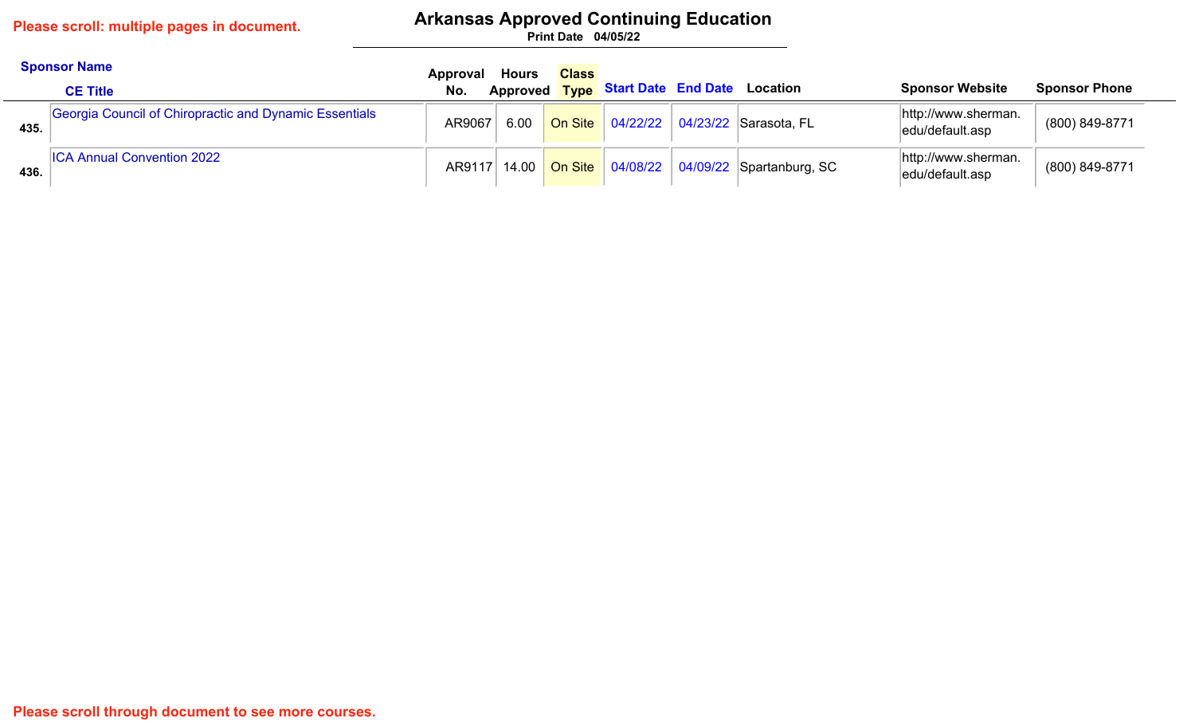Please scroll: multiple pages in document.

# Arkansas Approved Continuing Education

Print Date 04/05/22

| | Sponsor Name / CE Title | Approval No. | Hours Approved | Class Type | Start Date | End Date | Location | Sponsor Website | Sponsor Phone |
|---|---|---|---|---|---|---|---|---|---|
| 435. | Georgia Council of Chiropractic and Dynamic Essentials | AR9067 | 6.00 | On Site | 04/22/22 | 04/23/22 | Sarasota, FL | http://www.sherman.edu/default.asp | (800) 849-8771 |
| 436. | ICA Annual Convention 2022 | AR9117 | 14.00 | On Site | 04/08/22 | 04/09/22 | Spartanburg, SC | http://www.sherman.edu/default.asp | (800) 849-8771 |

Please scroll through document to see more courses.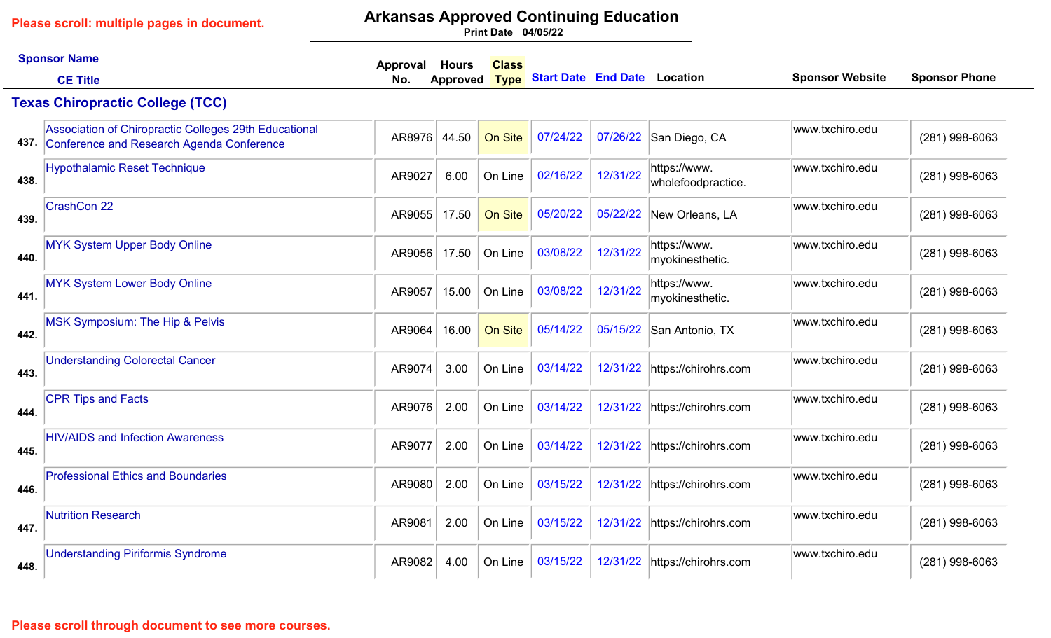Please scroll: multiple pages in document.

# Arkansas Approved Continuing Education

Print Date 04/05/22

## Texas Chiropractic College (TCC)

| # | Sponsor Name / CE Title | Approval No. | Hours Approved | Class Type | Start Date | End Date | Location | Sponsor Website | Sponsor Phone |
|---|---|---|---|---|---|---|---|---|---|
| 437. | Association of Chiropractic Colleges 29th Educational Conference and Research Agenda Conference | AR8976 | 44.50 | On Site | 07/24/22 | 07/26/22 | San Diego, CA | www.txchiro.edu | (281) 998-6063 |
| 438. | Hypothalamic Reset Technique | AR9027 | 6.00 | On Line | 02/16/22 | 12/31/22 | https://www. wholefoodpractice. | www.txchiro.edu | (281) 998-6063 |
| 439. | CrashCon 22 | AR9055 | 17.50 | On Site | 05/20/22 | 05/22/22 | New Orleans, LA | www.txchiro.edu | (281) 998-6063 |
| 440. | MYK System Upper Body Online | AR9056 | 17.50 | On Line | 03/08/22 | 12/31/22 | https://www. myokinesthetic. | www.txchiro.edu | (281) 998-6063 |
| 441. | MYK System Lower Body Online | AR9057 | 15.00 | On Line | 03/08/22 | 12/31/22 | https://www. myokinesthetic. | www.txchiro.edu | (281) 998-6063 |
| 442. | MSK Symposium: The Hip & Pelvis | AR9064 | 16.00 | On Site | 05/14/22 | 05/15/22 | San Antonio, TX | www.txchiro.edu | (281) 998-6063 |
| 443. | Understanding Colorectal Cancer | AR9074 | 3.00 | On Line | 03/14/22 | 12/31/22 | https://chirohrs.com | www.txchiro.edu | (281) 998-6063 |
| 444. | CPR Tips and Facts | AR9076 | 2.00 | On Line | 03/14/22 | 12/31/22 | https://chirohrs.com | www.txchiro.edu | (281) 998-6063 |
| 445. | HIV/AIDS and Infection Awareness | AR9077 | 2.00 | On Line | 03/14/22 | 12/31/22 | https://chirohrs.com | www.txchiro.edu | (281) 998-6063 |
| 446. | Professional Ethics and Boundaries | AR9080 | 2.00 | On Line | 03/15/22 | 12/31/22 | https://chirohrs.com | www.txchiro.edu | (281) 998-6063 |
| 447. | Nutrition Research | AR9081 | 2.00 | On Line | 03/15/22 | 12/31/22 | https://chirohrs.com | www.txchiro.edu | (281) 998-6063 |
| 448. | Understanding Piriformis Syndrome | AR9082 | 4.00 | On Line | 03/15/22 | 12/31/22 | https://chirohrs.com | www.txchiro.edu | (281) 998-6063 |

Please scroll through document to see more courses.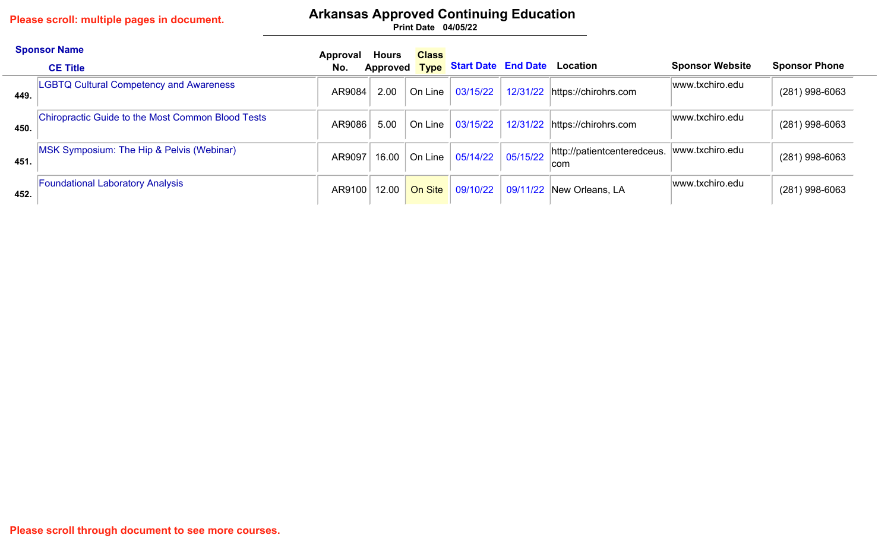Please scroll: multiple pages in document.

# Arkansas Approved Continuing Education

Print Date 04/05/22

| | Sponsor Name / CE Title | Approval No. | Hours Approved | Class Type | Start Date | End Date | Location | Sponsor Website | Sponsor Phone |
|---|---|---|---|---|---|---|---|---|---|
| 449. | LGBTQ Cultural Competency and Awareness | AR9084 | 2.00 | On Line | 03/15/22 | 12/31/22 | https://chirohrs.com | www.txchiro.edu | (281) 998-6063 |
| 450. | Chiropractic Guide to the Most Common Blood Tests | AR9086 | 5.00 | On Line | 03/15/22 | 12/31/22 | https://chirohrs.com | www.txchiro.edu | (281) 998-6063 |
| 451. | MSK Symposium: The Hip & Pelvis (Webinar) | AR9097 | 16.00 | On Line | 05/14/22 | 05/15/22 | http://patientcenteredceus.com | www.txchiro.edu | (281) 998-6063 |
| 452. | Foundational Laboratory Analysis | AR9100 | 12.00 | On Site | 09/10/22 | 09/11/22 | New Orleans, LA | www.txchiro.edu | (281) 998-6063 |

Please scroll through document to see more courses.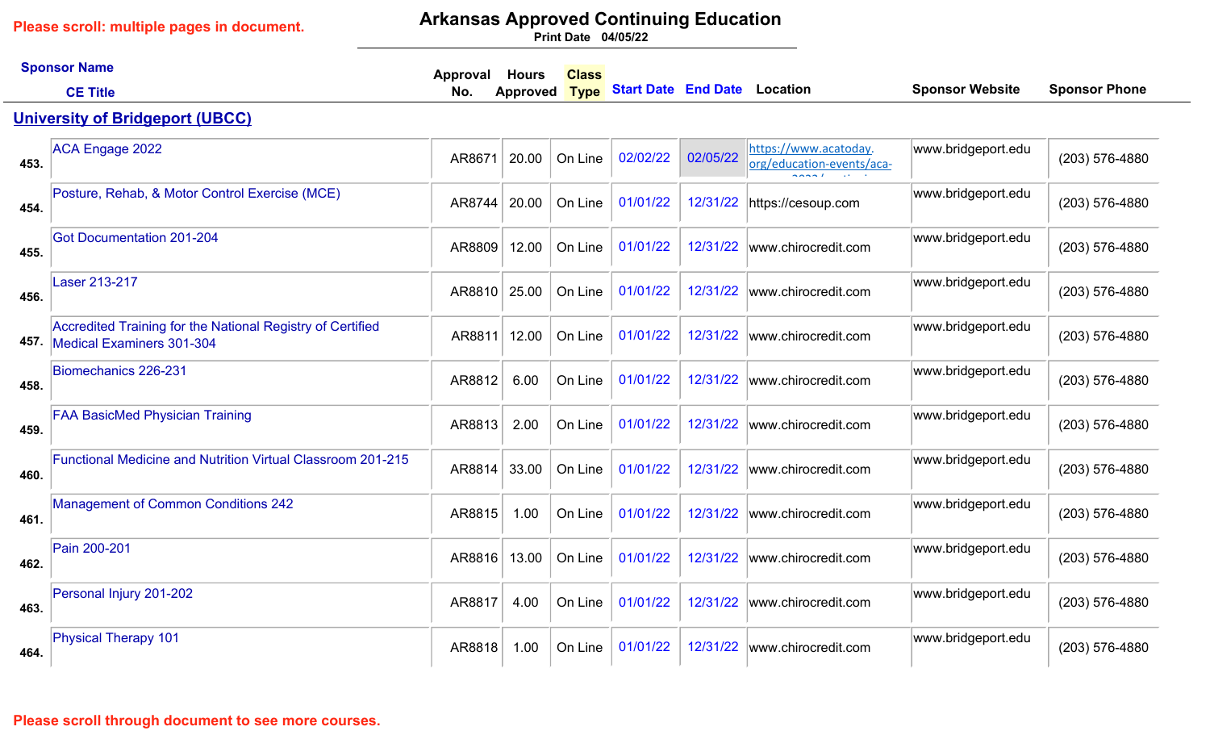Please scroll: multiple pages in document.

# Arkansas Approved Continuing Education

Print Date 04/05/22

## University of Bridgeport (UBCC)

| # | Sponsor Name / CE Title | Approval No. | Hours Approved | Class Type | Start Date | End Date | Location | Sponsor Website | Sponsor Phone |
|---|---|---|---|---|---|---|---|---|---|
| 453. | ACA Engage 2022 | AR8671 | 20.00 | On Line | 02/02/22 | 02/05/22 | https://www.acatoday.org/education-events/aca- | www.bridgeport.edu | (203) 576-4880 |
| 454. | Posture, Rehab, & Motor Control Exercise (MCE) | AR8744 | 20.00 | On Line | 01/01/22 | 12/31/22 | https://cesoup.com | www.bridgeport.edu | (203) 576-4880 |
| 455. | Got Documentation 201-204 | AR8809 | 12.00 | On Line | 01/01/22 | 12/31/22 | www.chirocredit.com | www.bridgeport.edu | (203) 576-4880 |
| 456. | Laser 213-217 | AR8810 | 25.00 | On Line | 01/01/22 | 12/31/22 | www.chirocredit.com | www.bridgeport.edu | (203) 576-4880 |
| 457. | Accredited Training for the National Registry of Certified Medical Examiners 301-304 | AR8811 | 12.00 | On Line | 01/01/22 | 12/31/22 | www.chirocredit.com | www.bridgeport.edu | (203) 576-4880 |
| 458. | Biomechanics 226-231 | AR8812 | 6.00 | On Line | 01/01/22 | 12/31/22 | www.chirocredit.com | www.bridgeport.edu | (203) 576-4880 |
| 459. | FAA BasicMed Physician Training | AR8813 | 2.00 | On Line | 01/01/22 | 12/31/22 | www.chirocredit.com | www.bridgeport.edu | (203) 576-4880 |
| 460. | Functional Medicine and Nutrition Virtual Classroom 201-215 | AR8814 | 33.00 | On Line | 01/01/22 | 12/31/22 | www.chirocredit.com | www.bridgeport.edu | (203) 576-4880 |
| 461. | Management of Common Conditions 242 | AR8815 | 1.00 | On Line | 01/01/22 | 12/31/22 | www.chirocredit.com | www.bridgeport.edu | (203) 576-4880 |
| 462. | Pain 200-201 | AR8816 | 13.00 | On Line | 01/01/22 | 12/31/22 | www.chirocredit.com | www.bridgeport.edu | (203) 576-4880 |
| 463. | Personal Injury 201-202 | AR8817 | 4.00 | On Line | 01/01/22 | 12/31/22 | www.chirocredit.com | www.bridgeport.edu | (203) 576-4880 |
| 464. | Physical Therapy 101 | AR8818 | 1.00 | On Line | 01/01/22 | 12/31/22 | www.chirocredit.com | www.bridgeport.edu | (203) 576-4880 |

Please scroll through document to see more courses.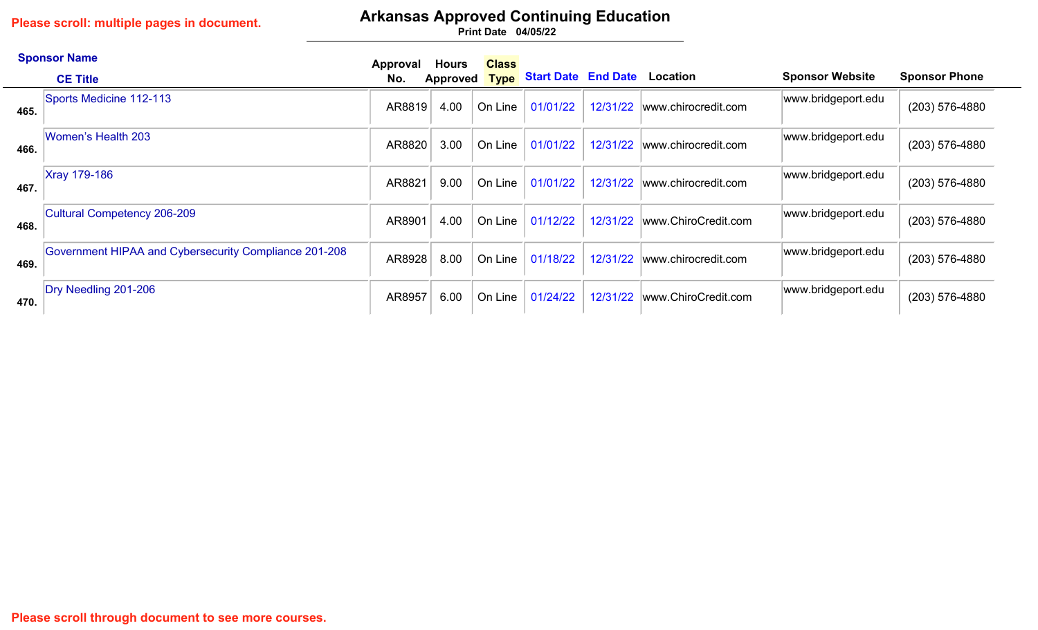Please scroll: multiple pages in document.

# Arkansas Approved Continuing Education

**Print Date 04/05/22**

| # | Sponsor Name / CE Title | Approval No. | Hours Approved | Class Type | Start Date | End Date | Location | Sponsor Website | Sponsor Phone |
|---|---|---|---|---|---|---|---|---|---|
| 465. | Sports Medicine 112-113 | AR8819 | 4.00 | On Line | 01/01/22 | 12/31/22 | www.chirocredit.com | www.bridgeport.edu | (203) 576-4880 |
| 466. | Women's Health 203 | AR8820 | 3.00 | On Line | 01/01/22 | 12/31/22 | www.chirocredit.com | www.bridgeport.edu | (203) 576-4880 |
| 467. | Xray 179-186 | AR8821 | 9.00 | On Line | 01/01/22 | 12/31/22 | www.chirocredit.com | www.bridgeport.edu | (203) 576-4880 |
| 468. | Cultural Competency 206-209 | AR8901 | 4.00 | On Line | 01/12/22 | 12/31/22 | www.ChiroCredit.com | www.bridgeport.edu | (203) 576-4880 |
| 469. | Government HIPAA and Cybersecurity Compliance 201-208 | AR8928 | 8.00 | On Line | 01/18/22 | 12/31/22 | www.chirocredit.com | www.bridgeport.edu | (203) 576-4880 |
| 470. | Dry Needling 201-206 | AR8957 | 6.00 | On Line | 01/24/22 | 12/31/22 | www.ChiroCredit.com | www.bridgeport.edu | (203) 576-4880 |

Please scroll through document to see more courses.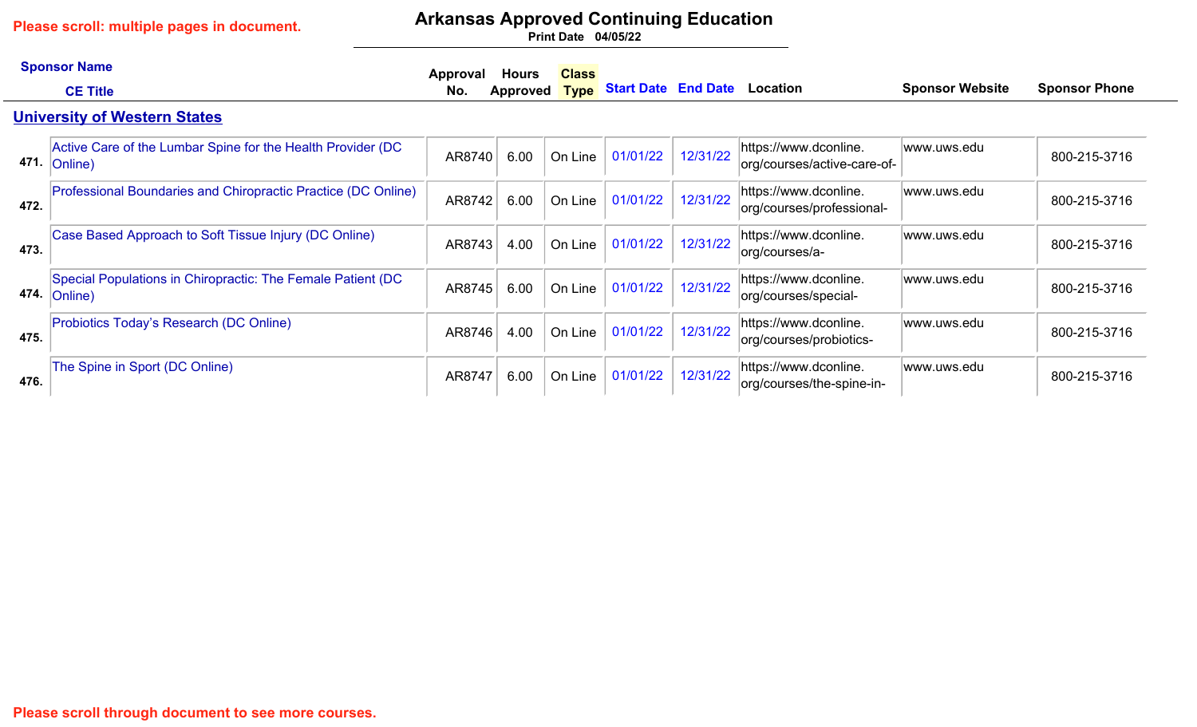Please scroll: multiple pages in document.

# Arkansas Approved Continuing Education

Print Date 04/05/22

| Sponsor Name / CE Title | Approval No. | Hours Approved | Class Type | Start Date | End Date | Location | Sponsor Website | Sponsor Phone |
|---|---|---|---|---|---|---|---|---|

## University of Western States

| # | CE Title | Approval No. | Hours Approved | Class Type | Start Date | End Date | Location | Sponsor Website | Sponsor Phone |
|---|---|---|---|---|---|---|---|---|---|
| 471. | Active Care of the Lumbar Spine for the Health Provider (DC Online) | AR8740 | 6.00 | On Line | 01/01/22 | 12/31/22 | https://www.dconline.org/courses/active-care-of- | www.uws.edu | 800-215-3716 |
| 472. | Professional Boundaries and Chiropractic Practice (DC Online) | AR8742 | 6.00 | On Line | 01/01/22 | 12/31/22 | https://www.dconline.org/courses/professional- | www.uws.edu | 800-215-3716 |
| 473. | Case Based Approach to Soft Tissue Injury (DC Online) | AR8743 | 4.00 | On Line | 01/01/22 | 12/31/22 | https://www.dconline.org/courses/a- | www.uws.edu | 800-215-3716 |
| 474. | Special Populations in Chiropractic: The Female Patient (DC Online) | AR8745 | 6.00 | On Line | 01/01/22 | 12/31/22 | https://www.dconline.org/courses/special- | www.uws.edu | 800-215-3716 |
| 475. | Probiotics Today's Research (DC Online) | AR8746 | 4.00 | On Line | 01/01/22 | 12/31/22 | https://www.dconline.org/courses/probiotics- | www.uws.edu | 800-215-3716 |
| 476. | The Spine in Sport (DC Online) | AR8747 | 6.00 | On Line | 01/01/22 | 12/31/22 | https://www.dconline.org/courses/the-spine-in- | www.uws.edu | 800-215-3716 |

Please scroll through document to see more courses.